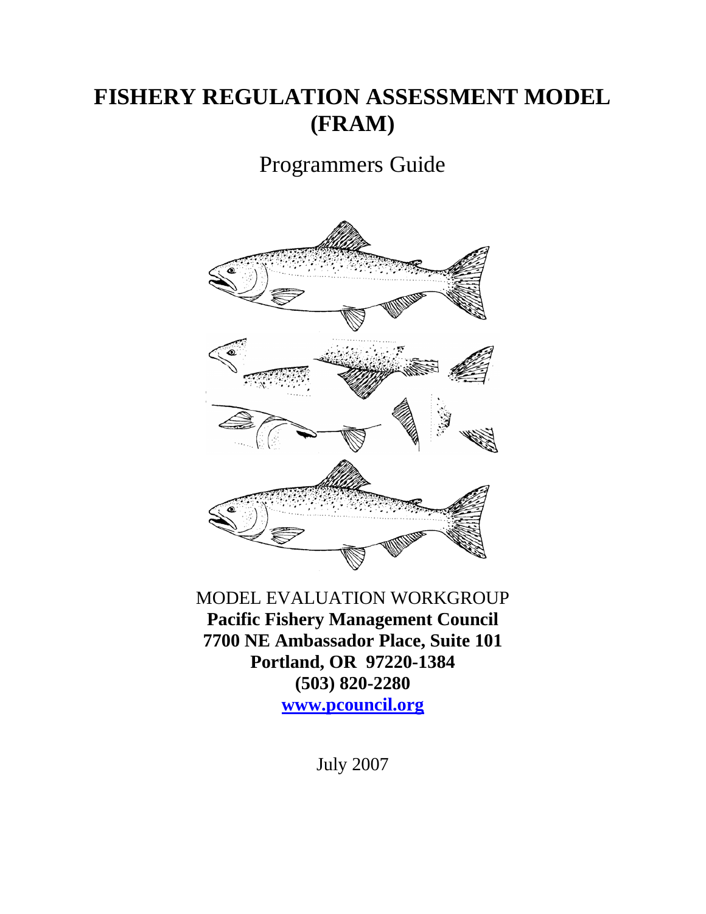# FISHERY REGULATION ASSESSMENT MODEL (FRAM)

Programmers Guide

MODEL EVALUATION WORKGROUP
**Pacific Fishery Management Council**
**7700 NE Ambassador Place, Suite 101**
**Portland, OR 97220-1384**
**(503) 820-2280**
**[www.pcouncil.org](http://www.pcouncil.org)**

July 2007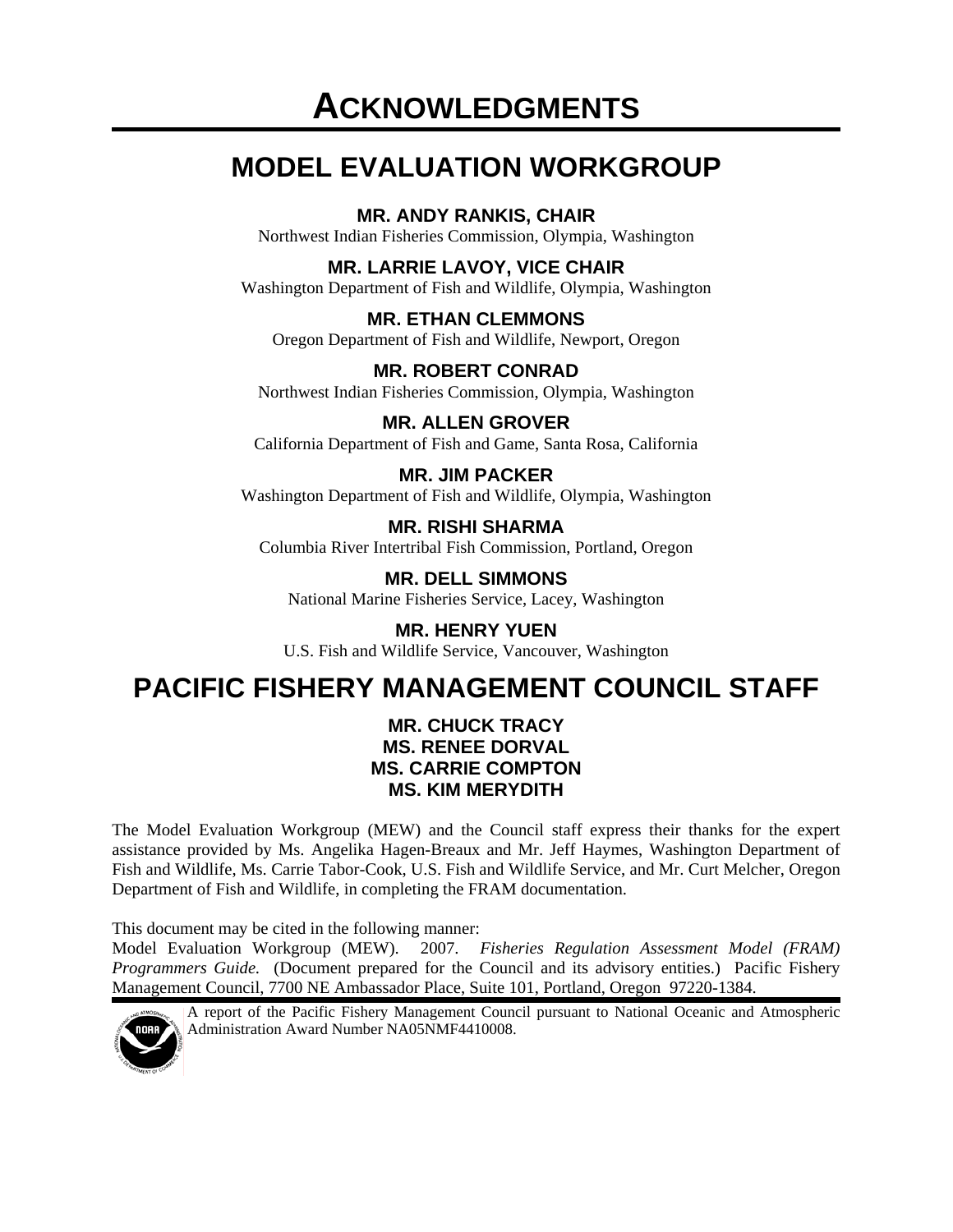# ACKNOWLEDGMENTS

## MODEL EVALUATION WORKGROUP

**MR. ANDY RANKIS, CHAIR**
Northwest Indian Fisheries Commission, Olympia, Washington

**MR. LARRIE LAVOY, VICE CHAIR**
Washington Department of Fish and Wildlife, Olympia, Washington

**MR. ETHAN CLEMMONS**
Oregon Department of Fish and Wildlife, Newport, Oregon

**MR. ROBERT CONRAD**
Northwest Indian Fisheries Commission, Olympia, Washington

**MR. ALLEN GROVER**
California Department of Fish and Game, Santa Rosa, California

**MR. JIM PACKER**
Washington Department of Fish and Wildlife, Olympia, Washington

**MR. RISHI SHARMA**
Columbia River Intertribal Fish Commission, Portland, Oregon

**MR. DELL SIMMONS**
National Marine Fisheries Service, Lacey, Washington

**MR. HENRY YUEN**
U.S. Fish and Wildlife Service, Vancouver, Washington

## PACIFIC FISHERY MANAGEMENT COUNCIL STAFF

**MR. CHUCK TRACY**
**MS. RENEE DORVAL**
**MS. CARRIE COMPTON**
**MS. KIM MERYDITH**

The Model Evaluation Workgroup (MEW) and the Council staff express their thanks for the expert assistance provided by Ms. Angelika Hagen-Breaux and Mr. Jeff Haymes, Washington Department of Fish and Wildlife, Ms. Carrie Tabor-Cook, U.S. Fish and Wildlife Service, and Mr. Curt Melcher, Oregon Department of Fish and Wildlife, in completing the FRAM documentation.

This document may be cited in the following manner:
Model Evaluation Workgroup (MEW). 2007. *Fisheries Regulation Assessment Model (FRAM) Programmers Guide.* (Document prepared for the Council and its advisory entities.) Pacific Fishery Management Council, 7700 NE Ambassador Place, Suite 101, Portland, Oregon 97220-1384.

A report of the Pacific Fishery Management Council pursuant to National Oceanic and Atmospheric Administration Award Number NA05NMF4410008.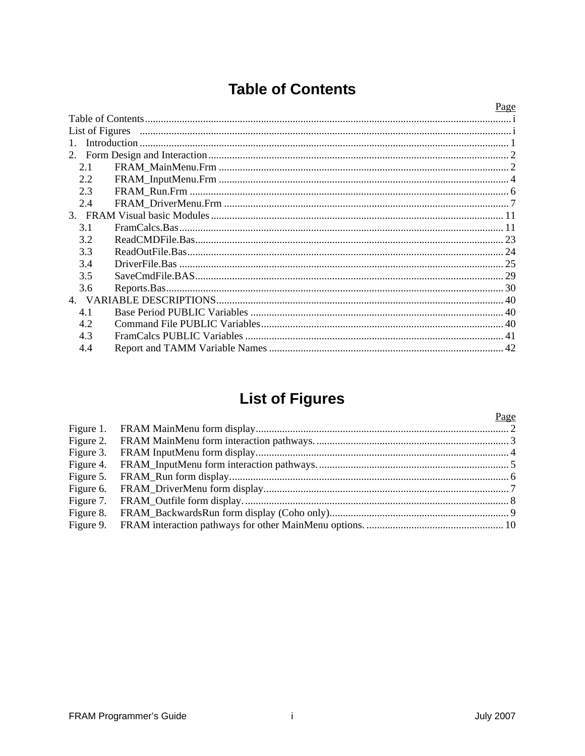# Table of Contents

Page

Table of Contents ..... i
List of Figures ..... i
1. Introduction ..... 1
2. Form Design and Interaction ..... 2
   2.1 FRAM_MainMenu.Frm ..... 2
   2.2 FRAM_InputMenu.Frm ..... 4
   2.3 FRAM_Run.Frm ..... 6
   2.4 FRAM_DriverMenu.Frm ..... 7
3. FRAM Visual basic Modules ..... 11
   3.1 FramCalcs.Bas ..... 11
   3.2 ReadCMDFile.Bas ..... 23
   3.3 ReadOutFile.Bas ..... 24
   3.4 DriverFile.Bas ..... 25
   3.5 SaveCmdFile.BAS ..... 29
   3.6 Reports.Bas ..... 30
4. VARIABLE DESCRIPTIONS ..... 40
   4.1 Base Period PUBLIC Variables ..... 40
   4.2 Command File PUBLIC Variables ..... 40
   4.3 FramCalcs PUBLIC Variables ..... 41
   4.4 Report and TAMM Variable Names ..... 42

# List of Figures

Page

Figure 1. FRAM MainMenu form display ..... 2
Figure 2. FRAM MainMenu form interaction pathways. ..... 3
Figure 3. FRAM InputMenu form display ..... 4
Figure 4. FRAM_InputMenu form interaction pathways. ..... 5
Figure 5. FRAM_Run form display ..... 6
Figure 6. FRAM_DriverMenu form display ..... 7
Figure 7. FRAM_Outfile form display. ..... 8
Figure 8. FRAM_BackwardsRun form display (Coho only) ..... 9
Figure 9. FRAM interaction pathways for other MainMenu options. ..... 10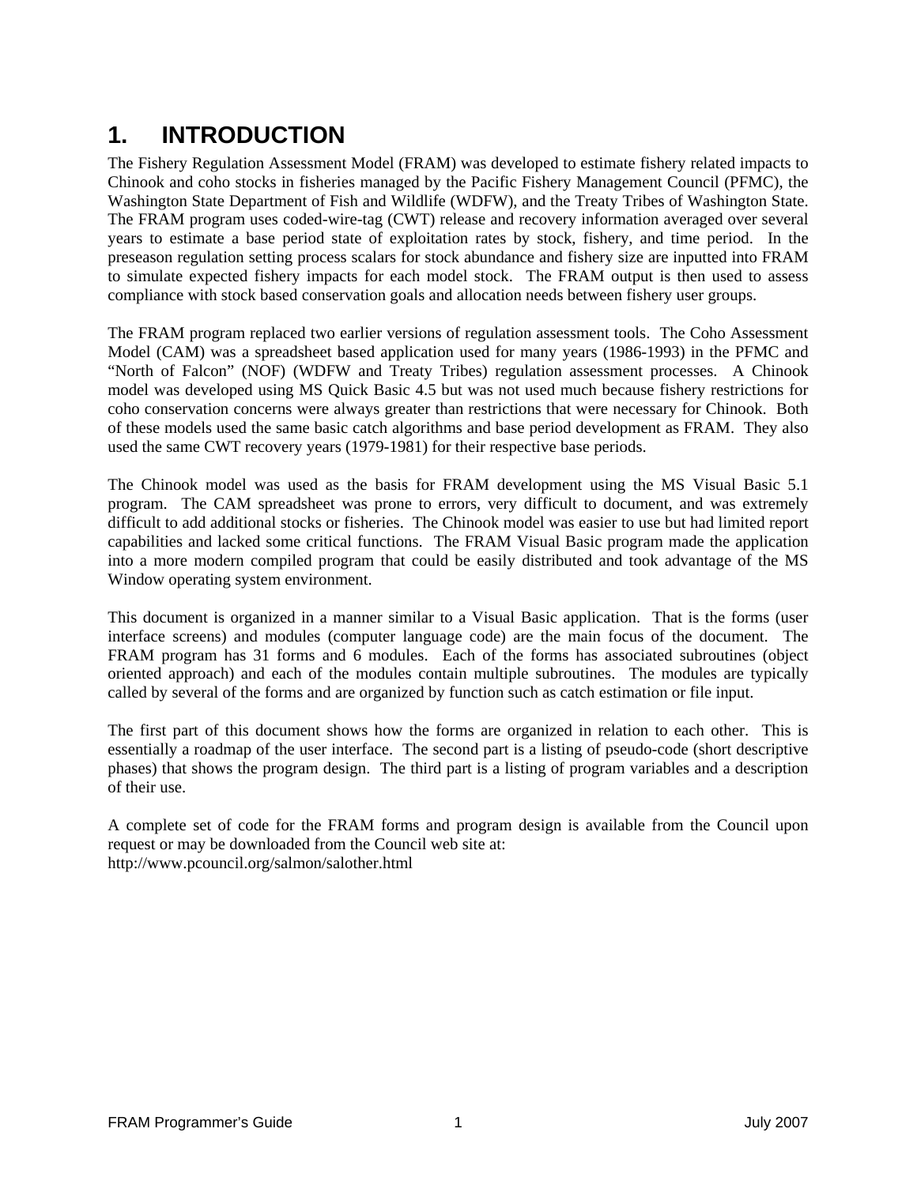# 1. INTRODUCTION

The Fishery Regulation Assessment Model (FRAM) was developed to estimate fishery related impacts to Chinook and coho stocks in fisheries managed by the Pacific Fishery Management Council (PFMC), the Washington State Department of Fish and Wildlife (WDFW), and the Treaty Tribes of Washington State. The FRAM program uses coded-wire-tag (CWT) release and recovery information averaged over several years to estimate a base period state of exploitation rates by stock, fishery, and time period. In the preseason regulation setting process scalars for stock abundance and fishery size are inputted into FRAM to simulate expected fishery impacts for each model stock. The FRAM output is then used to assess compliance with stock based conservation goals and allocation needs between fishery user groups.

The FRAM program replaced two earlier versions of regulation assessment tools. The Coho Assessment Model (CAM) was a spreadsheet based application used for many years (1986-1993) in the PFMC and "North of Falcon" (NOF) (WDFW and Treaty Tribes) regulation assessment processes. A Chinook model was developed using MS Quick Basic 4.5 but was not used much because fishery restrictions for coho conservation concerns were always greater than restrictions that were necessary for Chinook. Both of these models used the same basic catch algorithms and base period development as FRAM. They also used the same CWT recovery years (1979-1981) for their respective base periods.

The Chinook model was used as the basis for FRAM development using the MS Visual Basic 5.1 program. The CAM spreadsheet was prone to errors, very difficult to document, and was extremely difficult to add additional stocks or fisheries. The Chinook model was easier to use but had limited report capabilities and lacked some critical functions. The FRAM Visual Basic program made the application into a more modern compiled program that could be easily distributed and took advantage of the MS Window operating system environment.

This document is organized in a manner similar to a Visual Basic application. That is the forms (user interface screens) and modules (computer language code) are the main focus of the document. The FRAM program has 31 forms and 6 modules. Each of the forms has associated subroutines (object oriented approach) and each of the modules contain multiple subroutines. The modules are typically called by several of the forms and are organized by function such as catch estimation or file input.

The first part of this document shows how the forms are organized in relation to each other. This is essentially a roadmap of the user interface. The second part is a listing of pseudo-code (short descriptive phases) that shows the program design. The third part is a listing of program variables and a description of their use.

A complete set of code for the FRAM forms and program design is available from the Council upon request or may be downloaded from the Council web site at:
http://www.pcouncil.org/salmon/salother.html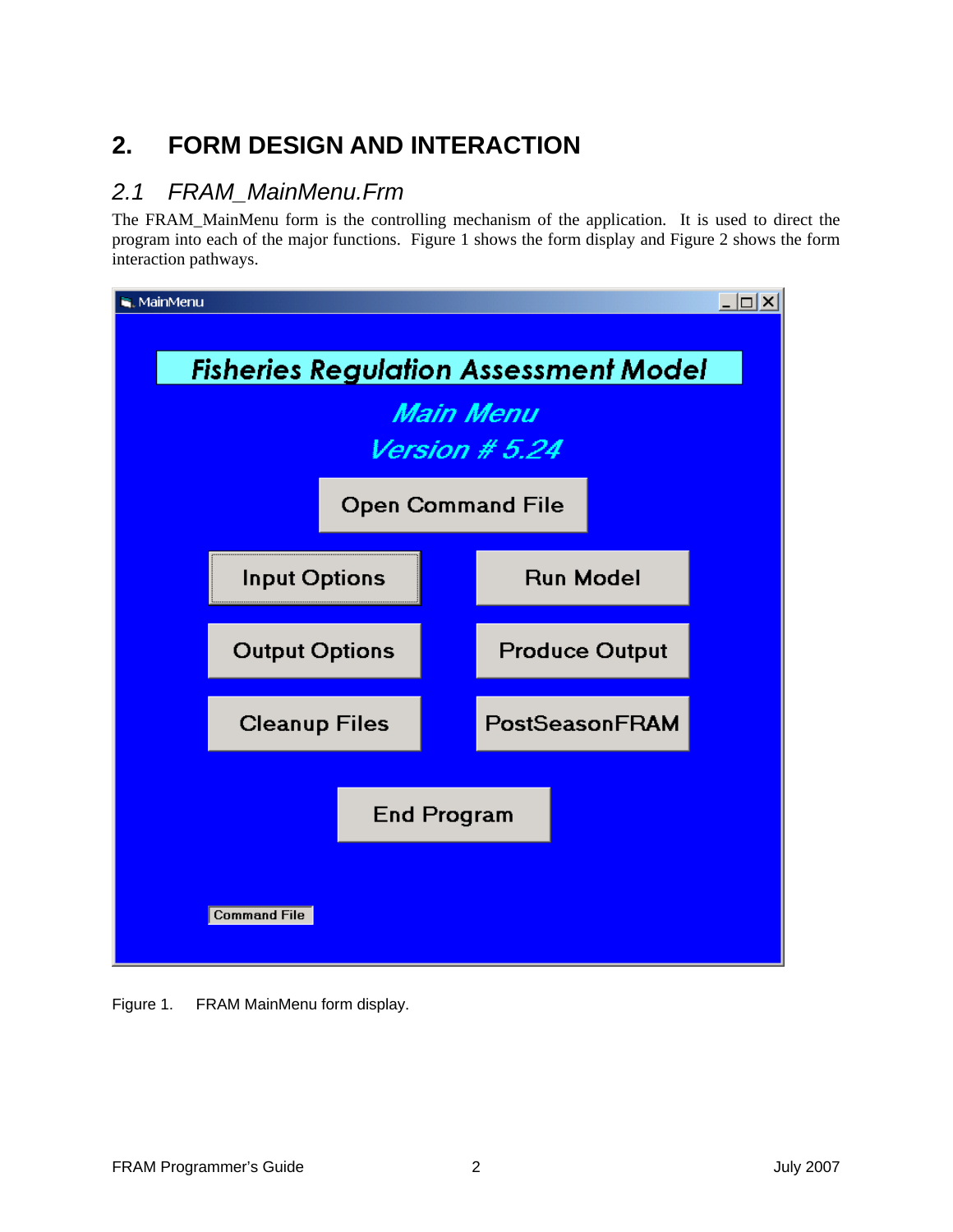# 2. FORM DESIGN AND INTERACTION

## *2.1 FRAM_MainMenu.Frm*

The FRAM_MainMenu form is the controlling mechanism of the application. It is used to direct the program into each of the major functions. Figure 1 shows the form display and Figure 2 shows the form interaction pathways.

Figure 1. FRAM MainMenu form display.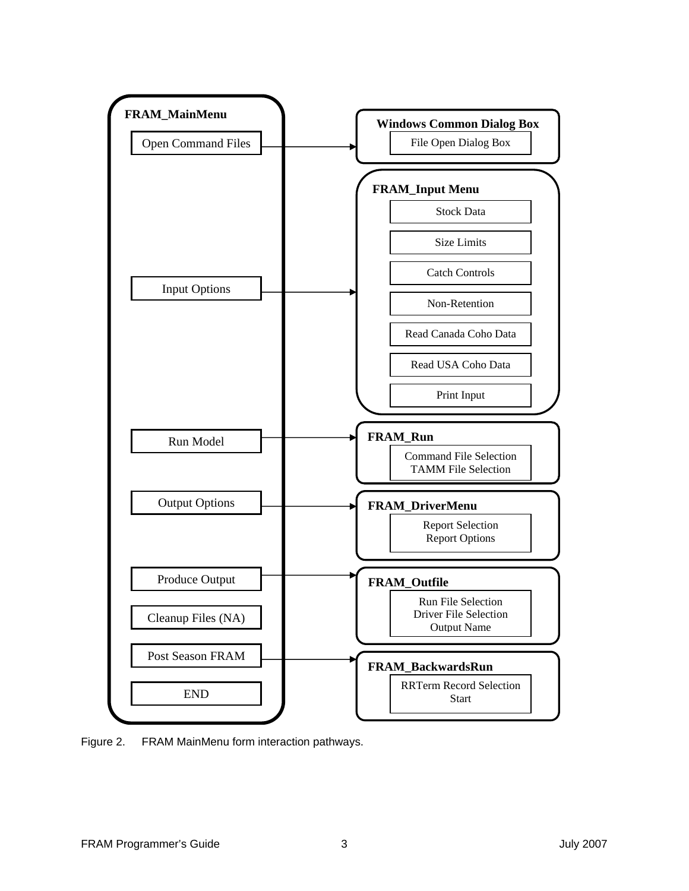**FRAM_MainMenu**

- Open Command Files → **Windows Common Dialog Box**
  - File Open Dialog Box
- Input Options → **FRAM_Input Menu**
  - Stock Data
  - Size Limits
  - Catch Controls
  - Non-Retention
  - Read Canada Coho Data
  - Read USA Coho Data
  - Print Input
- Run Model → **FRAM_Run**
  - Command File Selection
  - TAMM File Selection
- Output Options → **FRAM_DriverMenu**
  - Report Selection
  - Report Options
- Produce Output → **FRAM_Outfile**
  - Run File Selection
  - Driver File Selection
  - Output Name
- Cleanup Files (NA)
- Post Season FRAM → **FRAM_BackwardsRun**
  - RRTerm Record Selection
  - Start
- END

Figure 2. FRAM MainMenu form interaction pathways.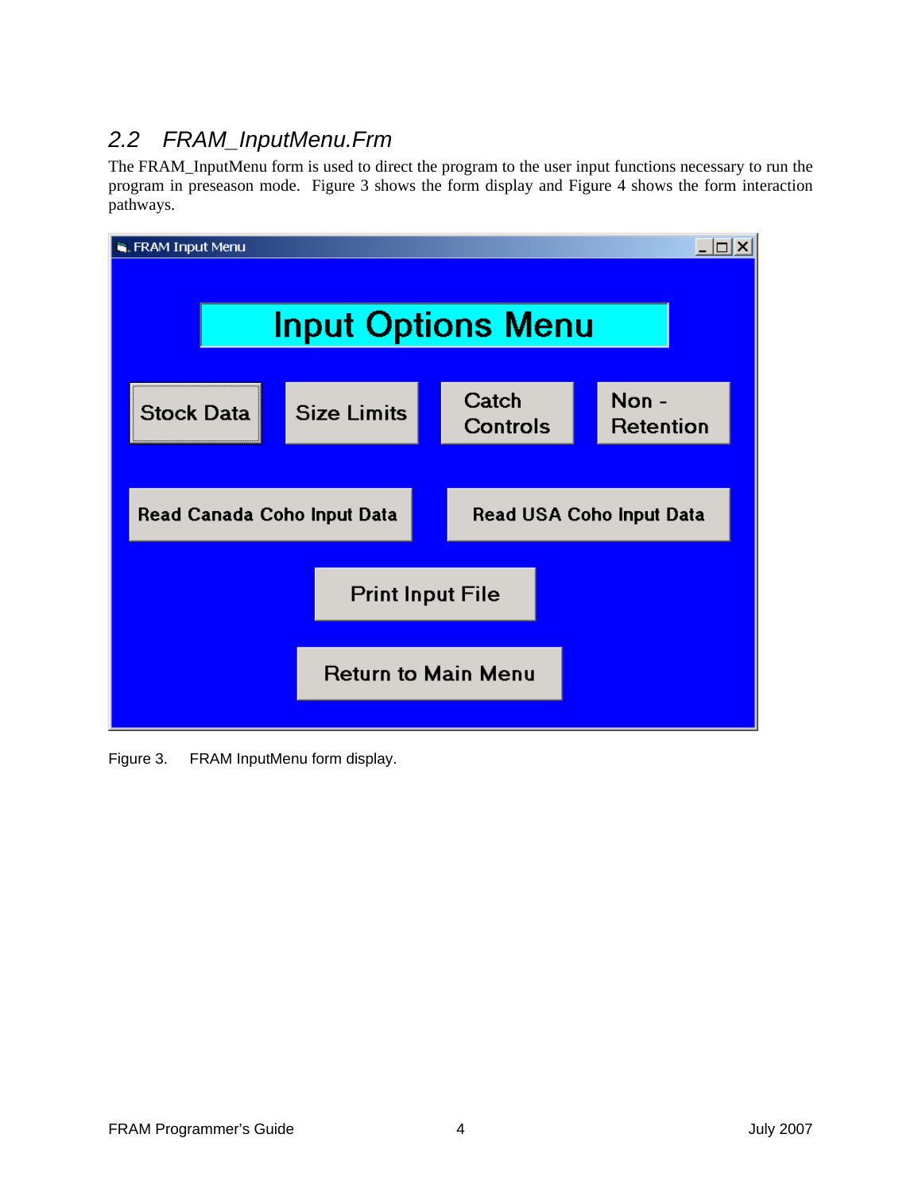## 2.2 FRAM_InputMenu.Frm

The FRAM_InputMenu form is used to direct the program to the user input functions necessary to run the program in preseason mode. Figure 3 shows the form display and Figure 4 shows the form interaction pathways.

Figure 3. FRAM InputMenu form display.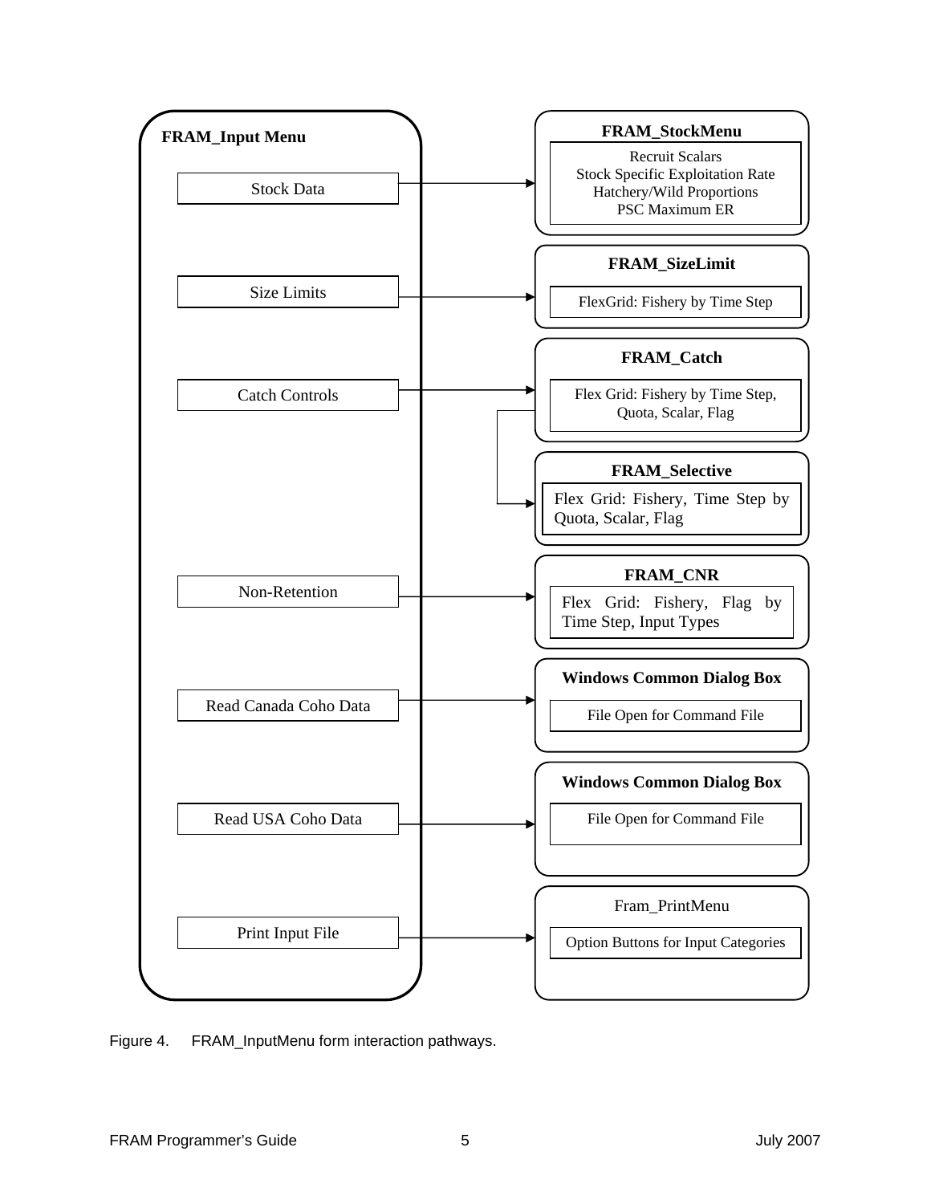**FRAM_Input Menu**

- Stock Data → **FRAM_StockMenu**
  - Recruit Scalars
  - Stock Specific Exploitation Rate
  - Hatchery/Wild Proportions
  - PSC Maximum ER
- Size Limits → **FRAM_SizeLimit**
  - FlexGrid: Fishery by Time Step
- Catch Controls → **FRAM_Catch**
  - Flex Grid: Fishery by Time Step, Quota, Scalar, Flag
  - → **FRAM_Selective**
    - Flex Grid: Fishery, Time Step by Quota, Scalar, Flag
- Non-Retention → **FRAM_CNR**
  - Flex Grid: Fishery, Flag by Time Step, Input Types
- Read Canada Coho Data → **Windows Common Dialog Box**
  - File Open for Command File
- Read USA Coho Data → **Windows Common Dialog Box**
  - File Open for Command File
- Print Input File → Fram_PrintMenu
  - Option Buttons for Input Categories

Figure 4. FRAM_InputMenu form interaction pathways.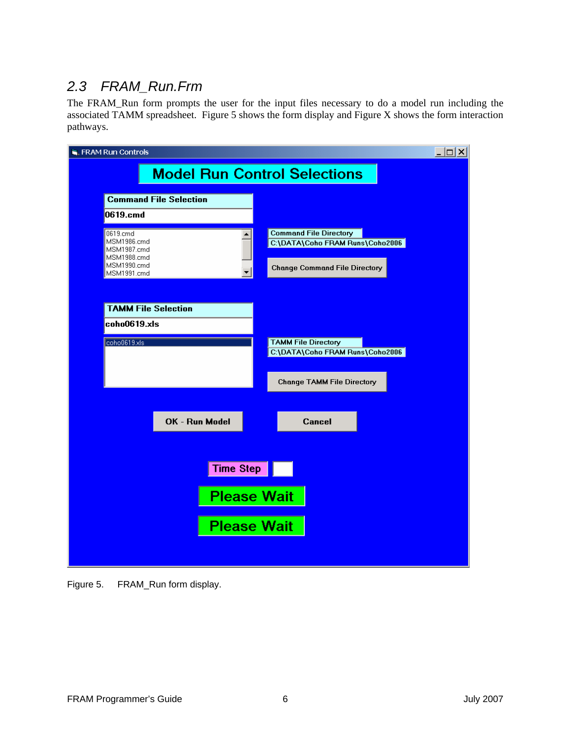## 2.3 FRAM_Run.Frm

The FRAM_Run form prompts the user for the input files necessary to do a model run including the associated TAMM spreadsheet. Figure 5 shows the form display and Figure X shows the form interaction pathways.

FRAM Run Controls

Model Run Control Selections

Command File Selection

0619.cmd

0619.cmd
MSM1986.cmd
MSM1987.cmd
MSM1988.cmd
MSM1990.cmd
MSM1991.cmd

Command File Directory

C:\DATA\Coho FRAM Runs\Coho2006

Change Command File Directory

TAMM File Selection

coho0619.xls

coho0619.xls

TAMM File Directory

C:\DATA\Coho FRAM Runs\Coho2006

Change TAMM File Directory

OK - Run Model

Cancel

Time Step

Please Wait

Please Wait

Figure 5. FRAM_Run form display.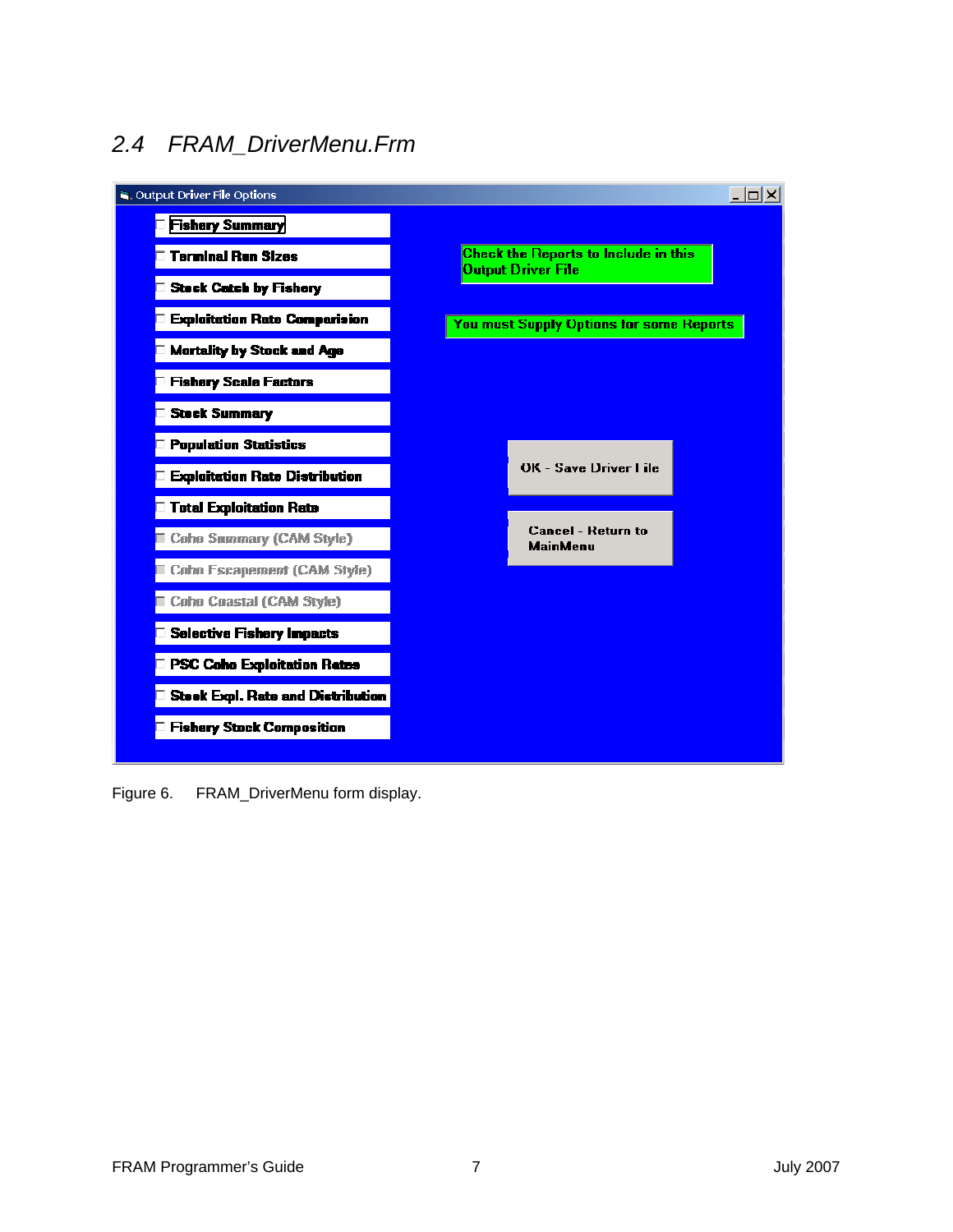## 2.4 FRAM_DriverMenu.Frm

Output Driver File Options

- Fishery Summary
- Terminal Run Sizes
- Stock Catch by Fishery
- Exploitation Rate Comparision
- Mortality by Stock and Age
- Fishery Scale Factors
- Stock Summary
- Population Statistics
- Exploitation Rate Distribution
- Total Exploitation Rate
- Coho Summary (CAM Style)
- Coho Escapement (CAM Style)
- Coho Coastal (CAM Style)
- Selective Fishery Impacts
- PSC Coho Exploitation Rates
- Stock Expl. Rate and Distribution
- Fishery Stock Composition

Check the Reports to Include in this Output Driver File

You must Supply Options for some Reports

OK - Save Driver File

Cancel - Return to MainMenu

Figure 6. FRAM_DriverMenu form display.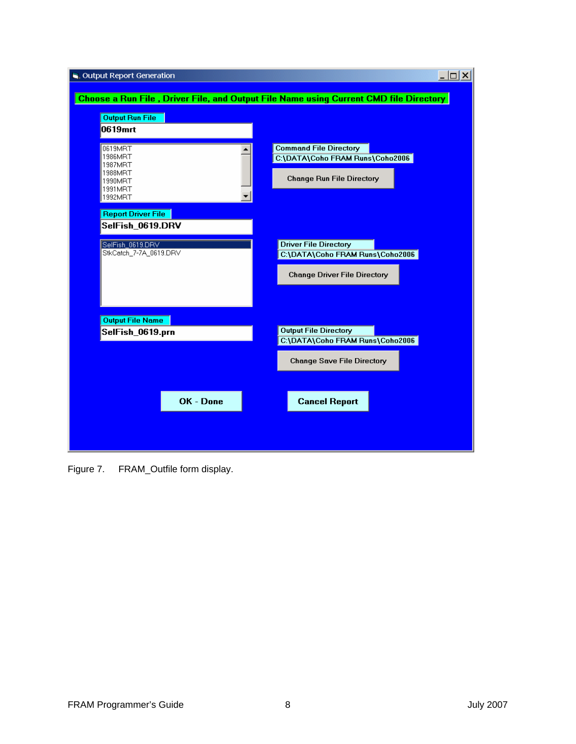Output Report Generation

**Choose a Run File , Driver File, and Output File Name using Current CMD file Directory**

Output Run File

**0619mrt**

0619MRT
1986MRT
1987MRT
1988MRT
1990MRT
1991MRT
1992MRT

Command File Directory

C:\DATA\Coho FRAM Runs\Coho2006

Change Run File Directory

Report Driver File

**SelFish_0619.DRV**

SelFish_0619.DRV
StkCatch_7-7A_0619.DRV

Driver File Directory

C:\DATA\Coho FRAM Runs\Coho2006

Change Driver File Directory

Output File Name

**SelFish_0619.prn**

Output File Directory

C:\DATA\Coho FRAM Runs\Coho2006

Change Save File Directory

**OK - Done**

**Cancel Report**

Figure 7. FRAM_Outfile form display.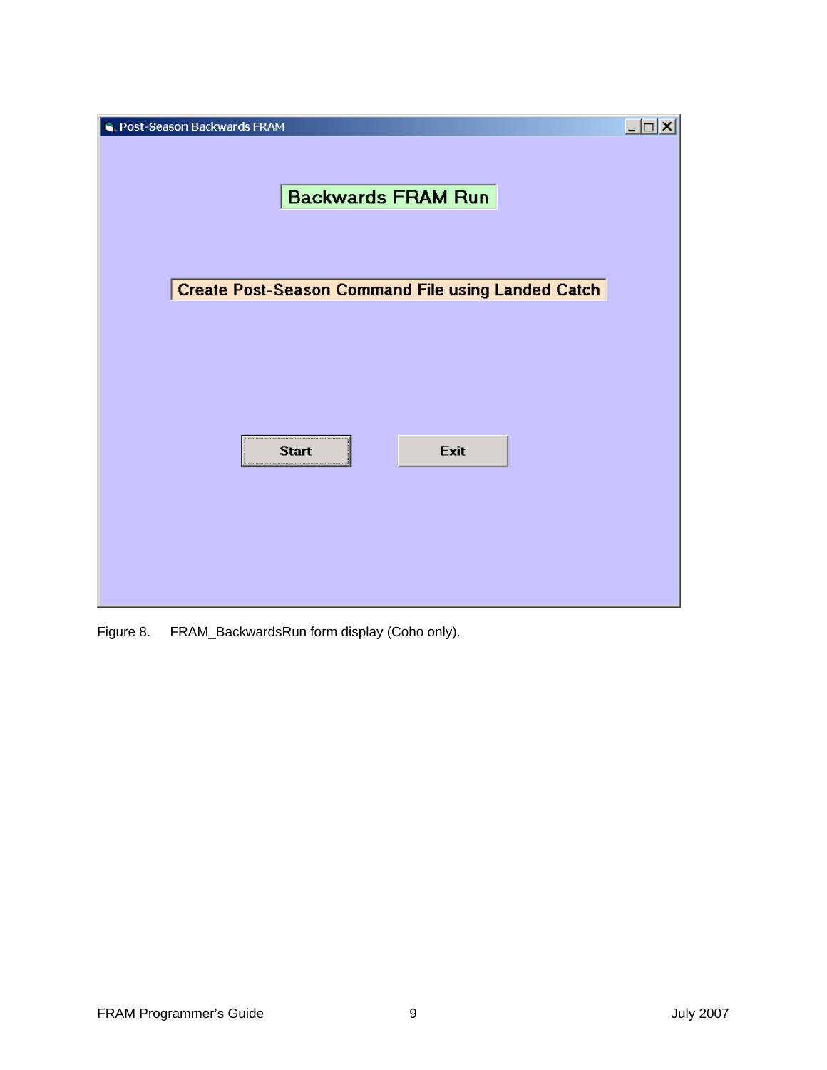Figure 8. FRAM_BackwardsRun form display (Coho only).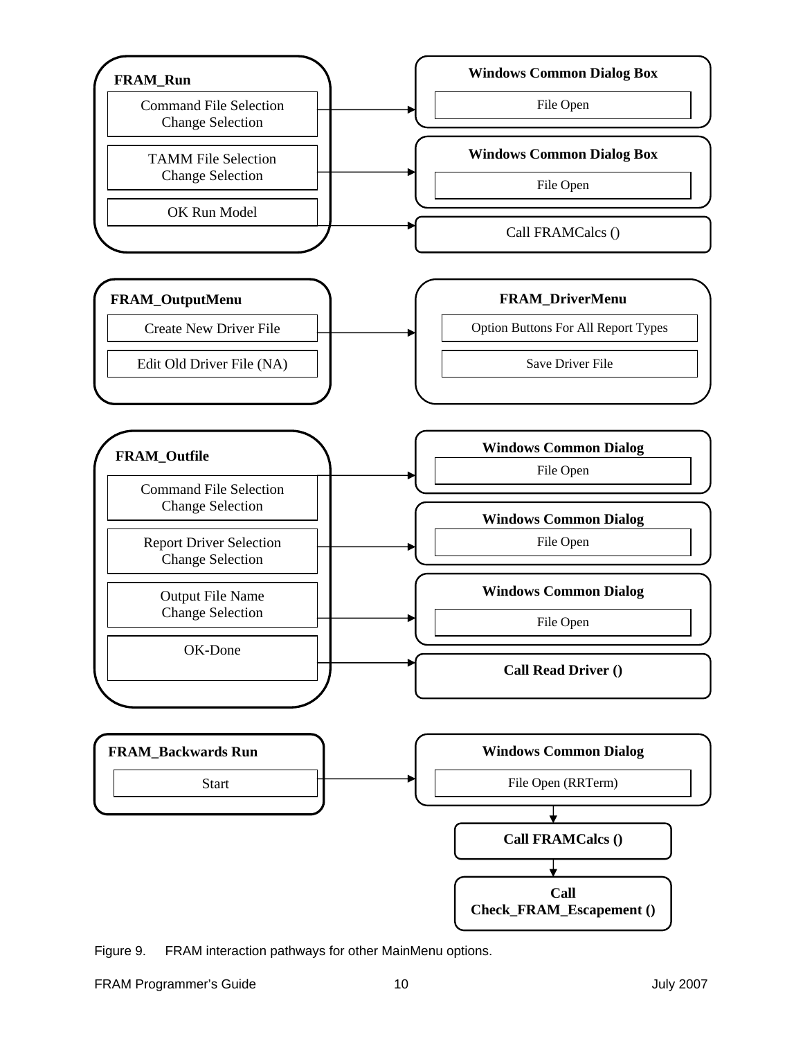**FRAM_Run**

- Command File Selection / Change Selection → **Windows Common Dialog Box**: File Open
- TAMM File Selection / Change Selection → **Windows Common Dialog Box**: File Open
- OK Run Model → Call FRAMCalcs ()

**FRAM_OutputMenu**

- Create New Driver File → **FRAM_DriverMenu**: Option Buttons For All Report Types; Save Driver File
- Edit Old Driver File (NA)

**FRAM_Outfile**

- Command File Selection / Change Selection → **Windows Common Dialog**: File Open
- Report Driver Selection / Change Selection → **Windows Common Dialog**: File Open
- Output File Name / Change Selection → **Windows Common Dialog**: File Open
- OK-Done → **Call Read Driver ()**

**FRAM_Backwards Run**

- Start → **Windows Common Dialog**: File Open (RRTerm) → **Call FRAMCalcs ()** → **Call Check_FRAM_Escapement ()**

Figure 9. FRAM interaction pathways for other MainMenu options.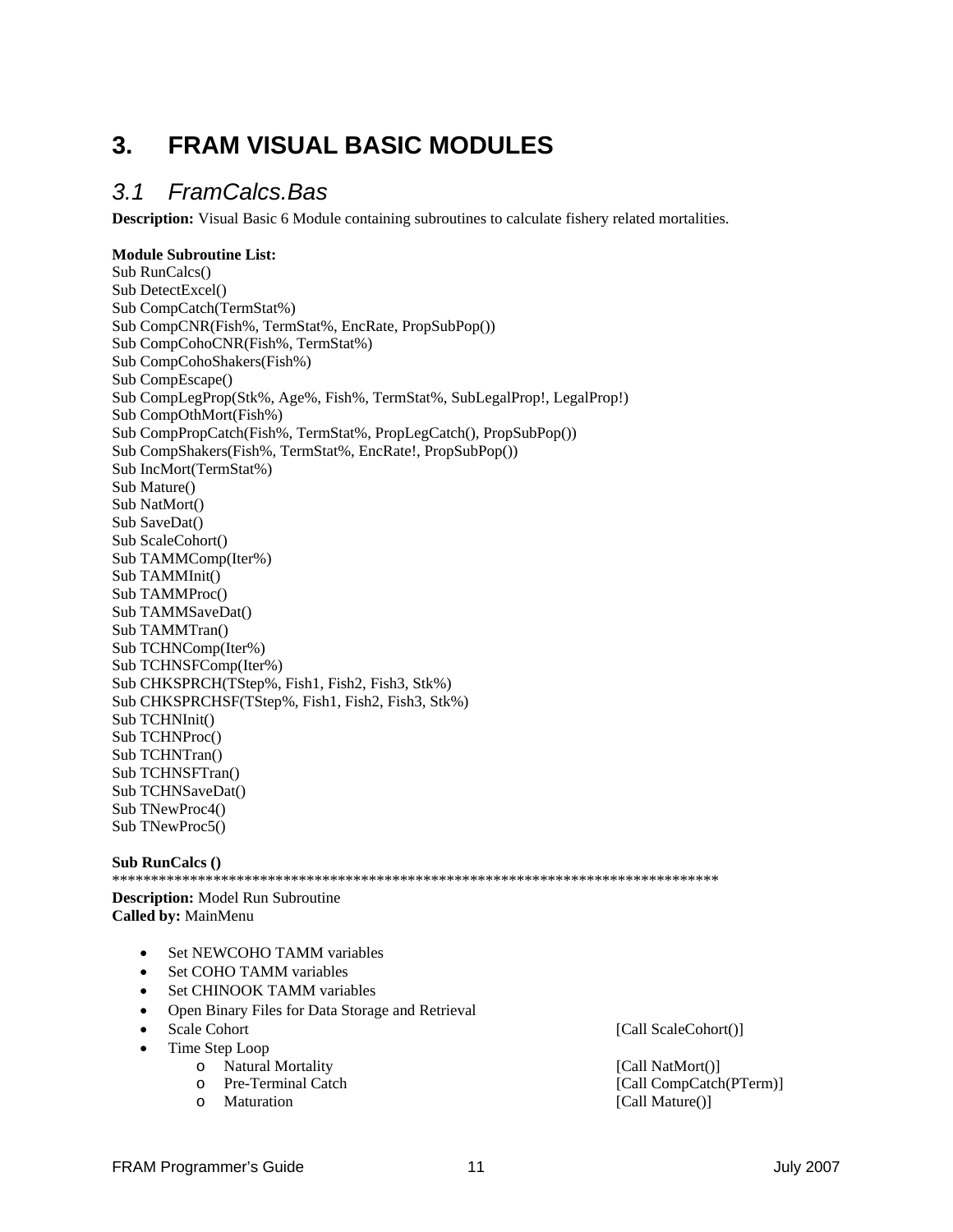# 3. FRAM VISUAL BASIC MODULES

## *3.1 FramCalcs.Bas*

**Description:** Visual Basic 6 Module containing subroutines to calculate fishery related mortalities.

**Module Subroutine List:**

Sub RunCalcs()
Sub DetectExcel()
Sub CompCatch(TermStat%)
Sub CompCNR(Fish%, TermStat%, EncRate, PropSubPop())
Sub CompCohoCNR(Fish%, TermStat%)
Sub CompCohoShakers(Fish%)
Sub CompEscape()
Sub CompLegProp(Stk%, Age%, Fish%, TermStat%, SubLegalProp!, LegalProp!)
Sub CompOthMort(Fish%)
Sub CompPropCatch(Fish%, TermStat%, PropLegCatch(), PropSubPop())
Sub CompShakers(Fish%, TermStat%, EncRate!, PropSubPop())
Sub IncMort(TermStat%)
Sub Mature()
Sub NatMort()
Sub SaveDat()
Sub ScaleCohort()
Sub TAMMComp(Iter%)
Sub TAMMInit()
Sub TAMMProc()
Sub TAMMSaveDat()
Sub TAMMTran()
Sub TCHNComp(Iter%)
Sub TCHNSFComp(Iter%)
Sub CHKSPRCH(TStep%, Fish1, Fish2, Fish3, Stk%)
Sub CHKSPRCHSF(TStep%, Fish1, Fish2, Fish3, Stk%)
Sub TCHNInit()
Sub TCHNProc()
Sub TCHNTran()
Sub TCHNSFTran()
Sub TCHNSaveDat()
Sub TNewProc4()
Sub TNewProc5()

**Sub RunCalcs ()**
*******************************************************************************
**Description:** Model Run Subroutine
**Called by:** MainMenu

- Set NEWCOHO TAMM variables
- Set COHO TAMM variables
- Set CHINOOK TAMM variables
- Open Binary Files for Data Storage and Retrieval
- Scale Cohort [Call ScaleCohort()]
- Time Step Loop
  - Natural Mortality [Call NatMort()]
  - Pre-Terminal Catch [Call CompCatch(PTerm)]
  - Maturation [Call Mature()]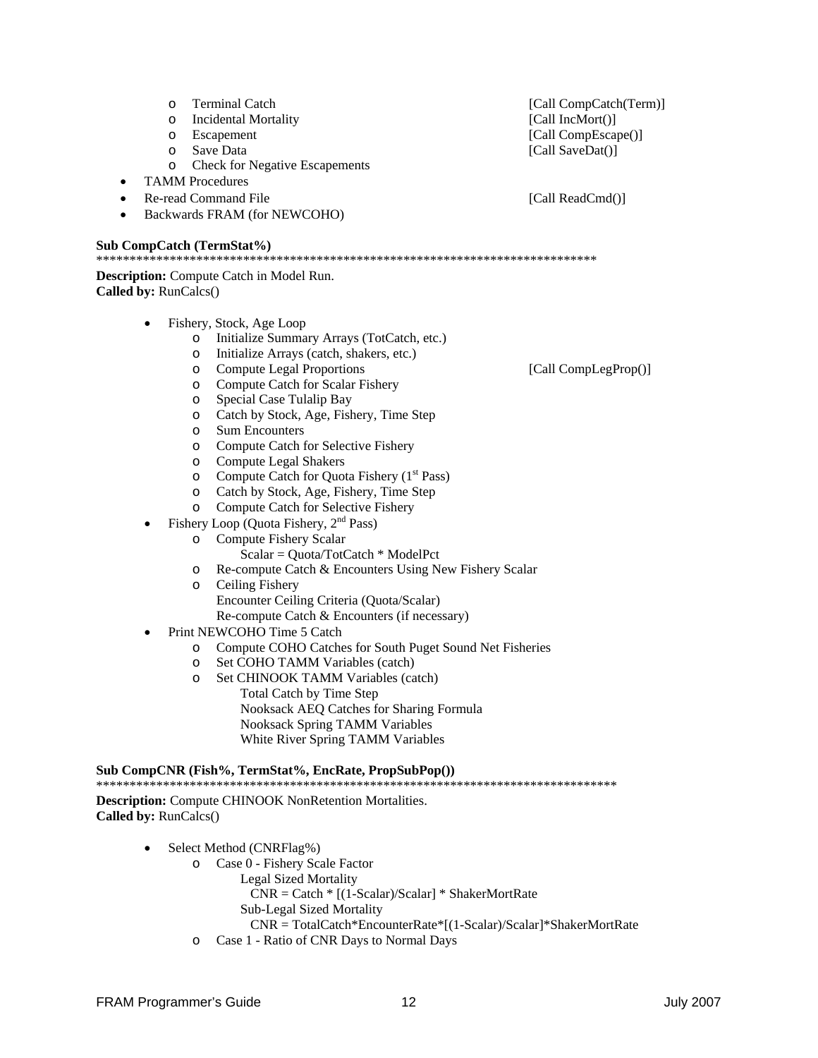- Terminal Catch [Call CompCatch(Term)]
  - Incidental Mortality [Call IncMort()]
  - Escapement [Call CompEscape()]
  - Save Data [Call SaveDat()]
  - Check for Negative Escapements
- TAMM Procedures
- Re-read Command File [Call ReadCmd()]
- Backwards FRAM (for NEWCOHO)

**Sub CompCatch (TermStat%)**
**************************************************************************

**Description:** Compute Catch in Model Run.
**Called by:** RunCalcs()

- Fishery, Stock, Age Loop
  - Initialize Summary Arrays (TotCatch, etc.)
  - Initialize Arrays (catch, shakers, etc.)
  - Compute Legal Proportions [Call CompLegProp()]
  - Compute Catch for Scalar Fishery
  - Special Case Tulalip Bay
  - Catch by Stock, Age, Fishery, Time Step
  - Sum Encounters
  - Compute Catch for Selective Fishery
  - Compute Legal Shakers
  - Compute Catch for Quota Fishery (1st Pass)
  - Catch by Stock, Age, Fishery, Time Step
  - Compute Catch for Selective Fishery
- Fishery Loop (Quota Fishery, 2nd Pass)
  - Compute Fishery Scalar
    Scalar = Quota/TotCatch * ModelPct
  - Re-compute Catch & Encounters Using New Fishery Scalar
  - Ceiling Fishery
    Encounter Ceiling Criteria (Quota/Scalar)
    Re-compute Catch & Encounters (if necessary)
- Print NEWCOHO Time 5 Catch
  - Compute COHO Catches for South Puget Sound Net Fisheries
  - Set COHO TAMM Variables (catch)
  - Set CHINOOK TAMM Variables (catch)
    Total Catch by Time Step
    Nooksack AEQ Catches for Sharing Formula
    Nooksack Spring TAMM Variables
    White River Spring TAMM Variables

**Sub CompCNR (Fish%, TermStat%, EncRate, PropSubPop())**
******************************************************************************

**Description:** Compute CHINOOK NonRetention Mortalities.
**Called by:** RunCalcs()

- Select Method (CNRFlag%)
  - Case 0 - Fishery Scale Factor
    Legal Sized Mortality
    CNR = Catch * [(1-Scalar)/Scalar] * ShakerMortRate
    Sub-Legal Sized Mortality
    CNR = TotalCatch*EncounterRate*[(1-Scalar)/Scalar]*ShakerMortRate
  - Case 1 - Ratio of CNR Days to Normal Days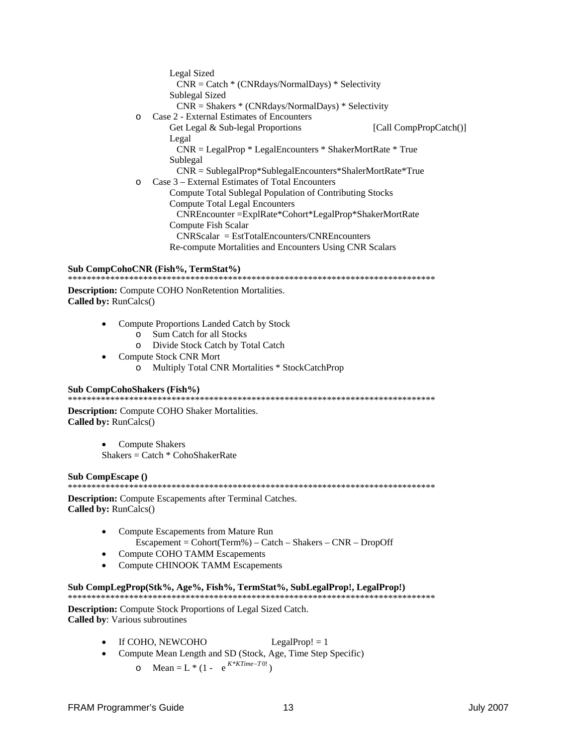Legal Sized
  CNR = Catch * (CNRdays/NormalDays) * Selectivity
Sublegal Sized
  CNR = Shakers * (CNRdays/NormalDays) * Selectivity

- Case 2 - External Estimates of Encounters
  Get Legal & Sub-legal Proportions [Call CompPropCatch()]
  Legal
    CNR = LegalProp * LegalEncounters * ShakerMortRate * True
  Sublegal
    CNR = SublegalProp*SublegalEncounters*ShalerMortRate*True
- Case 3 – External Estimates of Total Encounters
  Compute Total Sublegal Population of Contributing Stocks
  Compute Total Legal Encounters
    CNREncounter =ExplRate*Cohort*LegalProp*ShakerMortRate
  Compute Fish Scalar
    CNRScalar = EstTotalEncounters/CNREncounters
  Re-compute Mortalities and Encounters Using CNR Scalars

**Sub CompCohoCNR (Fish%, TermStat%)**
*******************************************************************************

**Description:** Compute COHO NonRetention Mortalities.
**Called by:** RunCalcs()

- Compute Proportions Landed Catch by Stock
  - Sum Catch for all Stocks
  - Divide Stock Catch by Total Catch
- Compute Stock CNR Mort
  - Multiply Total CNR Mortalities * StockCatchProp

**Sub CompCohoShakers (Fish%)**
*******************************************************************************

**Description:** Compute COHO Shaker Mortalities.
**Called by:** RunCalcs()

- Compute Shakers
  Shakers = Catch * CohoShakerRate

**Sub CompEscape ()**
*******************************************************************************

**Description:** Compute Escapements after Terminal Catches.
**Called by:** RunCalcs()

- Compute Escapements from Mature Run
  Escapement = Cohort(Term%) – Catch – Shakers – CNR – DropOff
- Compute COHO TAMM Escapements
- Compute CHINOOK TAMM Escapements

**Sub CompLegProp(Stk%, Age%, Fish%, TermStat%, SubLegalProp!, LegalProp!)**
*******************************************************************************

**Description:** Compute Stock Proportions of Legal Sized Catch.
**Called by**: Various subroutines

- If COHO, NEWCOHO LegalProp! = 1
- Compute Mean Length and SD (Stock, Age, Time Step Specific)
  - Mean = L * (1 - $e^{K*KTime-T0!}$)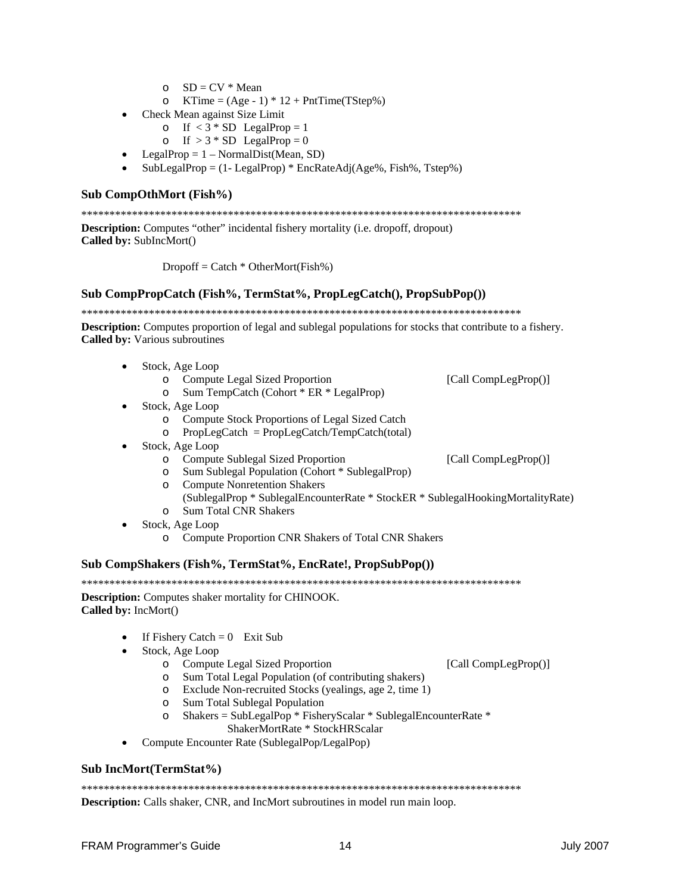- $SD = CV * Mean$
- $KTime = (Age - 1) * 12 + PntTime(TStep%)$

- Check Mean against Size Limit
    - If < 3 * SD  LegalProp = 1
    - If > 3 * SD  LegalProp = 0
- LegalProp = 1 – NormalDist(Mean, SD)
- SubLegalProp = (1- LegalProp) * EncRateAdj(Age%, Fish%, Tstep%)

### Sub CompOthMort (Fish%)

*******************************************************************************

**Description:** Computes "other" incidental fishery mortality (i.e. dropoff, dropout)
**Called by:** SubIncMort()

Dropoff = Catch * OtherMort(Fish%)

### Sub CompPropCatch (Fish%, TermStat%, PropLegCatch(), PropSubPop())

*******************************************************************************

**Description:** Computes proportion of legal and sublegal populations for stocks that contribute to a fishery.
**Called by:** Various subroutines

- Stock, Age Loop
    - Compute Legal Sized Proportion [Call CompLegProp()]
    - Sum TempCatch (Cohort * ER * LegalProp)
- Stock, Age Loop
    - Compute Stock Proportions of Legal Sized Catch
    - PropLegCatch = PropLegCatch/TempCatch(total)
- Stock, Age Loop
    - Compute Sublegal Sized Proportion [Call CompLegProp()]
    - Sum Sublegal Population (Cohort * SublegalProp)
    - Compute Nonretention Shakers
      (SublegalProp * SublegalEncounterRate * StockER * SublegalHookingMortalityRate)
    - Sum Total CNR Shakers
- Stock, Age Loop
    - Compute Proportion CNR Shakers of Total CNR Shakers

### Sub CompShakers (Fish%, TermStat%, EncRate!, PropSubPop())

*******************************************************************************

**Description:** Computes shaker mortality for CHINOOK.
**Called by:** IncMort()

- If Fishery Catch = 0  Exit Sub
- Stock, Age Loop
    - Compute Legal Sized Proportion [Call CompLegProp()]
    - Sum Total Legal Population (of contributing shakers)
    - Exclude Non-recruited Stocks (yealings, age 2, time 1)
    - Sum Total Sublegal Population
    - Shakers = SubLegalPop * FisheryScalar * SublegalEncounterRate *
      ShakerMortRate * StockHRScalar
- Compute Encounter Rate (SublegalPop/LegalPop)

### Sub IncMort(TermStat%)

*******************************************************************************

**Description:** Calls shaker, CNR, and IncMort subroutines in model run main loop.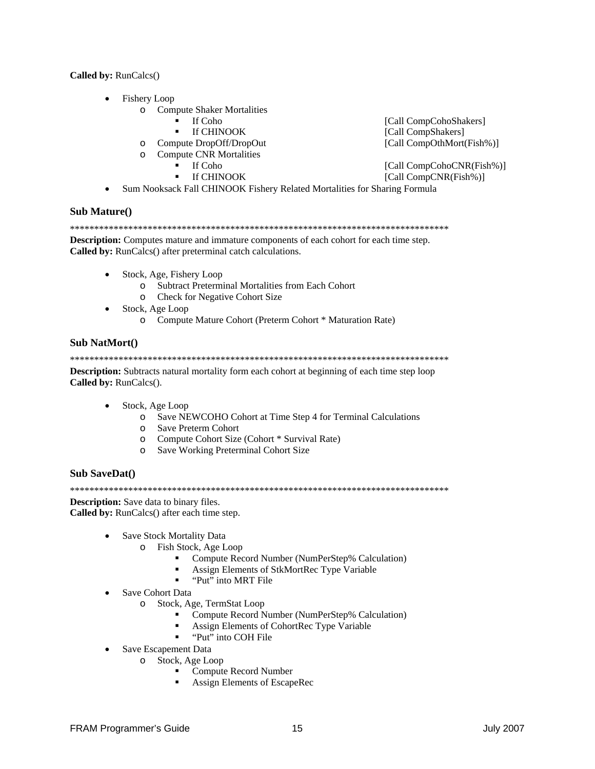**Called by:** RunCalcs()

- Fishery Loop
  - Compute Shaker Mortalities
    - If Coho [Call CompCohoShakers]
    - If CHINOOK [Call CompShakers]
  - Compute DropOff/DropOut [Call CompOthMort(Fish%)]
  - Compute CNR Mortalities
    - If Coho [Call CompCohoCNR(Fish%)]
    - If CHINOOK [Call CompCNR(Fish%)]
- Sum Nooksack Fall CHINOOK Fishery Related Mortalities for Sharing Formula

### Sub Mature()

*******************************************************************************

**Description:** Computes mature and immature components of each cohort for each time step.
**Called by:** RunCalcs() after preterminal catch calculations.

- Stock, Age, Fishery Loop
  - Subtract Preterminal Mortalities from Each Cohort
  - Check for Negative Cohort Size
- Stock, Age Loop
  - Compute Mature Cohort (Preterm Cohort * Maturation Rate)

### Sub NatMort()

*******************************************************************************

**Description:** Subtracts natural mortality form each cohort at beginning of each time step loop
**Called by:** RunCalcs().

- Stock, Age Loop
  - Save NEWCOHO Cohort at Time Step 4 for Terminal Calculations
  - Save Preterm Cohort
  - Compute Cohort Size (Cohort * Survival Rate)
  - Save Working Preterminal Cohort Size

### Sub SaveDat()

*******************************************************************************

**Description:** Save data to binary files.
**Called by:** RunCalcs() after each time step.

- Save Stock Mortality Data
  - Fish Stock, Age Loop
    - Compute Record Number (NumPerStep% Calculation)
    - Assign Elements of StkMortRec Type Variable
    - "Put" into MRT File
- Save Cohort Data
  - Stock, Age, TermStat Loop
    - Compute Record Number (NumPerStep% Calculation)
    - Assign Elements of CohortRec Type Variable
    - "Put" into COH File
- Save Escapement Data
  - Stock, Age Loop
    - Compute Record Number
    - Assign Elements of EscapeRec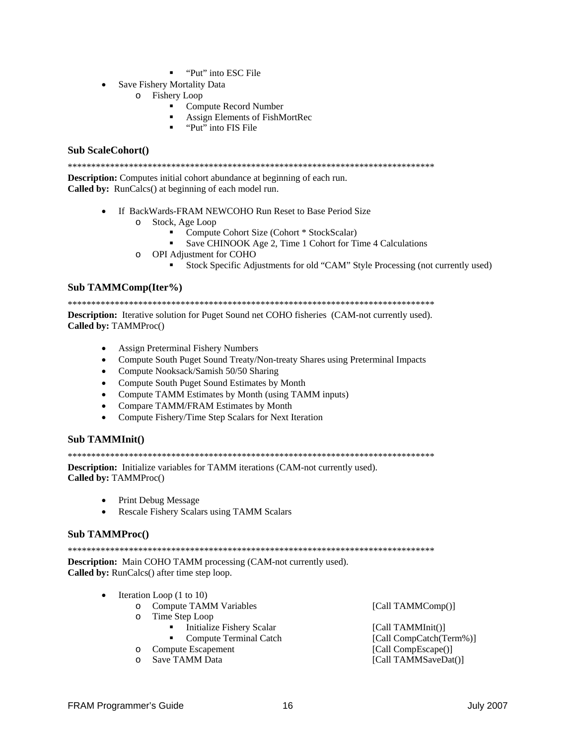- "Put" into ESC File
- Save Fishery Mortality Data
    - Fishery Loop
        - Compute Record Number
        - Assign Elements of FishMortRec
        - "Put" into FIS File

### Sub ScaleCohort()

*******************************************************************************

**Description:** Computes initial cohort abundance at beginning of each run.
**Called by:** RunCalcs() at beginning of each model run.

- If BackWards-FRAM NEWCOHO Run Reset to Base Period Size
    - Stock, Age Loop
        - Compute Cohort Size (Cohort * StockScalar)
        - Save CHINOOK Age 2, Time 1 Cohort for Time 4 Calculations
    - OPI Adjustment for COHO
        - Stock Specific Adjustments for old "CAM" Style Processing (not currently used)

### Sub TAMMComp(Iter%)

*******************************************************************************

**Description:** Iterative solution for Puget Sound net COHO fisheries (CAM-not currently used).
**Called by:** TAMMProc()

- Assign Preterminal Fishery Numbers
- Compute South Puget Sound Treaty/Non-treaty Shares using Preterminal Impacts
- Compute Nooksack/Samish 50/50 Sharing
- Compute South Puget Sound Estimates by Month
- Compute TAMM Estimates by Month (using TAMM inputs)
- Compare TAMM/FRAM Estimates by Month
- Compute Fishery/Time Step Scalars for Next Iteration

### Sub TAMMInit()

*******************************************************************************

**Description:** Initialize variables for TAMM iterations (CAM-not currently used).
**Called by:** TAMMProc()

- Print Debug Message
- Rescale Fishery Scalars using TAMM Scalars

### Sub TAMMProc()

*******************************************************************************

**Description:** Main COHO TAMM processing (CAM-not currently used).
**Called by:** RunCalcs() after time step loop.

- Iteration Loop (1 to 10)
    - Compute TAMM Variables [Call TAMMComp()]
    - Time Step Loop
        - Initialize Fishery Scalar [Call TAMMInit()]
        - Compute Terminal Catch [Call CompCatch(Term%)]
    - Compute Escapement [Call CompEscape()]
    - Save TAMM Data [Call TAMMSaveDat()]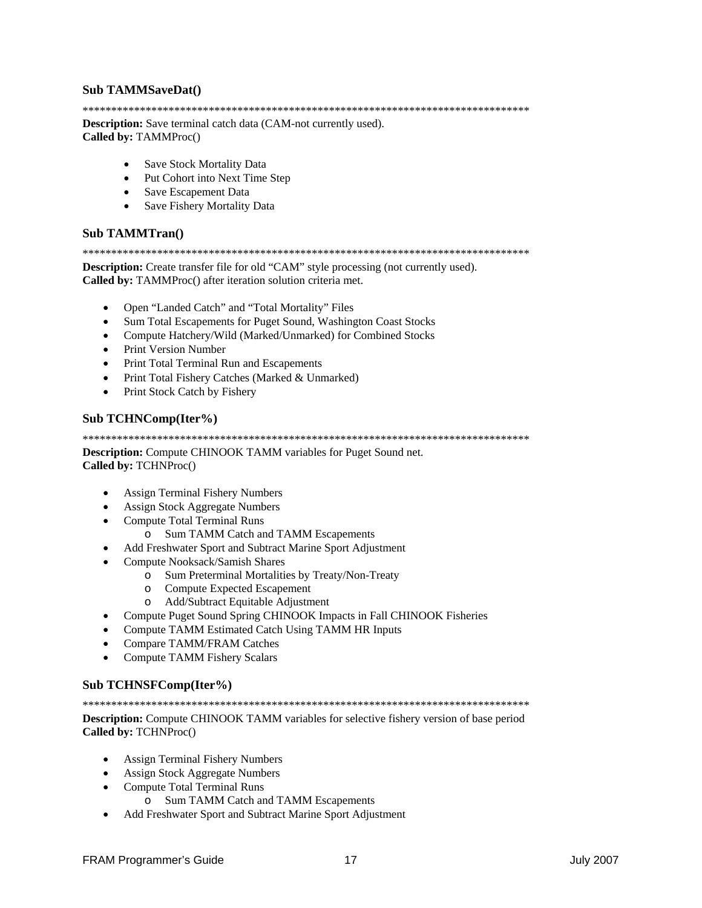### Sub TAMMSaveDat()

*******************************************************************************

**Description:** Save terminal catch data (CAM-not currently used).
**Called by:** TAMMProc()

- Save Stock Mortality Data
- Put Cohort into Next Time Step
- Save Escapement Data
- Save Fishery Mortality Data

### Sub TAMMTran()

*******************************************************************************

**Description:** Create transfer file for old "CAM" style processing (not currently used).
**Called by:** TAMMProc() after iteration solution criteria met.

- Open "Landed Catch" and "Total Mortality" Files
- Sum Total Escapements for Puget Sound, Washington Coast Stocks
- Compute Hatchery/Wild (Marked/Unmarked) for Combined Stocks
- Print Version Number
- Print Total Terminal Run and Escapements
- Print Total Fishery Catches (Marked & Unmarked)
- Print Stock Catch by Fishery

### Sub TCHNComp(Iter%)

*******************************************************************************

**Description:** Compute CHINOOK TAMM variables for Puget Sound net.
**Called by:** TCHNProc()

- Assign Terminal Fishery Numbers
- Assign Stock Aggregate Numbers
- Compute Total Terminal Runs
  - Sum TAMM Catch and TAMM Escapements
- Add Freshwater Sport and Subtract Marine Sport Adjustment
- Compute Nooksack/Samish Shares
  - Sum Preterminal Mortalities by Treaty/Non-Treaty
  - Compute Expected Escapement
  - Add/Subtract Equitable Adjustment
- Compute Puget Sound Spring CHINOOK Impacts in Fall CHINOOK Fisheries
- Compute TAMM Estimated Catch Using TAMM HR Inputs
- Compare TAMM/FRAM Catches
- Compute TAMM Fishery Scalars

### Sub TCHNSFComp(Iter%)

*******************************************************************************

**Description:** Compute CHINOOK TAMM variables for selective fishery version of base period
**Called by:** TCHNProc()

- Assign Terminal Fishery Numbers
- Assign Stock Aggregate Numbers
- Compute Total Terminal Runs
  - Sum TAMM Catch and TAMM Escapements
- Add Freshwater Sport and Subtract Marine Sport Adjustment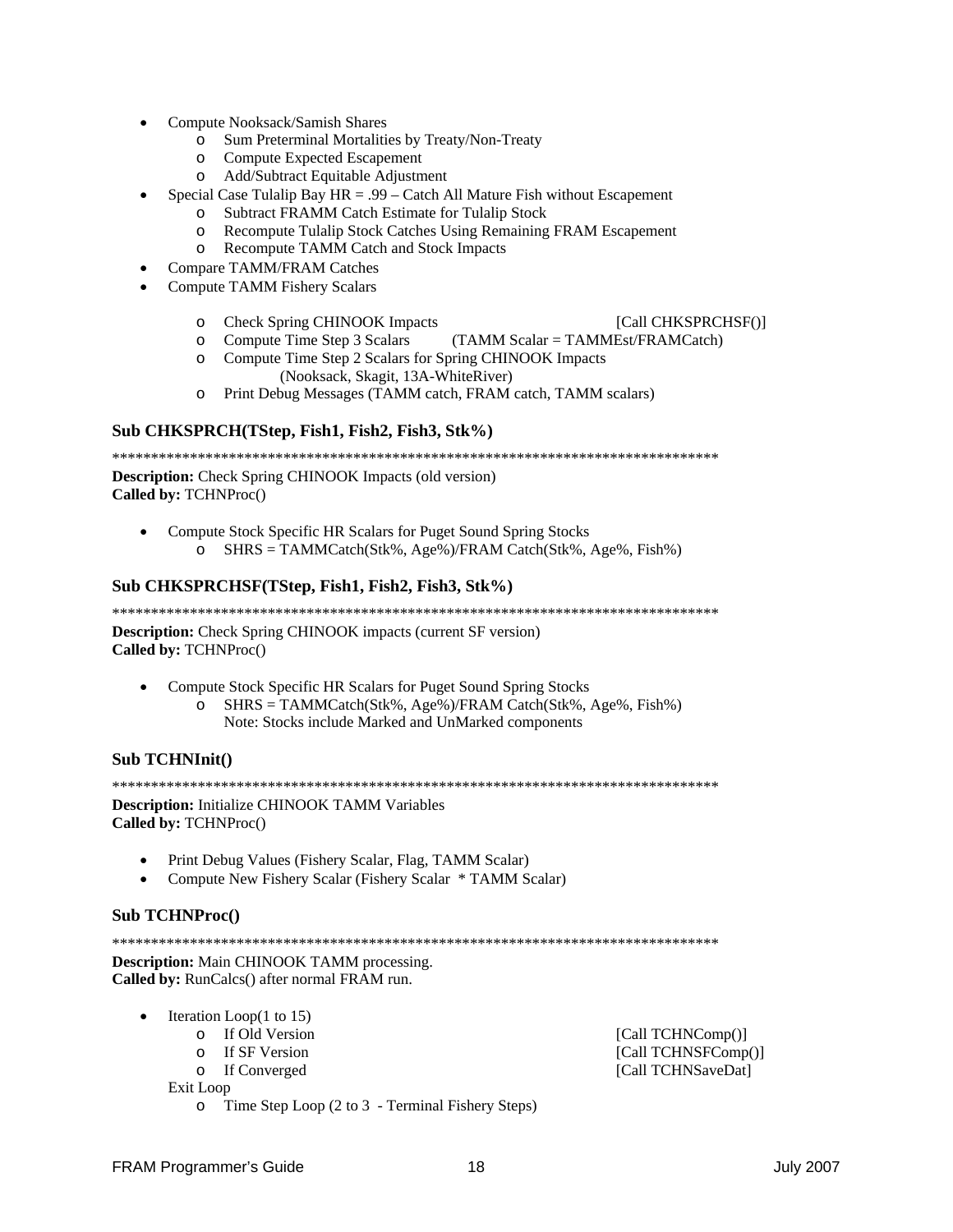- Compute Nooksack/Samish Shares
    - Sum Preterminal Mortalities by Treaty/Non-Treaty
    - Compute Expected Escapement
    - Add/Subtract Equitable Adjustment
- Special Case Tulalip Bay HR = .99 – Catch All Mature Fish without Escapement
    - Subtract FRAMM Catch Estimate for Tulalip Stock
    - Recompute Tulalip Stock Catches Using Remaining FRAM Escapement
    - Recompute TAMM Catch and Stock Impacts
- Compare TAMM/FRAM Catches
- Compute TAMM Fishery Scalars
    - Check Spring CHINOOK Impacts [Call CHKSPRCHSF()]
    - Compute Time Step 3 Scalars (TAMM Scalar = TAMMEst/FRAMCatch)
    - Compute Time Step 2 Scalars for Spring CHINOOK Impacts (Nooksack, Skagit, 13A-WhiteRiver)
    - Print Debug Messages (TAMM catch, FRAM catch, TAMM scalars)

### Sub CHKSPRCH(TStep, Fish1, Fish2, Fish3, Stk%)

********************************************************************************

**Description:** Check Spring CHINOOK Impacts (old version)
**Called by:** TCHNProc()

- Compute Stock Specific HR Scalars for Puget Sound Spring Stocks
    - SHRS = TAMMCatch(Stk%, Age%)/FRAM Catch(Stk%, Age%, Fish%)

### Sub CHKSPRCHSF(TStep, Fish1, Fish2, Fish3, Stk%)

********************************************************************************

**Description:** Check Spring CHINOOK impacts (current SF version)
**Called by:** TCHNProc()

- Compute Stock Specific HR Scalars for Puget Sound Spring Stocks
    - SHRS = TAMMCatch(Stk%, Age%)/FRAM Catch(Stk%, Age%, Fish%)
      Note: Stocks include Marked and UnMarked components

### Sub TCHNInit()

********************************************************************************

**Description:** Initialize CHINOOK TAMM Variables
**Called by:** TCHNProc()

- Print Debug Values (Fishery Scalar, Flag, TAMM Scalar)
- Compute New Fishery Scalar (Fishery Scalar * TAMM Scalar)

### Sub TCHNProc()

********************************************************************************

**Description:** Main CHINOOK TAMM processing.
**Called by:** RunCalcs() after normal FRAM run.

- Iteration Loop(1 to 15)
    - If Old Version [Call TCHNComp()]
    - If SF Version [Call TCHNSFComp()]
    - If Converged [Call TCHNSaveDat]

  Exit Loop
    - Time Step Loop (2 to 3 - Terminal Fishery Steps)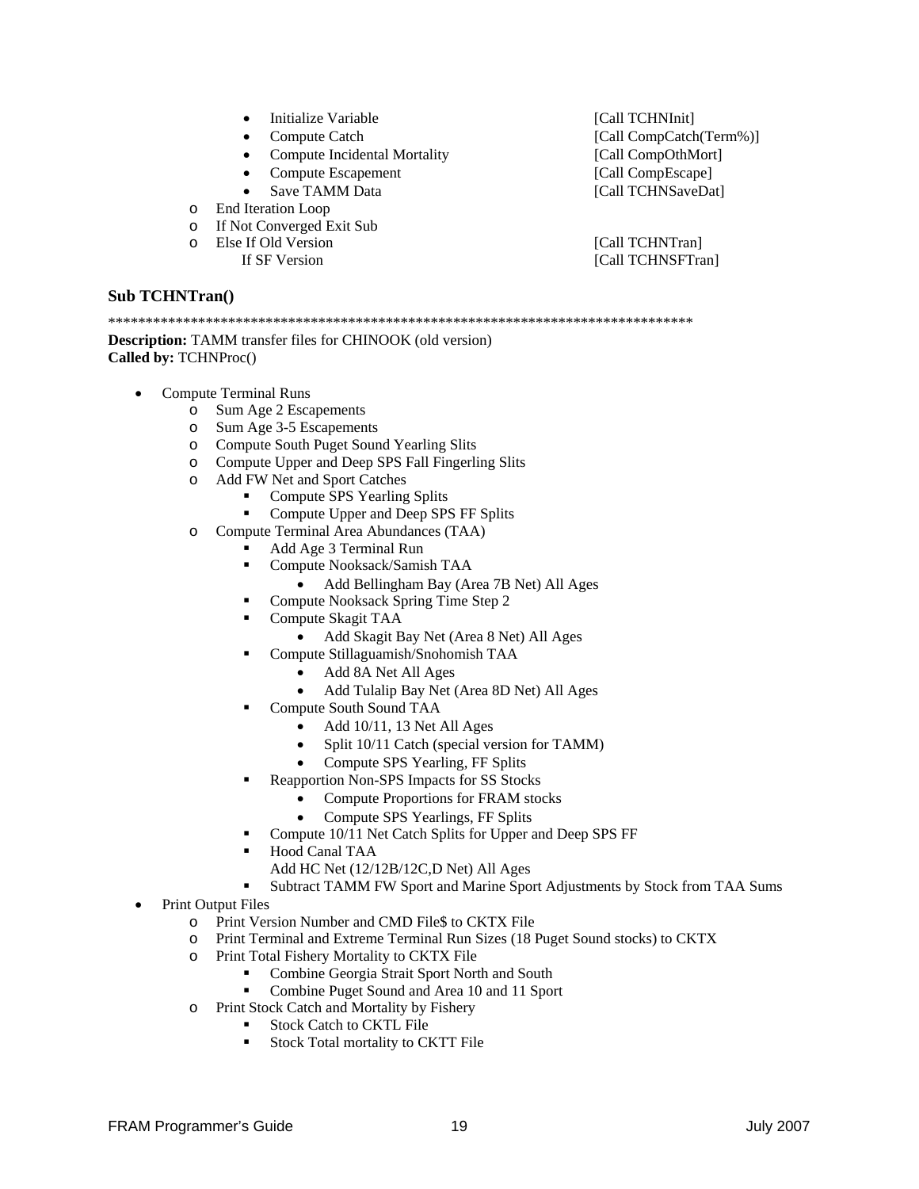- Initialize Variable [Call TCHNInit]
- Compute Catch [Call CompCatch(Term%)]
- Compute Incidental Mortality [Call CompOthMort]
- Compute Escapement [Call CompEscape]
- Save TAMM Data [Call TCHNSaveDat]

- End Iteration Loop
- If Not Converged Exit Sub
- Else If Old Version [Call TCHNTran]
  If SF Version [Call TCHNSFTran]

### Sub TCHNTran()

*******************************************************************************

**Description:** TAMM transfer files for CHINOOK (old version)
**Called by:** TCHNProc()

- Compute Terminal Runs
  - Sum Age 2 Escapements
  - Sum Age 3-5 Escapements
  - Compute South Puget Sound Yearling Slits
  - Compute Upper and Deep SPS Fall Fingerling Slits
  - Add FW Net and Sport Catches
    - Compute SPS Yearling Splits
    - Compute Upper and Deep SPS FF Splits
  - Compute Terminal Area Abundances (TAA)
    - Add Age 3 Terminal Run
    - Compute Nooksack/Samish TAA
      - Add Bellingham Bay (Area 7B Net) All Ages
    - Compute Nooksack Spring Time Step 2
    - Compute Skagit TAA
      - Add Skagit Bay Net (Area 8 Net) All Ages
    - Compute Stillaguamish/Snohomish TAA
      - Add 8A Net All Ages
      - Add Tulalip Bay Net (Area 8D Net) All Ages
    - Compute South Sound TAA
      - Add 10/11, 13 Net All Ages
      - Split 10/11 Catch (special version for TAMM)
      - Compute SPS Yearling, FF Splits
    - Reapportion Non-SPS Impacts for SS Stocks
      - Compute Proportions for FRAM stocks
      - Compute SPS Yearlings, FF Splits
    - Compute 10/11 Net Catch Splits for Upper and Deep SPS FF
    - Hood Canal TAA
      Add HC Net (12/12B/12C,D Net) All Ages
    - Subtract TAMM FW Sport and Marine Sport Adjustments by Stock from TAA Sums
- Print Output Files
  - Print Version Number and CMD File$ to CKTX File
  - Print Terminal and Extreme Terminal Run Sizes (18 Puget Sound stocks) to CKTX
  - Print Total Fishery Mortality to CKTX File
    - Combine Georgia Strait Sport North and South
    - Combine Puget Sound and Area 10 and 11 Sport
  - Print Stock Catch and Mortality by Fishery
    - Stock Catch to CKTL File
    - Stock Total mortality to CKTT File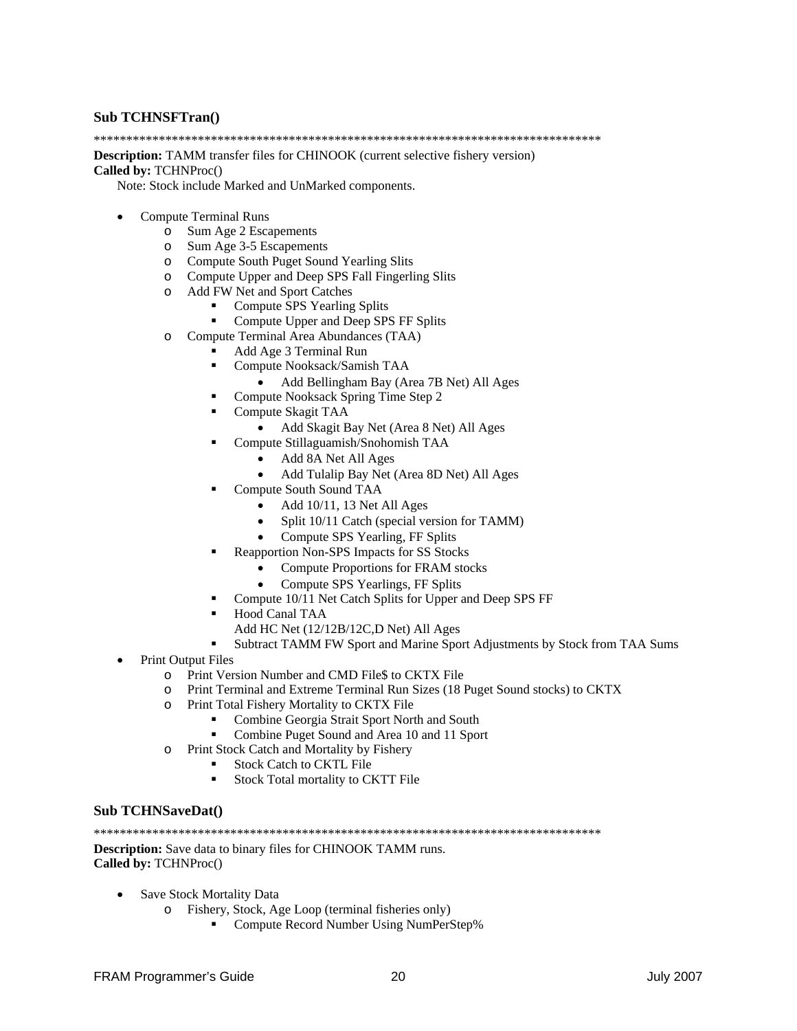### Sub TCHNSFTran()

******************************************************************************

**Description:** TAMM transfer files for CHINOOK (current selective fishery version)
**Called by:** TCHNProc()

Note: Stock include Marked and UnMarked components.

- Compute Terminal Runs
  - Sum Age 2 Escapements
  - Sum Age 3-5 Escapements
  - Compute South Puget Sound Yearling Slits
  - Compute Upper and Deep SPS Fall Fingerling Slits
  - Add FW Net and Sport Catches
    - Compute SPS Yearling Splits
    - Compute Upper and Deep SPS FF Splits
  - Compute Terminal Area Abundances (TAA)
    - Add Age 3 Terminal Run
    - Compute Nooksack/Samish TAA
      - Add Bellingham Bay (Area 7B Net) All Ages
    - Compute Nooksack Spring Time Step 2
    - Compute Skagit TAA
      - Add Skagit Bay Net (Area 8 Net) All Ages
    - Compute Stillaguamish/Snohomish TAA
      - Add 8A Net All Ages
      - Add Tulalip Bay Net (Area 8D Net) All Ages
    - Compute South Sound TAA
      - Add 10/11, 13 Net All Ages
      - Split 10/11 Catch (special version for TAMM)
      - Compute SPS Yearling, FF Splits
    - Reapportion Non-SPS Impacts for SS Stocks
      - Compute Proportions for FRAM stocks
      - Compute SPS Yearlings, FF Splits
    - Compute 10/11 Net Catch Splits for Upper and Deep SPS FF
    - Hood Canal TAA
      Add HC Net (12/12B/12C,D Net) All Ages
    - Subtract TAMM FW Sport and Marine Sport Adjustments by Stock from TAA Sums
- Print Output Files
  - Print Version Number and CMD File$ to CKTX File
  - Print Terminal and Extreme Terminal Run Sizes (18 Puget Sound stocks) to CKTX
  - Print Total Fishery Mortality to CKTX File
    - Combine Georgia Strait Sport North and South
    - Combine Puget Sound and Area 10 and 11 Sport
  - Print Stock Catch and Mortality by Fishery
    - Stock Catch to CKTL File
    - Stock Total mortality to CKTT File

### Sub TCHNSaveDat()

******************************************************************************

**Description:** Save data to binary files for CHINOOK TAMM runs.
**Called by:** TCHNProc()

- Save Stock Mortality Data
  - Fishery, Stock, Age Loop (terminal fisheries only)
    - Compute Record Number Using NumPerStep%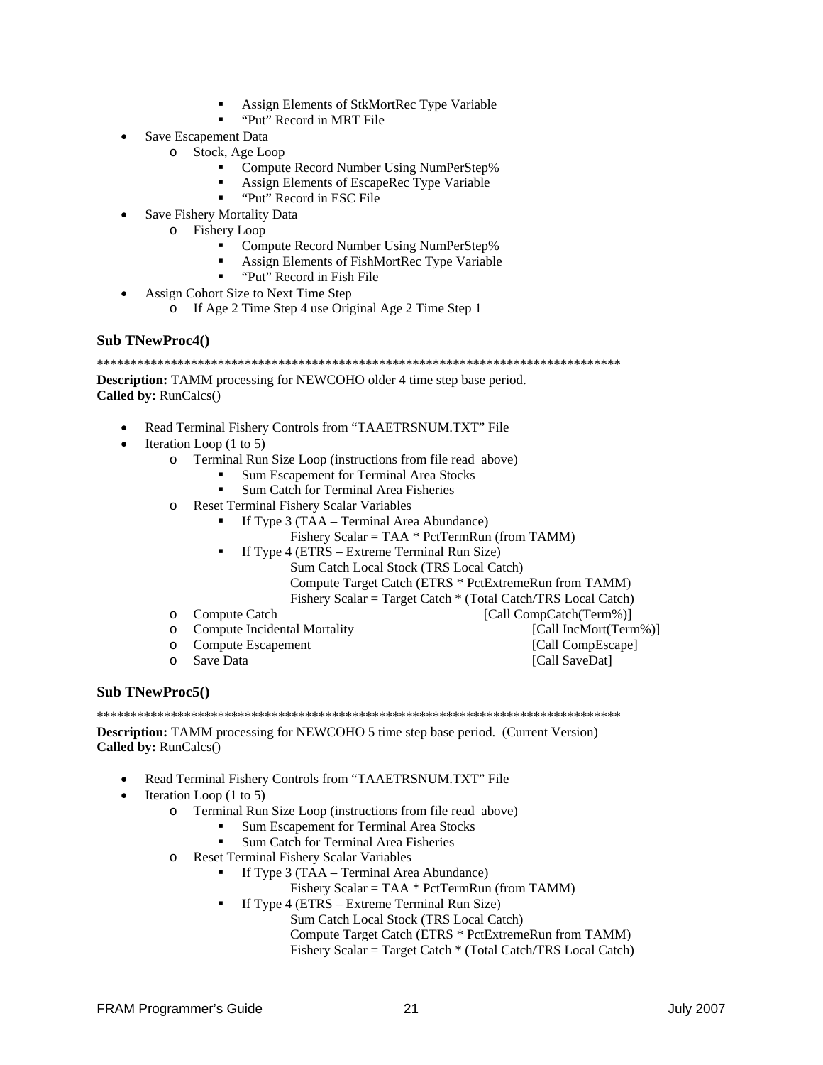- Assign Elements of StkMortRec Type Variable
    - "Put" Record in MRT File
- Save Escapement Data
  - Stock, Age Loop
    - Compute Record Number Using NumPerStep%
    - Assign Elements of EscapeRec Type Variable
    - "Put" Record in ESC File
- Save Fishery Mortality Data
  - Fishery Loop
    - Compute Record Number Using NumPerStep%
    - Assign Elements of FishMortRec Type Variable
    - "Put" Record in Fish File
- Assign Cohort Size to Next Time Step
  - If Age 2 Time Step 4 use Original Age 2 Time Step 1

### Sub TNewProc4()

******************************************************************************

**Description:** TAMM processing for NEWCOHO older 4 time step base period.
**Called by:** RunCalcs()

- Read Terminal Fishery Controls from "TAAETRSNUM.TXT" File
- Iteration Loop (1 to 5)
  - Terminal Run Size Loop (instructions from file read above)
    - Sum Escapement for Terminal Area Stocks
    - Sum Catch for Terminal Area Fisheries
  - Reset Terminal Fishery Scalar Variables
    - If Type 3 (TAA – Terminal Area Abundance)
      Fishery Scalar = TAA * PctTermRun (from TAMM)
    - If Type 4 (ETRS – Extreme Terminal Run Size)
      Sum Catch Local Stock (TRS Local Catch)
      Compute Target Catch (ETRS * PctExtremeRun from TAMM)
      Fishery Scalar = Target Catch * (Total Catch/TRS Local Catch)
  - Compute Catch [Call CompCatch(Term%)]
  - Compute Incidental Mortality [Call IncMort(Term%)]
  - Compute Escapement [Call CompEscape]
  - Save Data [Call SaveDat]

### Sub TNewProc5()

******************************************************************************

**Description:** TAMM processing for NEWCOHO 5 time step base period. (Current Version)
**Called by:** RunCalcs()

- Read Terminal Fishery Controls from "TAAETRSNUM.TXT" File
- Iteration Loop (1 to 5)
  - Terminal Run Size Loop (instructions from file read above)
    - Sum Escapement for Terminal Area Stocks
    - Sum Catch for Terminal Area Fisheries
  - Reset Terminal Fishery Scalar Variables
    - If Type 3 (TAA – Terminal Area Abundance)
      Fishery Scalar = TAA * PctTermRun (from TAMM)
    - If Type 4 (ETRS – Extreme Terminal Run Size)
      Sum Catch Local Stock (TRS Local Catch)
      Compute Target Catch (ETRS * PctExtremeRun from TAMM)
      Fishery Scalar = Target Catch * (Total Catch/TRS Local Catch)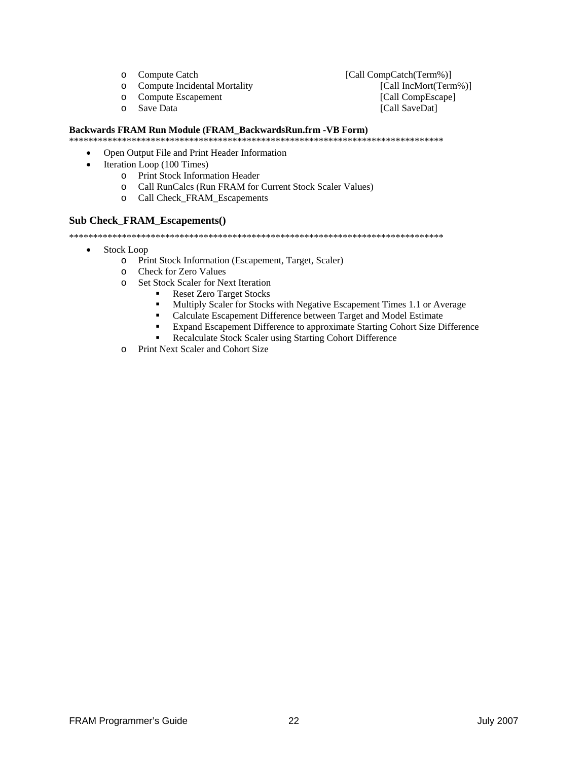- Compute Catch [Call CompCatch(Term%)]
- Compute Incidental Mortality [Call IncMort(Term%)]
- Compute Escapement [Call CompEscape]
- Save Data [Call SaveDat]

**Backwards FRAM Run Module (FRAM_BackwardsRun.frm -VB Form)**

*******************************************************************************

- Open Output File and Print Header Information
- Iteration Loop (100 Times)
  - Print Stock Information Header
  - Call RunCalcs (Run FRAM for Current Stock Scaler Values)
  - Call Check_FRAM_Escapements

### Sub Check_FRAM_Escapements()

*******************************************************************************

- Stock Loop
  - Print Stock Information (Escapement, Target, Scaler)
  - Check for Zero Values
  - Set Stock Scaler for Next Iteration
    - Reset Zero Target Stocks
    - Multiply Scaler for Stocks with Negative Escapement Times 1.1 or Average
    - Calculate Escapement Difference between Target and Model Estimate
    - Expand Escapement Difference to approximate Starting Cohort Size Difference
    - Recalculate Stock Scaler using Starting Cohort Difference
  - Print Next Scaler and Cohort Size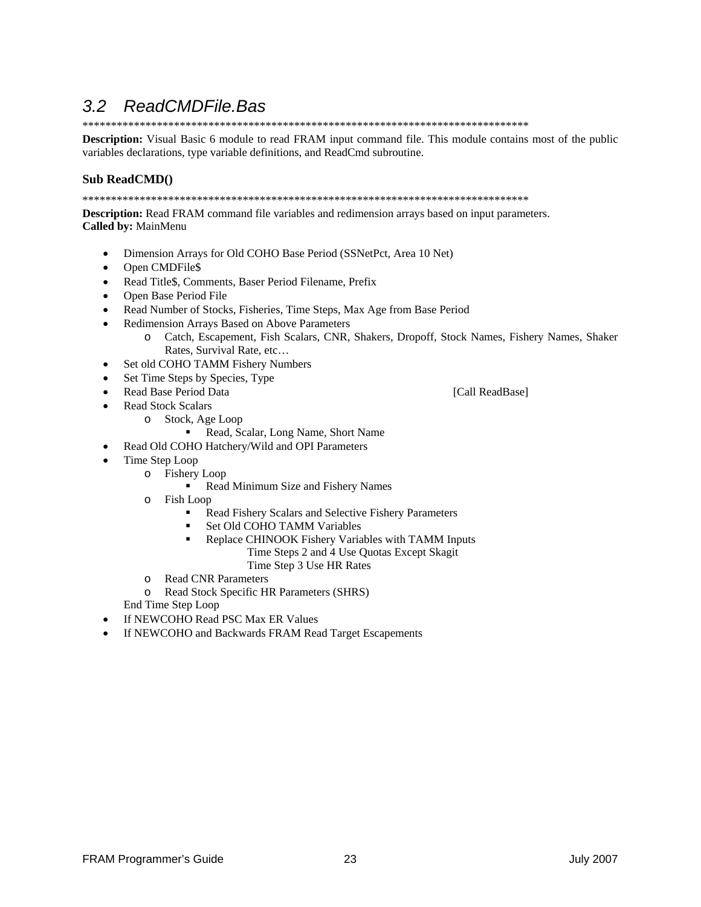## *3.2 ReadCMDFile.Bas*

********************************************************************************

**Description:** Visual Basic 6 module to read FRAM input command file. This module contains most of the public variables declarations, type variable definitions, and ReadCmd subroutine.

### Sub ReadCMD()

********************************************************************************

**Description:** Read FRAM command file variables and redimension arrays based on input parameters.
**Called by:** MainMenu

- Dimension Arrays for Old COHO Base Period (SSNetPct, Area 10 Net)
- Open CMDFile$
- Read Title$, Comments, Baser Period Filename, Prefix
- Open Base Period File
- Read Number of Stocks, Fisheries, Time Steps, Max Age from Base Period
- Redimension Arrays Based on Above Parameters
  - Catch, Escapement, Fish Scalars, CNR, Shakers, Dropoff, Stock Names, Fishery Names, Shaker Rates, Survival Rate, etc…
- Set old COHO TAMM Fishery Numbers
- Set Time Steps by Species, Type
- Read Base Period Data [Call ReadBase]
- Read Stock Scalars
  - Stock, Age Loop
    - Read, Scalar, Long Name, Short Name
- Read Old COHO Hatchery/Wild and OPI Parameters
- Time Step Loop
  - Fishery Loop
    - Read Minimum Size and Fishery Names
  - Fish Loop
    - Read Fishery Scalars and Selective Fishery Parameters
    - Set Old COHO TAMM Variables
    - Replace CHINOOK Fishery Variables with TAMM Inputs
      Time Steps 2 and 4 Use Quotas Except Skagit
      Time Step 3 Use HR Rates
  - Read CNR Parameters
  - Read Stock Specific HR Parameters (SHRS)

  End Time Step Loop
- If NEWCOHO Read PSC Max ER Values
- If NEWCOHO and Backwards FRAM Read Target Escapements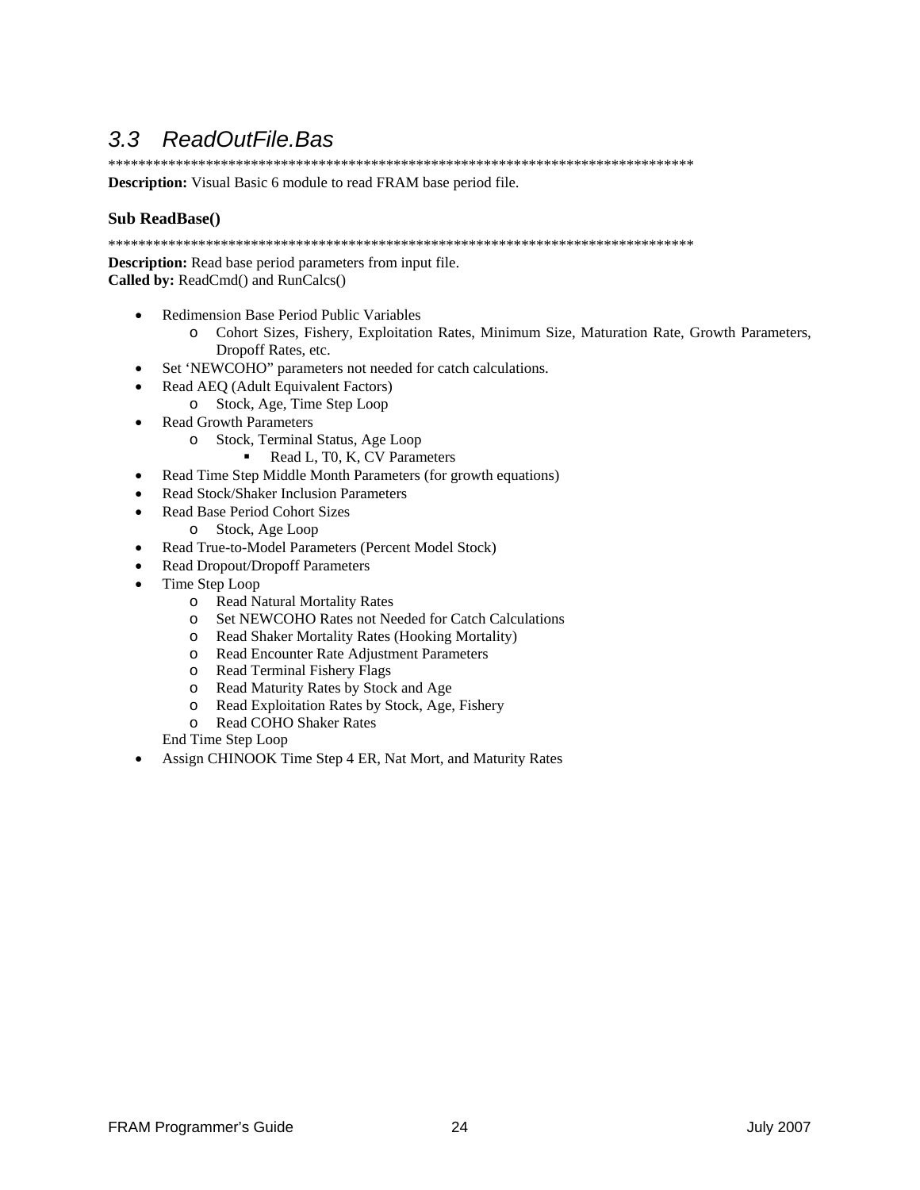## 3.3 ReadOutFile.Bas

*******************************************************************************

**Description:** Visual Basic 6 module to read FRAM base period file.

### Sub ReadBase()

*******************************************************************************

**Description:** Read base period parameters from input file.
**Called by:** ReadCmd() and RunCalcs()

- Redimension Base Period Public Variables
  - Cohort Sizes, Fishery, Exploitation Rates, Minimum Size, Maturation Rate, Growth Parameters, Dropoff Rates, etc.
- Set 'NEWCOHO" parameters not needed for catch calculations.
- Read AEQ (Adult Equivalent Factors)
  - Stock, Age, Time Step Loop
- Read Growth Parameters
  - Stock, Terminal Status, Age Loop
    - Read L, T0, K, CV Parameters
- Read Time Step Middle Month Parameters (for growth equations)
- Read Stock/Shaker Inclusion Parameters
- Read Base Period Cohort Sizes
  - Stock, Age Loop
- Read True-to-Model Parameters (Percent Model Stock)
- Read Dropout/Dropoff Parameters
- Time Step Loop
  - Read Natural Mortality Rates
  - Set NEWCOHO Rates not Needed for Catch Calculations
  - Read Shaker Mortality Rates (Hooking Mortality)
  - Read Encounter Rate Adjustment Parameters
  - Read Terminal Fishery Flags
  - Read Maturity Rates by Stock and Age
  - Read Exploitation Rates by Stock, Age, Fishery
  - Read COHO Shaker Rates

  End Time Step Loop
- Assign CHINOOK Time Step 4 ER, Nat Mort, and Maturity Rates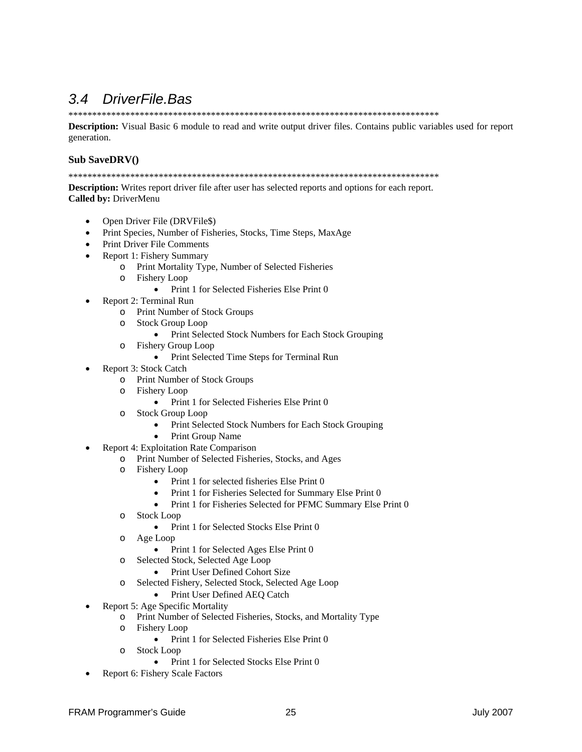## *3.4 DriverFile.Bas*

*******************************************************************************

**Description:** Visual Basic 6 module to read and write output driver files. Contains public variables used for report generation.

### Sub SaveDRV()

*******************************************************************************

**Description:** Writes report driver file after user has selected reports and options for each report.
**Called by:** DriverMenu

- Open Driver File (DRVFile$)
- Print Species, Number of Fisheries, Stocks, Time Steps, MaxAge
- Print Driver File Comments
- Report 1: Fishery Summary
  - Print Mortality Type, Number of Selected Fisheries
  - Fishery Loop
    - Print 1 for Selected Fisheries Else Print 0
- Report 2: Terminal Run
  - Print Number of Stock Groups
  - Stock Group Loop
    - Print Selected Stock Numbers for Each Stock Grouping
  - Fishery Group Loop
    - Print Selected Time Steps for Terminal Run
- Report 3: Stock Catch
  - Print Number of Stock Groups
  - Fishery Loop
    - Print 1 for Selected Fisheries Else Print 0
  - Stock Group Loop
    - Print Selected Stock Numbers for Each Stock Grouping
    - Print Group Name
- Report 4: Exploitation Rate Comparison
  - Print Number of Selected Fisheries, Stocks, and Ages
  - Fishery Loop
    - Print 1 for selected fisheries Else Print 0
    - Print 1 for Fisheries Selected for Summary Else Print 0
    - Print 1 for Fisheries Selected for PFMC Summary Else Print 0
  - Stock Loop
    - Print 1 for Selected Stocks Else Print 0
  - Age Loop
    - Print 1 for Selected Ages Else Print 0
  - Selected Stock, Selected Age Loop
    - Print User Defined Cohort Size
  - Selected Fishery, Selected Stock, Selected Age Loop
    - Print User Defined AEQ Catch
- Report 5: Age Specific Mortality
  - Print Number of Selected Fisheries, Stocks, and Mortality Type
  - Fishery Loop
    - Print 1 for Selected Fisheries Else Print 0
  - Stock Loop
    - Print 1 for Selected Stocks Else Print 0
- Report 6: Fishery Scale Factors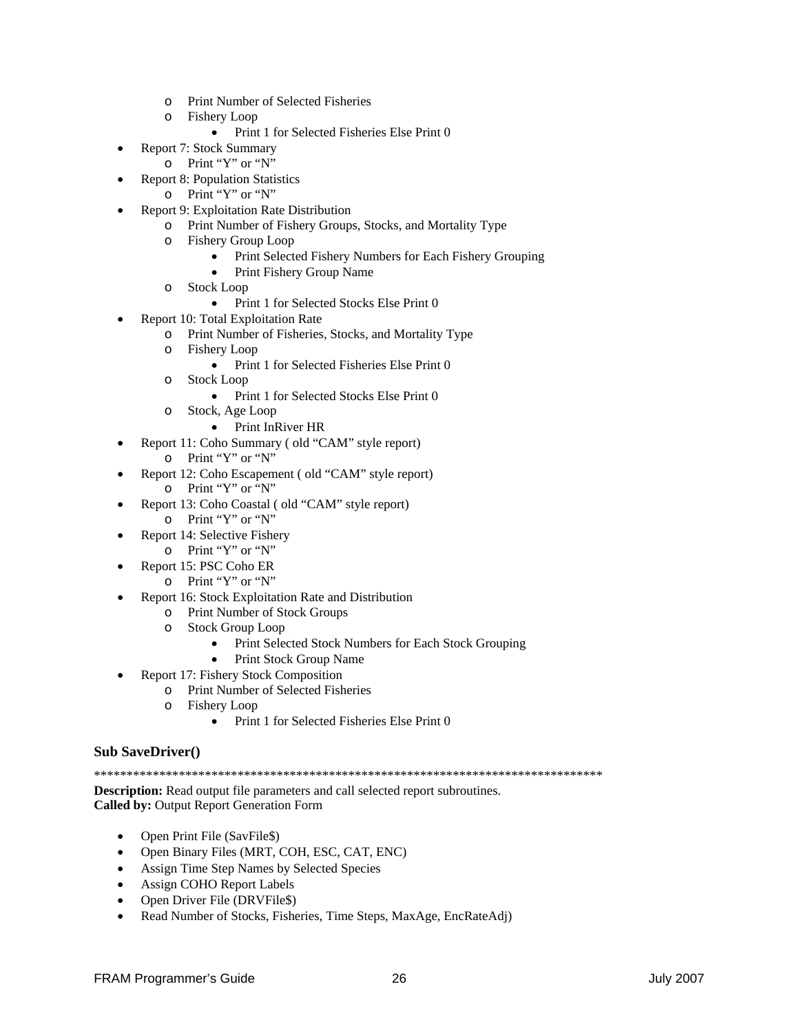- Print Number of Selected Fisheries
    - Fishery Loop
        - Print 1 for Selected Fisheries Else Print 0
- Report 7: Stock Summary
    - Print "Y" or "N"
- Report 8: Population Statistics
    - Print "Y" or "N"
- Report 9: Exploitation Rate Distribution
    - Print Number of Fishery Groups, Stocks, and Mortality Type
    - Fishery Group Loop
        - Print Selected Fishery Numbers for Each Fishery Grouping
        - Print Fishery Group Name
    - Stock Loop
        - Print 1 for Selected Stocks Else Print 0
- Report 10: Total Exploitation Rate
    - Print Number of Fisheries, Stocks, and Mortality Type
    - Fishery Loop
        - Print 1 for Selected Fisheries Else Print 0
    - Stock Loop
        - Print 1 for Selected Stocks Else Print 0
    - Stock, Age Loop
        - Print InRiver HR
- Report 11: Coho Summary ( old "CAM" style report)
    - Print "Y" or "N"
- Report 12: Coho Escapement ( old "CAM" style report)
    - Print "Y" or "N"
- Report 13: Coho Coastal ( old "CAM" style report)
    - Print "Y" or "N"
- Report 14: Selective Fishery
    - Print "Y" or "N"
- Report 15: PSC Coho ER
    - Print "Y" or "N"
- Report 16: Stock Exploitation Rate and Distribution
    - Print Number of Stock Groups
    - Stock Group Loop
        - Print Selected Stock Numbers for Each Stock Grouping
        - Print Stock Group Name
- Report 17: Fishery Stock Composition
    - Print Number of Selected Fisheries
    - Fishery Loop
        - Print 1 for Selected Fisheries Else Print 0

### Sub SaveDriver()

*******************************************************************************

**Description:** Read output file parameters and call selected report subroutines.
**Called by:** Output Report Generation Form

- Open Print File (SavFile$)
- Open Binary Files (MRT, COH, ESC, CAT, ENC)
- Assign Time Step Names by Selected Species
- Assign COHO Report Labels
- Open Driver File (DRVFile$)
- Read Number of Stocks, Fisheries, Time Steps, MaxAge, EncRateAdj)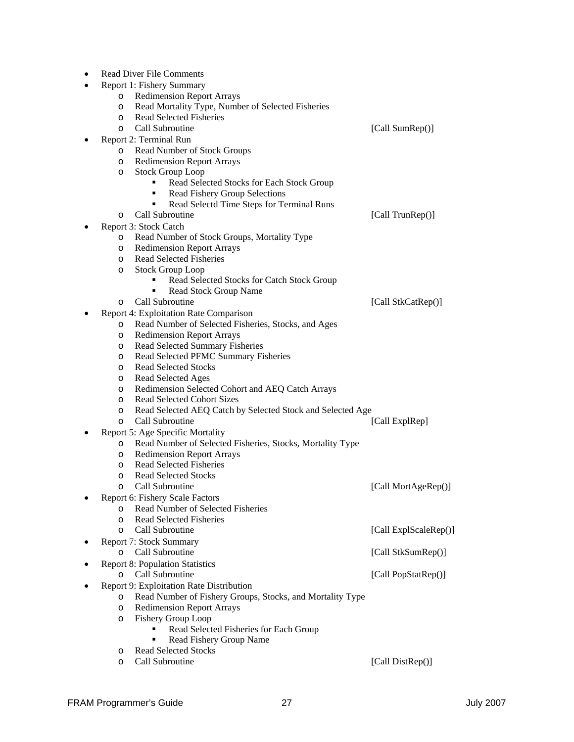- Read Diver File Comments
- Report 1: Fishery Summary
  - Redimension Report Arrays
  - Read Mortality Type, Number of Selected Fisheries
  - Read Selected Fisheries
  - Call Subroutine [Call SumRep()]
- Report 2: Terminal Run
  - Read Number of Stock Groups
  - Redimension Report Arrays
  - Stock Group Loop
    - Read Selected Stocks for Each Stock Group
    - Read Fishery Group Selections
    - Read Selectd Time Steps for Terminal Runs
  - Call Subroutine [Call TrunRep()]
- Report 3: Stock Catch
  - Read Number of Stock Groups, Mortality Type
  - Redimension Report Arrays
  - Read Selected Fisheries
  - Stock Group Loop
    - Read Selected Stocks for Catch Stock Group
    - Read Stock Group Name
  - Call Subroutine [Call StkCatRep()]
- Report 4: Exploitation Rate Comparison
  - Read Number of Selected Fisheries, Stocks, and Ages
  - Redimension Report Arrays
  - Read Selected Summary Fisheries
  - Read Selected PFMC Summary Fisheries
  - Read Selected Stocks
  - Read Selected Ages
  - Redimension Selected Cohort and AEQ Catch Arrays
  - Read Selected Cohort Sizes
  - Read Selected AEQ Catch by Selected Stock and Selected Age
  - Call Subroutine [Call ExplRep]
- Report 5: Age Specific Mortality
  - Read Number of Selected Fisheries, Stocks, Mortality Type
  - Redimension Report Arrays
  - Read Selected Fisheries
  - Read Selected Stocks
  - Call Subroutine [Call MortAgeRep()]
- Report 6: Fishery Scale Factors
  - Read Number of Selected Fisheries
  - Read Selected Fisheries
  - Call Subroutine [Call ExplScaleRep()]
- Report 7: Stock Summary
  - Call Subroutine [Call StkSumRep()]
- Report 8: Population Statistics
  - Call Subroutine [Call PopStatRep()]
- Report 9: Exploitation Rate Distribution
  - Read Number of Fishery Groups, Stocks, and Mortality Type
  - Redimension Report Arrays
  - Fishery Group Loop
    - Read Selected Fisheries for Each Group
    - Read Fishery Group Name
  - Read Selected Stocks
  - Call Subroutine [Call DistRep()]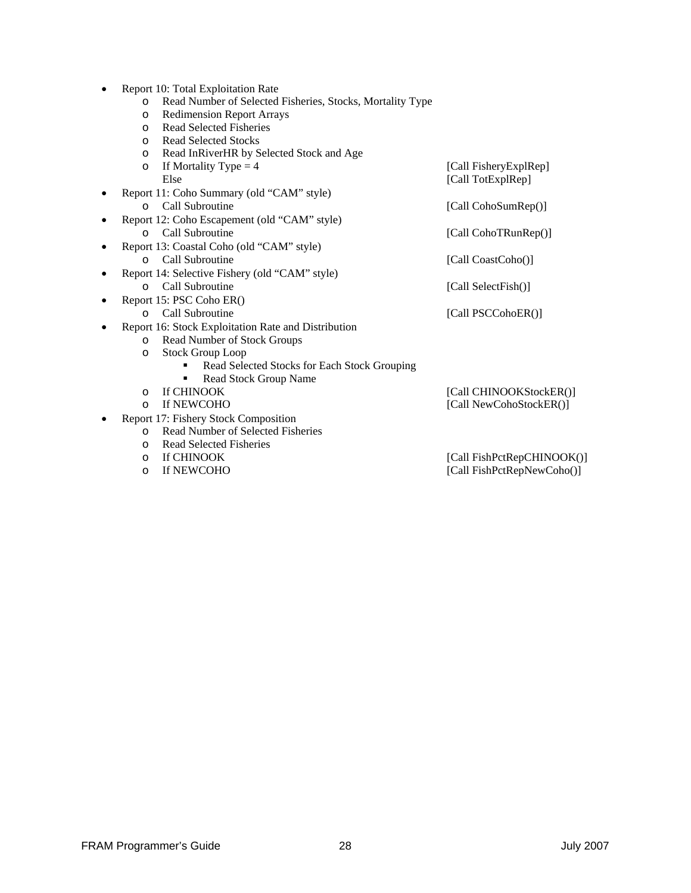- Report 10: Total Exploitation Rate
  - Read Number of Selected Fisheries, Stocks, Mortality Type
  - Redimension Report Arrays
  - Read Selected Fisheries
  - Read Selected Stocks
  - Read InRiverHR by Selected Stock and Age
  - If Mortality Type = 4 [Call FisheryExplRep]
    Else [Call TotExplRep]
- Report 11: Coho Summary (old "CAM" style)
  - Call Subroutine [Call CohoSumRep()]
- Report 12: Coho Escapement (old "CAM" style)
  - Call Subroutine [Call CohoTRunRep()]
- Report 13: Coastal Coho (old "CAM" style)
  - Call Subroutine [Call CoastCoho()]
- Report 14: Selective Fishery (old "CAM" style)
  - Call Subroutine [Call SelectFish()]
- Report 15: PSC Coho ER()
  - Call Subroutine [Call PSCCohoER()]
- Report 16: Stock Exploitation Rate and Distribution
  - Read Number of Stock Groups
  - Stock Group Loop
    - Read Selected Stocks for Each Stock Grouping
    - Read Stock Group Name
  - If CHINOOK [Call CHINOOKStockER()]
  - If NEWCOHO [Call NewCohoStockER()]
- Report 17: Fishery Stock Composition
  - Read Number of Selected Fisheries
  - Read Selected Fisheries
  - If CHINOOK [Call FishPctRepCHINOOK()]
  - If NEWCOHO [Call FishPctRepNewCoho()]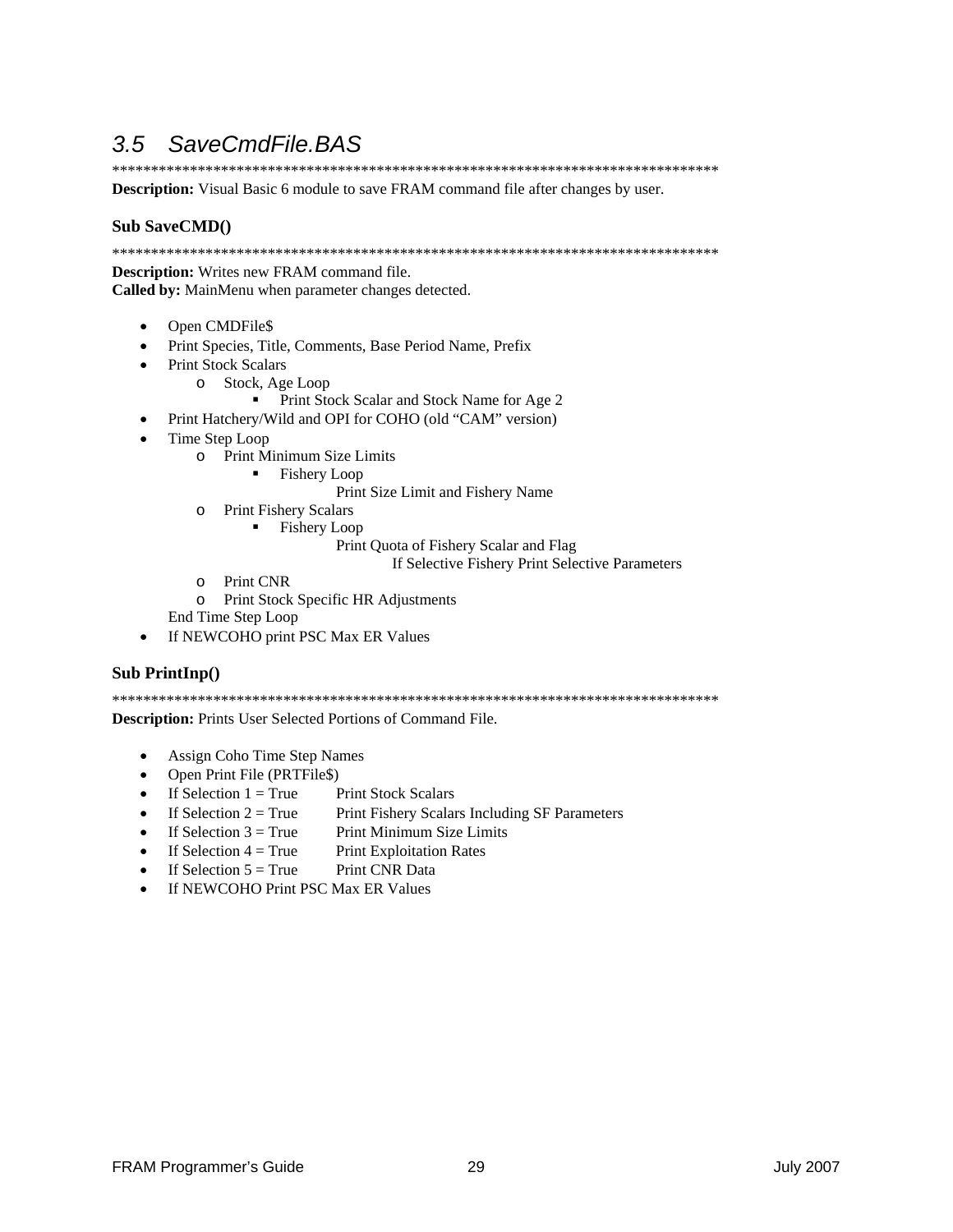## 3.5 SaveCmdFile.BAS

*******************************************************************************

**Description:** Visual Basic 6 module to save FRAM command file after changes by user.

### Sub SaveCMD()

*******************************************************************************

**Description:** Writes new FRAM command file.
**Called by:** MainMenu when parameter changes detected.

- Open CMDFile$
- Print Species, Title, Comments, Base Period Name, Prefix
- Print Stock Scalars
  - Stock, Age Loop
    - Print Stock Scalar and Stock Name for Age 2
- Print Hatchery/Wild and OPI for COHO (old "CAM" version)
- Time Step Loop
  - Print Minimum Size Limits
    - Fishery Loop
      - Print Size Limit and Fishery Name
  - Print Fishery Scalars
    - Fishery Loop
      - Print Quota of Fishery Scalar and Flag
        - If Selective Fishery Print Selective Parameters
  - Print CNR
  - Print Stock Specific HR Adjustments

  End Time Step Loop
- If NEWCOHO print PSC Max ER Values

### Sub PrintInp()

*******************************************************************************

**Description:** Prints User Selected Portions of Command File.

- Assign Coho Time Step Names
- Open Print File (PRTFile$)
- If Selection 1 = True Print Stock Scalars
- If Selection 2 = True Print Fishery Scalars Including SF Parameters
- If Selection 3 = True Print Minimum Size Limits
- If Selection 4 = True Print Exploitation Rates
- If Selection 5 = True Print CNR Data
- If NEWCOHO Print PSC Max ER Values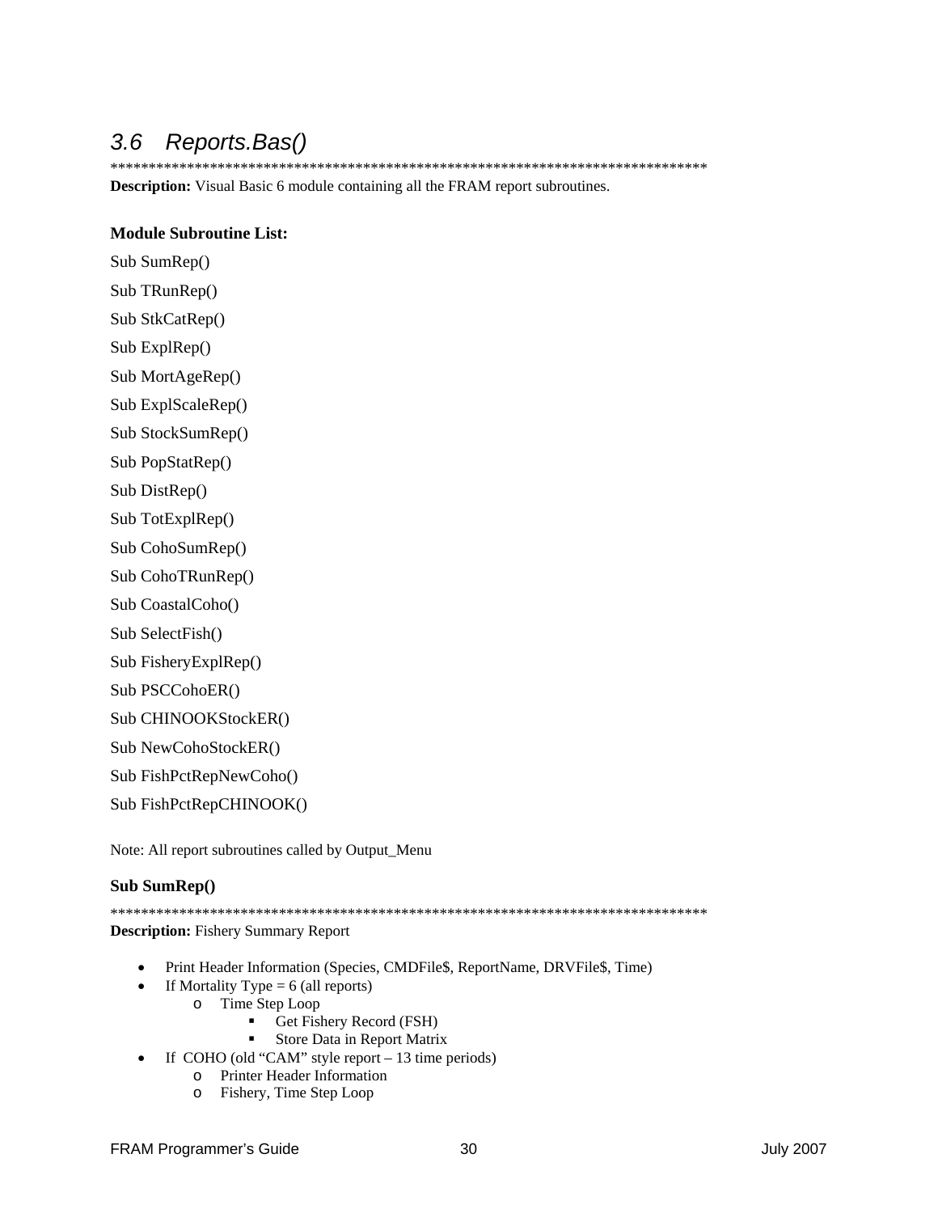## *3.6 Reports.Bas()*

******************************************************************************

**Description:** Visual Basic 6 module containing all the FRAM report subroutines.

**Module Subroutine List:**

Sub SumRep()

Sub TRunRep()

Sub StkCatRep()

Sub ExplRep()

Sub MortAgeRep()

Sub ExplScaleRep()

Sub StockSumRep()

Sub PopStatRep()

Sub DistRep()

Sub TotExplRep()

Sub CohoSumRep()

Sub CohoTRunRep()

Sub CoastalCoho()

Sub SelectFish()

Sub FisheryExplRep()

Sub PSCCohoER()

Sub CHINOOKStockER()

Sub NewCohoStockER()

Sub FishPctRepNewCoho()

Sub FishPctRepCHINOOK()

Note: All report subroutines called by Output_Menu

### Sub SumRep()

******************************************************************************

**Description:** Fishery Summary Report

- Print Header Information (Species, CMDFile$, ReportName, DRVFile$, Time)
- If Mortality Type = 6 (all reports)
  - Time Step Loop
    - Get Fishery Record (FSH)
    - Store Data in Report Matrix
- If COHO (old "CAM" style report – 13 time periods)
  - Printer Header Information
  - Fishery, Time Step Loop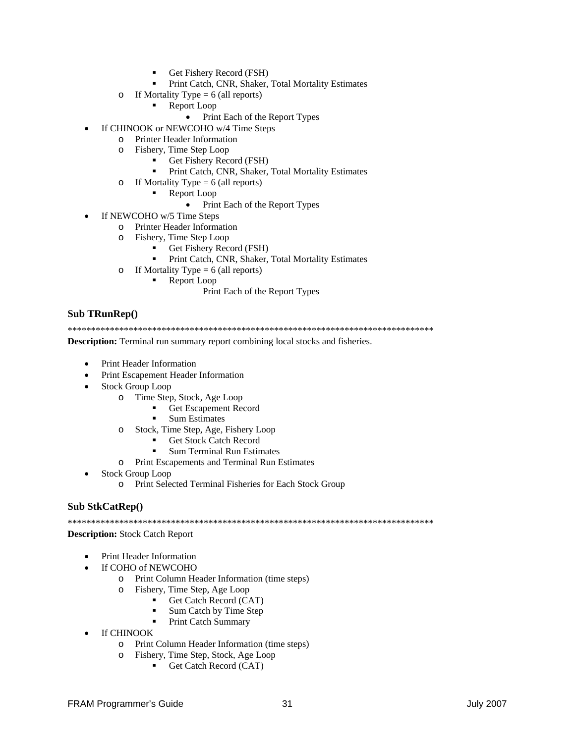- Get Fishery Record (FSH)
        - Print Catch, CNR, Shaker, Total Mortality Estimates
    - If Mortality Type = 6 (all reports)
        - Report Loop
            - Print Each of the Report Types
- If CHINOOK or NEWCOHO w/4 Time Steps
    - Printer Header Information
    - Fishery, Time Step Loop
        - Get Fishery Record (FSH)
        - Print Catch, CNR, Shaker, Total Mortality Estimates
    - If Mortality Type = 6 (all reports)
        - Report Loop
            - Print Each of the Report Types
- If NEWCOHO w/5 Time Steps
    - Printer Header Information
    - Fishery, Time Step Loop
        - Get Fishery Record (FSH)
        - Print Catch, CNR, Shaker, Total Mortality Estimates
    - If Mortality Type = 6 (all reports)
        - Report Loop
            Print Each of the Report Types

### Sub TRunRep()

*******************************************************************************

**Description:** Terminal run summary report combining local stocks and fisheries.

- Print Header Information
- Print Escapement Header Information
- Stock Group Loop
    - Time Step, Stock, Age Loop
        - Get Escapement Record
        - Sum Estimates
    - Stock, Time Step, Age, Fishery Loop
        - Get Stock Catch Record
        - Sum Terminal Run Estimates
    - Print Escapements and Terminal Run Estimates
- Stock Group Loop
    - Print Selected Terminal Fisheries for Each Stock Group

### Sub StkCatRep()

*******************************************************************************

**Description:** Stock Catch Report

- Print Header Information
- If COHO of NEWCOHO
    - Print Column Header Information (time steps)
    - Fishery, Time Step, Age Loop
        - Get Catch Record (CAT)
        - Sum Catch by Time Step
        - Print Catch Summary
- If CHINOOK
    - Print Column Header Information (time steps)
    - Fishery, Time Step, Stock, Age Loop
        - Get Catch Record (CAT)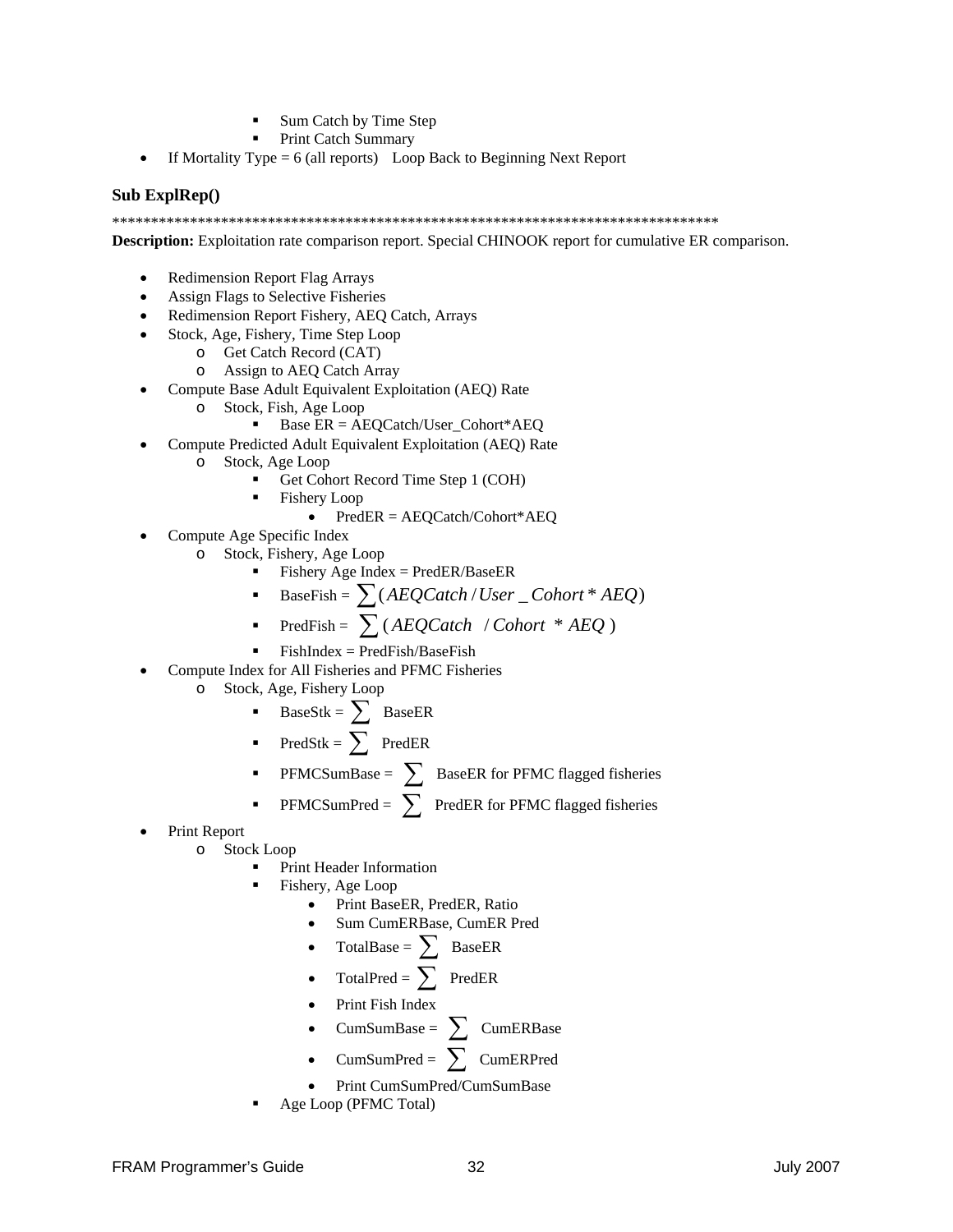- Sum Catch by Time Step
        - Print Catch Summary
- If Mortality Type = 6 (all reports)   Loop Back to Beginning Next Report

### Sub ExplRep()

*****************************************************************************

**Description:** Exploitation rate comparison report. Special CHINOOK report for cumulative ER comparison.

- Redimension Report Flag Arrays
- Assign Flags to Selective Fisheries
- Redimension Report Fishery, AEQ Catch, Arrays
- Stock, Age, Fishery, Time Step Loop
    - Get Catch Record (CAT)
    - Assign to AEQ Catch Array
- Compute Base Adult Equivalent Exploitation (AEQ) Rate
    - Stock, Fish, Age Loop
        - Base ER = AEQCatch/User_Cohort*AEQ
- Compute Predicted Adult Equivalent Exploitation (AEQ) Rate
    - Stock, Age Loop
        - Get Cohort Record Time Step 1 (COH)
        - Fishery Loop
            - PredER = AEQCatch/Cohort*AEQ
- Compute Age Specific Index
    - Stock, Fishery, Age Loop
        - Fishery Age Index = PredER/BaseER
        - BaseFish = $\sum (AEQCatch / User\_Cohort * AEQ)$
        - PredFish = $\sum (AEQCatch / Cohort * AEQ)$
        - FishIndex = PredFish/BaseFish
- Compute Index for All Fisheries and PFMC Fisheries
    - Stock, Age, Fishery Loop
        - BaseStk = $\sum$ BaseER
        - PredStk = $\sum$ PredER
        - PFMCSumBase = $\sum$ BaseER for PFMC flagged fisheries
        - PFMCSumPred = $\sum$ PredER for PFMC flagged fisheries
- Print Report
    - Stock Loop
        - Print Header Information
        - Fishery, Age Loop
            - Print BaseER, PredER, Ratio
            - Sum CumERBase, CumER Pred
            - TotalBase = $\sum$ BaseER
            - TotalPred = $\sum$ PredER
            - Print Fish Index
            - CumSumBase = $\sum$ CumERBase
            - CumSumPred = $\sum$ CumERPred
            - Print CumSumPred/CumSumBase
        - Age Loop (PFMC Total)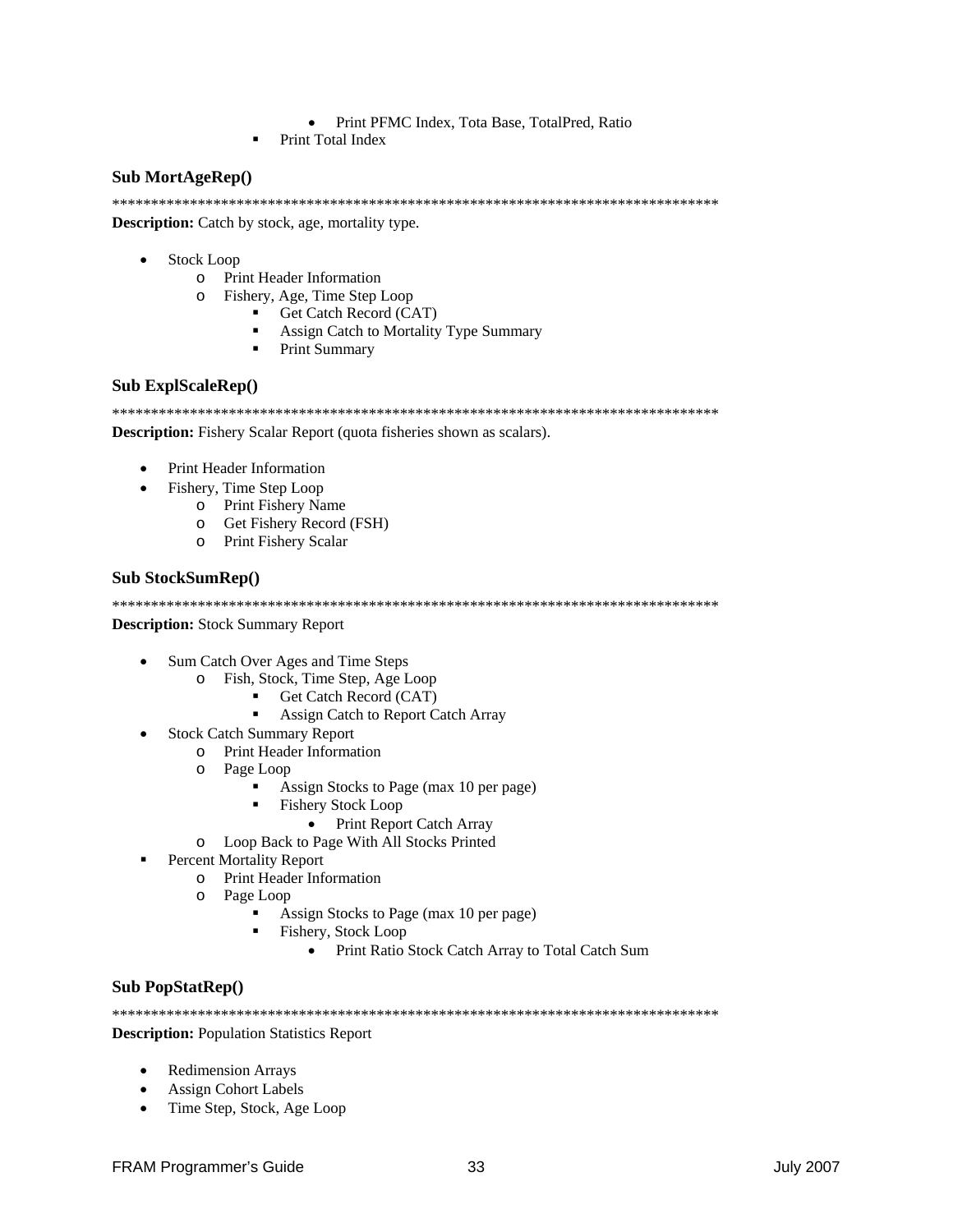- Print PFMC Index, Tota Base, TotalPred, Ratio
        - Print Total Index

### Sub MortAgeRep()

********************************************************************************

**Description:** Catch by stock, age, mortality type.

- Stock Loop
    - Print Header Information
    - Fishery, Age, Time Step Loop
        - Get Catch Record (CAT)
        - Assign Catch to Mortality Type Summary
        - Print Summary

### Sub ExplScaleRep()

********************************************************************************

**Description:** Fishery Scalar Report (quota fisheries shown as scalars).

- Print Header Information
- Fishery, Time Step Loop
    - Print Fishery Name
    - Get Fishery Record (FSH)
    - Print Fishery Scalar

### Sub StockSumRep()

********************************************************************************

**Description:** Stock Summary Report

- Sum Catch Over Ages and Time Steps
    - Fish, Stock, Time Step, Age Loop
        - Get Catch Record (CAT)
        - Assign Catch to Report Catch Array
- Stock Catch Summary Report
    - Print Header Information
    - Page Loop
        - Assign Stocks to Page (max 10 per page)
        - Fishery Stock Loop
            - Print Report Catch Array
    - Loop Back to Page With All Stocks Printed
- Percent Mortality Report
    - Print Header Information
    - Page Loop
        - Assign Stocks to Page (max 10 per page)
        - Fishery, Stock Loop
            - Print Ratio Stock Catch Array to Total Catch Sum

### Sub PopStatRep()

********************************************************************************

**Description:** Population Statistics Report

- Redimension Arrays
- Assign Cohort Labels
- Time Step, Stock, Age Loop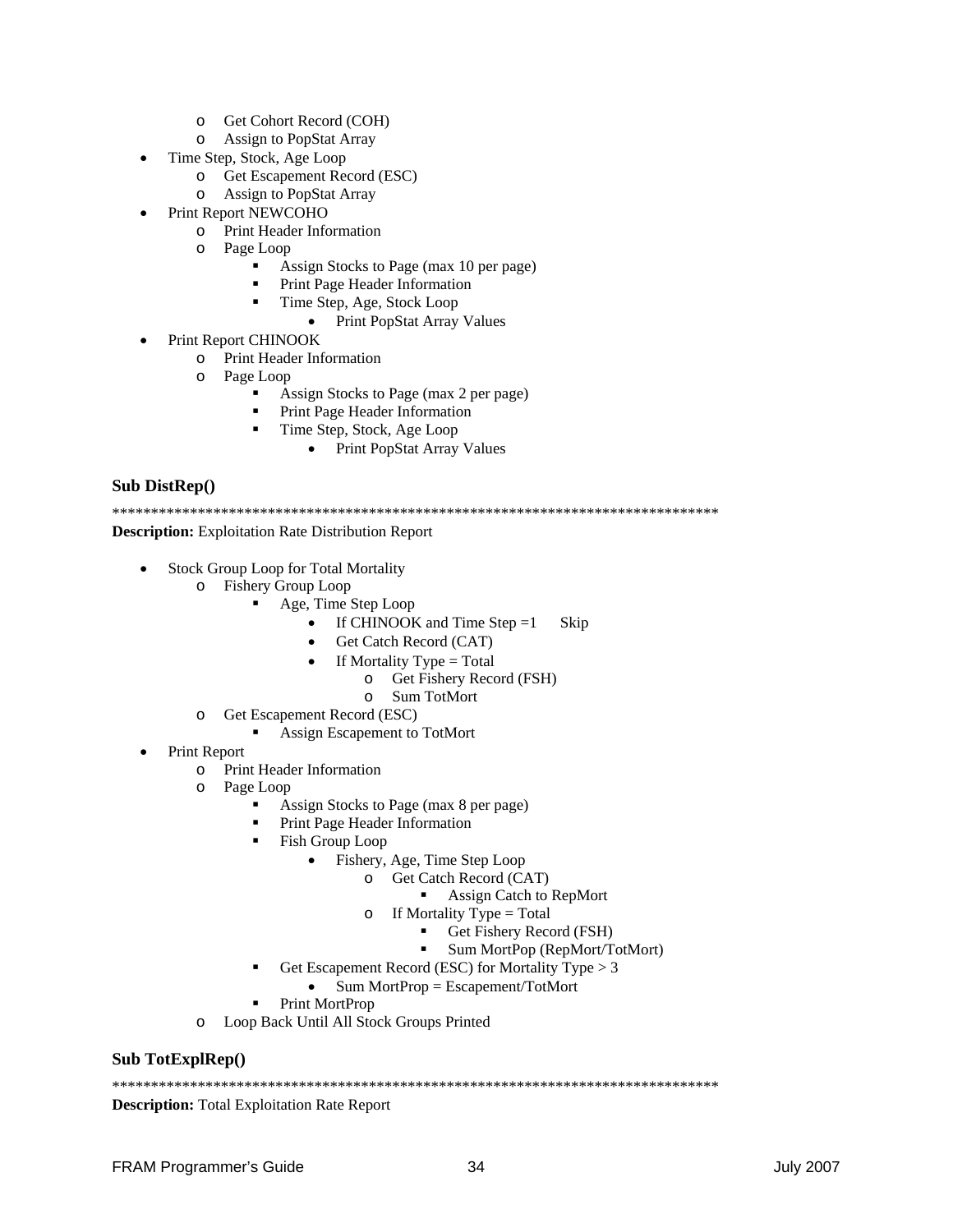- Get Cohort Record (COH)
    - Assign to PopStat Array
- Time Step, Stock, Age Loop
    - Get Escapement Record (ESC)
    - Assign to PopStat Array
- Print Report NEWCOHO
    - Print Header Information
    - Page Loop
        - Assign Stocks to Page (max 10 per page)
        - Print Page Header Information
        - Time Step, Age, Stock Loop
            - Print PopStat Array Values
- Print Report CHINOOK
    - Print Header Information
    - Page Loop
        - Assign Stocks to Page (max 2 per page)
        - Print Page Header Information
        - Time Step, Stock, Age Loop
            - Print PopStat Array Values

### Sub DistRep()

******************************************************************************

**Description:** Exploitation Rate Distribution Report

- Stock Group Loop for Total Mortality
    - Fishery Group Loop
        - Age, Time Step Loop
            - If CHINOOK and Time Step =1 Skip
            - Get Catch Record (CAT)
            - If Mortality Type = Total
                - Get Fishery Record (FSH)
                - Sum TotMort
    - Get Escapement Record (ESC)
        - Assign Escapement to TotMort
- Print Report
    - Print Header Information
    - Page Loop
        - Assign Stocks to Page (max 8 per page)
        - Print Page Header Information
        - Fish Group Loop
            - Fishery, Age, Time Step Loop
                - Get Catch Record (CAT)
                    - Assign Catch to RepMort
                - If Mortality Type = Total
                    - Get Fishery Record (FSH)
                    - Sum MortPop (RepMort/TotMort)
        - Get Escapement Record (ESC) for Mortality Type > 3
            - Sum MortProp = Escapement/TotMort
        - Print MortProp
    - Loop Back Until All Stock Groups Printed

### Sub TotExplRep()

******************************************************************************

**Description:** Total Exploitation Rate Report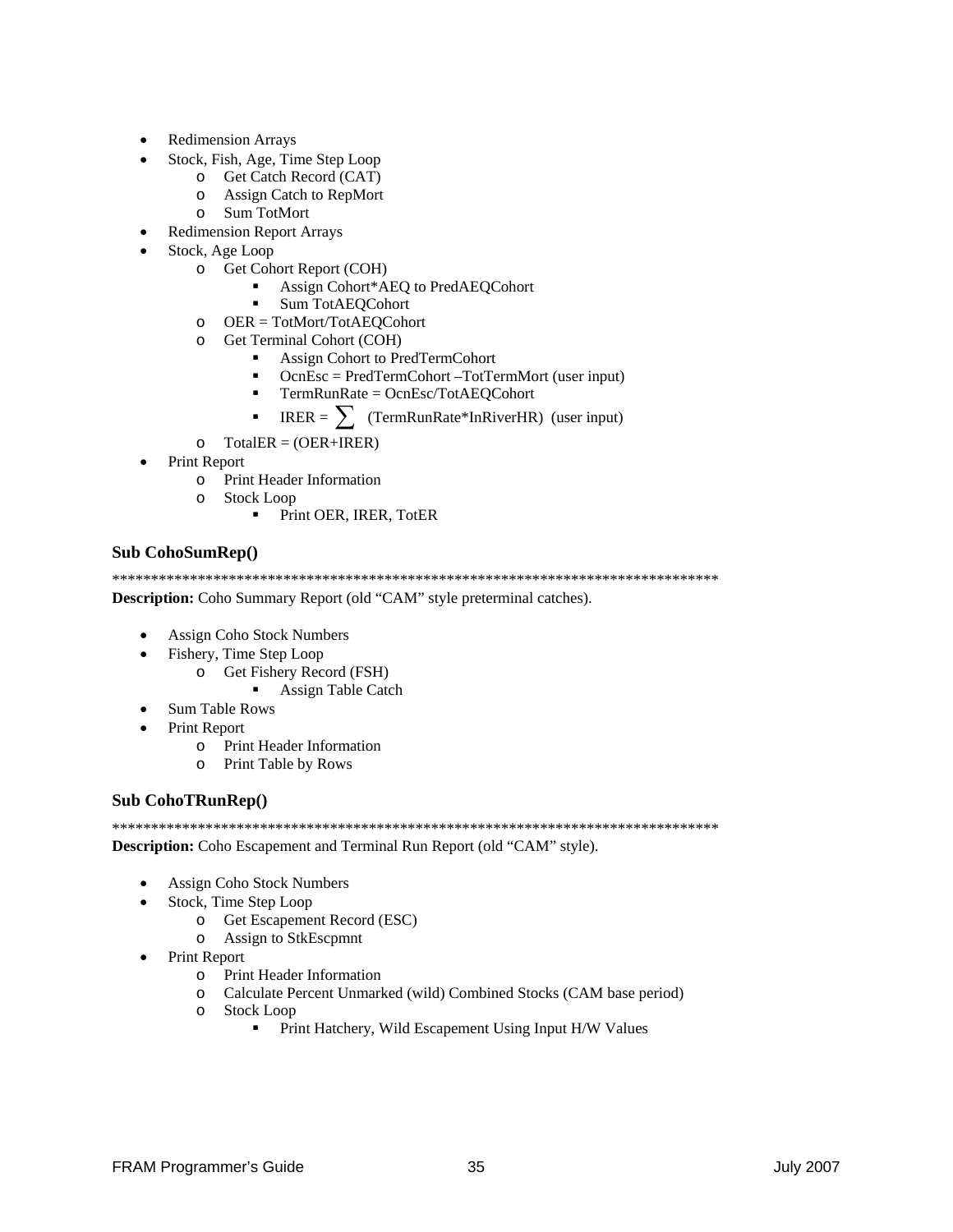- Redimension Arrays
- Stock, Fish, Age, Time Step Loop
  - Get Catch Record (CAT)
  - Assign Catch to RepMort
  - Sum TotMort
- Redimension Report Arrays
- Stock, Age Loop
  - Get Cohort Report (COH)
    - Assign Cohort*AEQ to PredAEQCohort
    - Sum TotAEQCohort
  - OER = TotMort/TotAEQCohort
  - Get Terminal Cohort (COH)
    - Assign Cohort to PredTermCohort
    - OcnEsc = PredTermCohort –TotTermMort (user input)
    - TermRunRate = OcnEsc/TotAEQCohort
    - IRER = $\sum$ (TermRunRate*InRiverHR) (user input)
  - TotalER = (OER+IRER)
- Print Report
  - Print Header Information
  - Stock Loop
    - Print OER, IRER, TotER

### Sub CohoSumRep()

*******************************************************************************

**Description:** Coho Summary Report (old "CAM" style preterminal catches).

- Assign Coho Stock Numbers
- Fishery, Time Step Loop
  - Get Fishery Record (FSH)
    - Assign Table Catch
- Sum Table Rows
- Print Report
  - Print Header Information
  - Print Table by Rows

### Sub CohoTRunRep()

*******************************************************************************

**Description:** Coho Escapement and Terminal Run Report (old "CAM" style).

- Assign Coho Stock Numbers
- Stock, Time Step Loop
  - Get Escapement Record (ESC)
  - Assign to StkEscpmnt
- Print Report
  - Print Header Information
  - Calculate Percent Unmarked (wild) Combined Stocks (CAM base period)
  - Stock Loop
    - Print Hatchery, Wild Escapement Using Input H/W Values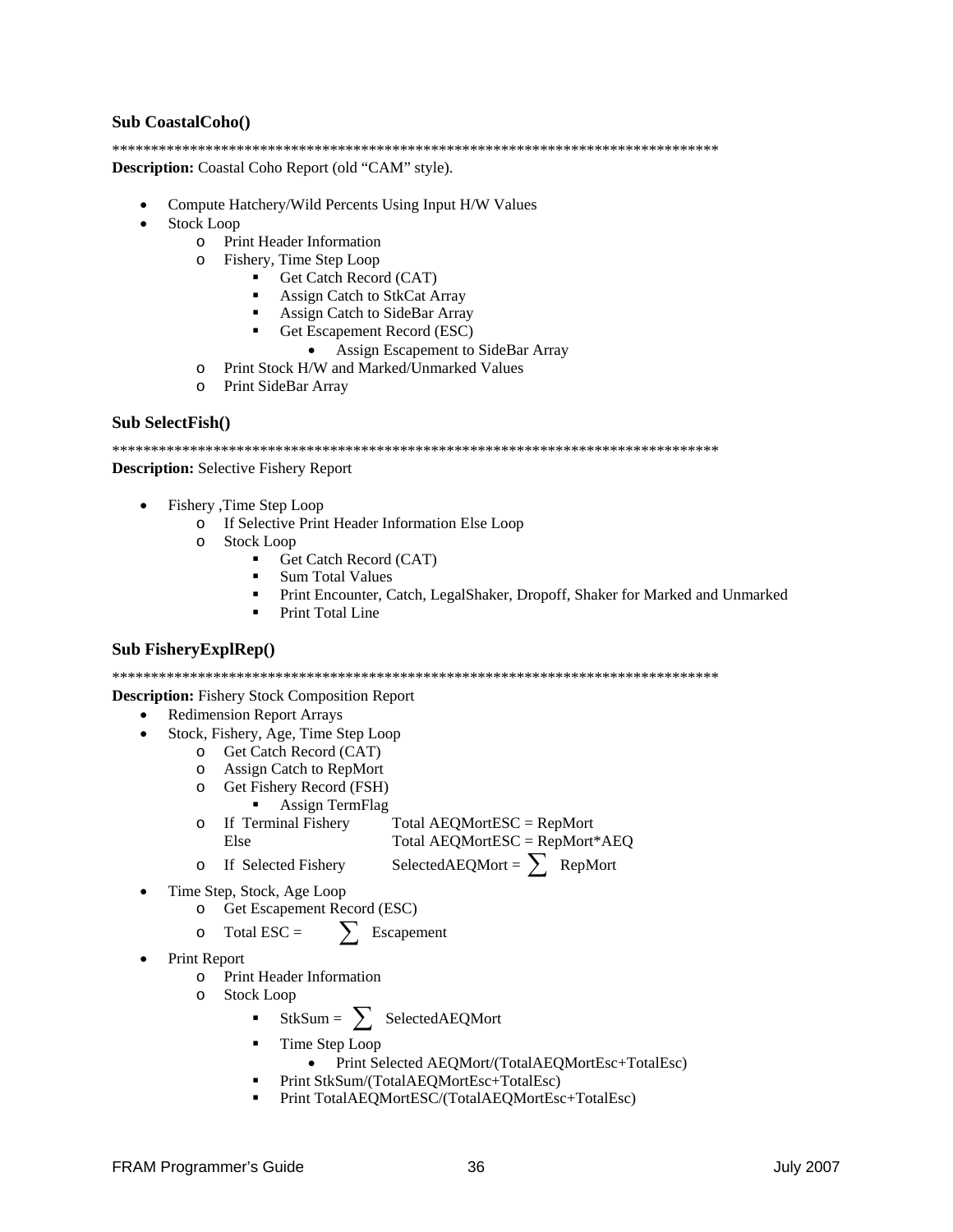### Sub CoastalCoho()

*******************************************************************************

**Description:** Coastal Coho Report (old "CAM" style).

- Compute Hatchery/Wild Percents Using Input H/W Values
- Stock Loop
    - Print Header Information
    - Fishery, Time Step Loop
        - Get Catch Record (CAT)
        - Assign Catch to StkCat Array
        - Assign Catch to SideBar Array
        - Get Escapement Record (ESC)
            - Assign Escapement to SideBar Array
    - Print Stock H/W and Marked/Unmarked Values
    - Print SideBar Array

### Sub SelectFish()

*******************************************************************************

**Description:** Selective Fishery Report

- Fishery ,Time Step Loop
    - If Selective Print Header Information Else Loop
    - Stock Loop
        - Get Catch Record (CAT)
        - Sum Total Values
        - Print Encounter, Catch, LegalShaker, Dropoff, Shaker for Marked and Unmarked
        - Print Total Line

### Sub FisheryExplRep()

*******************************************************************************

**Description:** Fishery Stock Composition Report

- Redimension Report Arrays
- Stock, Fishery, Age, Time Step Loop
    - Get Catch Record (CAT)
    - Assign Catch to RepMort
    - Get Fishery Record (FSH)
        - Assign TermFlag
    - If Terminal Fishery Total AEQMortESC = RepMort  
      Else Total AEQMortESC = RepMort*AEQ
    - If Selected Fishery SelectedAEQMort = $\sum$ RepMort
- Time Step, Stock, Age Loop
    - Get Escapement Record (ESC)
    - Total ESC = $\sum$ Escapement
- Print Report
    - Print Header Information
    - Stock Loop
        - StkSum = $\sum$ SelectedAEQMort
        - Time Step Loop
            - Print Selected AEQMort/(TotalAEQMortEsc+TotalEsc)
        - Print StkSum/(TotalAEQMortEsc+TotalEsc)
        - Print TotalAEQMortESC/(TotalAEQMortEsc+TotalEsc)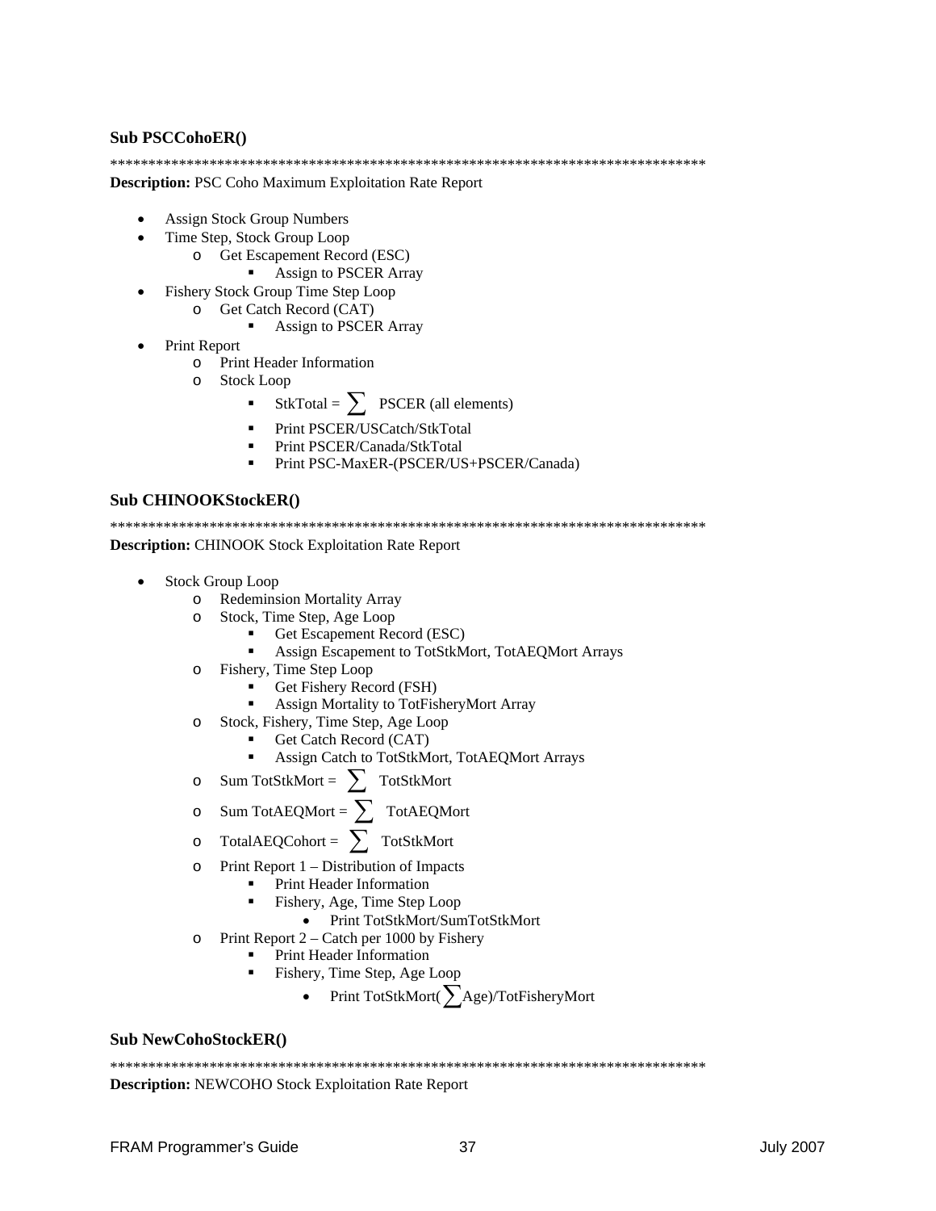**Sub PSCCohoER()**

*******************************************************************************

**Description:** PSC Coho Maximum Exploitation Rate Report

- Assign Stock Group Numbers
- Time Step, Stock Group Loop
  - Get Escapement Record (ESC)
    - Assign to PSCER Array
- Fishery Stock Group Time Step Loop
  - Get Catch Record (CAT)
    - Assign to PSCER Array
- Print Report
  - Print Header Information
  - Stock Loop
    - StkTotal = $\sum$ PSCER (all elements)
    - Print PSCER/USCatch/StkTotal
    - Print PSCER/Canada/StkTotal
    - Print PSC-MaxER-(PSCER/US+PSCER/Canada)

**Sub CHINOOKStockER()**

*******************************************************************************

**Description:** CHINOOK Stock Exploitation Rate Report

- Stock Group Loop
  - Redeminsion Mortality Array
  - Stock, Time Step, Age Loop
    - Get Escapement Record (ESC)
    - Assign Escapement to TotStkMort, TotAEQMort Arrays
  - Fishery, Time Step Loop
    - Get Fishery Record (FSH)
    - Assign Mortality to TotFisheryMort Array
  - Stock, Fishery, Time Step, Age Loop
    - Get Catch Record (CAT)
    - Assign Catch to TotStkMort, TotAEQMort Arrays
  - Sum TotStkMort = $\sum$ TotStkMort
  - Sum TotAEQMort = $\sum$ TotAEQMort
  - TotalAEQCohort = $\sum$ TotStkMort
  - Print Report 1 – Distribution of Impacts
    - Print Header Information
    - Fishery, Age, Time Step Loop
      - Print TotStkMort/SumTotStkMort
  - Print Report 2 – Catch per 1000 by Fishery
    - Print Header Information
    - Fishery, Time Step, Age Loop
      - Print TotStkMort($\sum$Age)/TotFisheryMort

**Sub NewCohoStockER()**

*******************************************************************************

**Description:** NEWCOHO Stock Exploitation Rate Report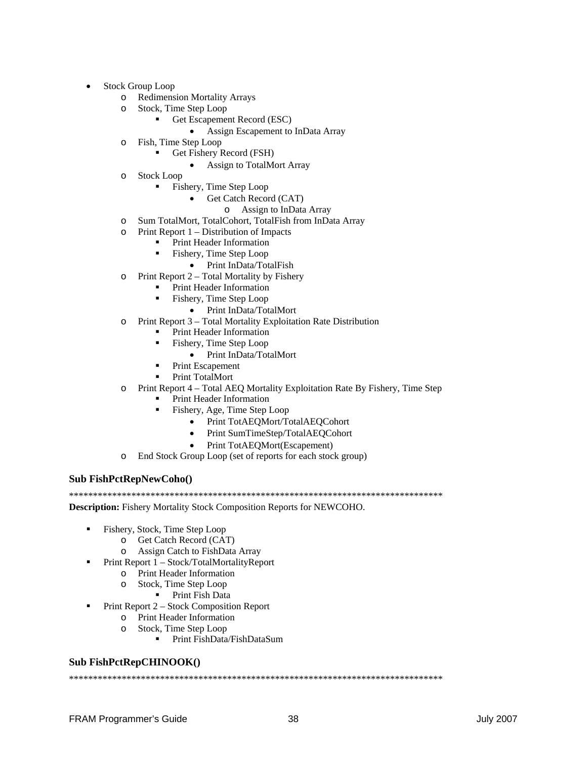- Stock Group Loop
  - Redimension Mortality Arrays
  - Stock, Time Step Loop
    - Get Escapement Record (ESC)
      - Assign Escapement to InData Array
  - Fish, Time Step Loop
    - Get Fishery Record (FSH)
      - Assign to TotalMort Array
  - Stock Loop
    - Fishery, Time Step Loop
      - Get Catch Record (CAT)
        - Assign to InData Array
  - Sum TotalMort, TotalCohort, TotalFish from InData Array
  - Print Report 1 – Distribution of Impacts
    - Print Header Information
    - Fishery, Time Step Loop
      - Print InData/TotalFish
  - Print Report 2 – Total Mortality by Fishery
    - Print Header Information
    - Fishery, Time Step Loop
      - Print InData/TotalMort
  - Print Report 3 – Total Mortality Exploitation Rate Distribution
    - Print Header Information
    - Fishery, Time Step Loop
      - Print InData/TotalMort
    - Print Escapement
    - Print TotalMort
  - Print Report 4 – Total AEQ Mortality Exploitation Rate By Fishery, Time Step
    - Print Header Information
    - Fishery, Age, Time Step Loop
      - Print TotAEQMort/TotalAEQCohort
      - Print SumTimeStep/TotalAEQCohort
      - Print TotAEQMort(Escapement)
  - End Stock Group Loop (set of reports for each stock group)

**Sub FishPctRepNewCoho()**

*******************************************************************************

**Description:** Fishery Mortality Stock Composition Reports for NEWCOHO.

- Fishery, Stock, Time Step Loop
  - Get Catch Record (CAT)
  - Assign Catch to FishData Array
- Print Report 1 – Stock/TotalMortalityReport
  - Print Header Information
  - Stock, Time Step Loop
    - Print Fish Data
- Print Report 2 – Stock Composition Report
  - Print Header Information
  - Stock, Time Step Loop
    - Print FishData/FishDataSum

**Sub FishPctRepCHINOOK()**

*******************************************************************************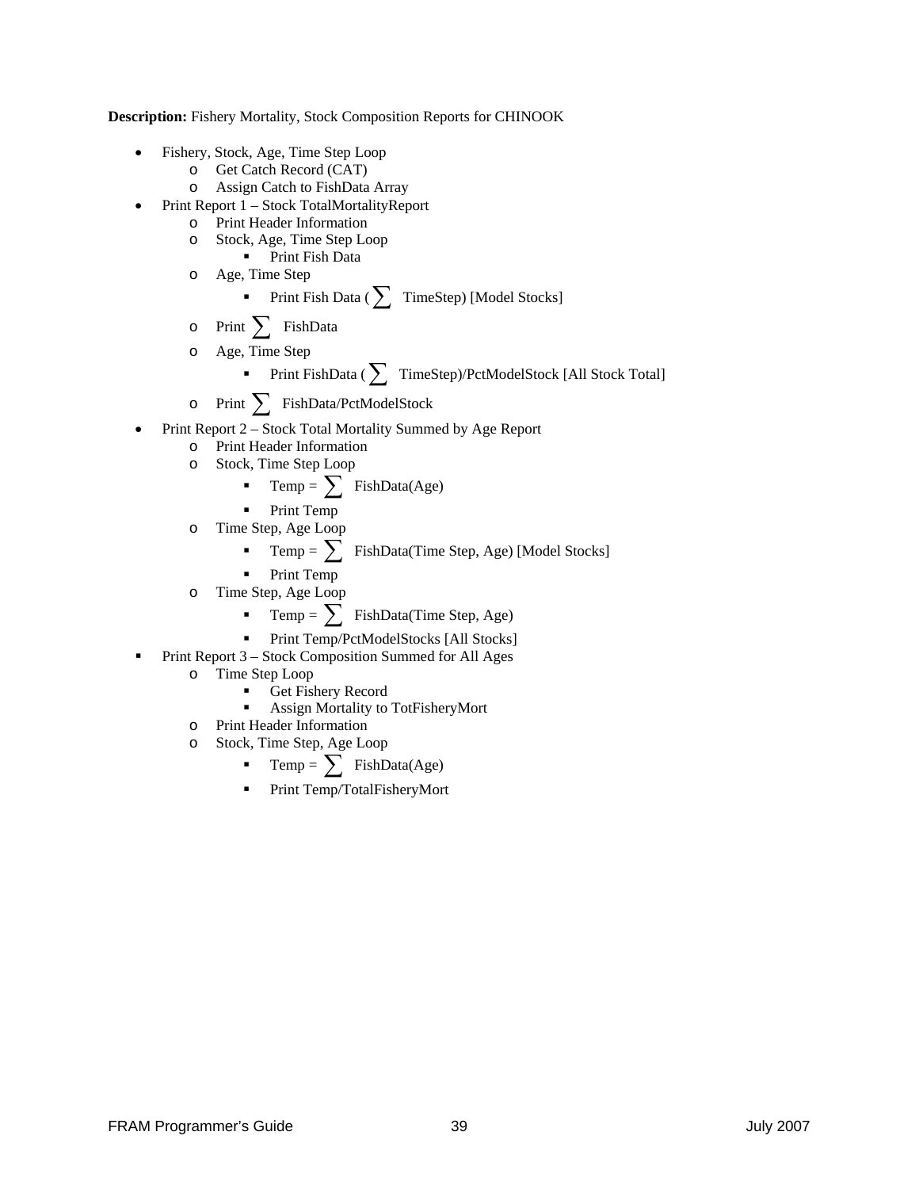**Description:** Fishery Mortality, Stock Composition Reports for CHINOOK

- Fishery, Stock, Age, Time Step Loop
  - Get Catch Record (CAT)
  - Assign Catch to FishData Array
- Print Report 1 – Stock TotalMortalityReport
  - Print Header Information
  - Stock, Age, Time Step Loop
    - Print Fish Data
  - Age, Time Step
    - Print Fish Data ( $\sum$ TimeStep) [Model Stocks]
  - Print $\sum$ FishData
  - Age, Time Step
    - Print FishData ( $\sum$ TimeStep)/PctModelStock [All Stock Total]
  - Print $\sum$ FishData/PctModelStock
- Print Report 2 – Stock Total Mortality Summed by Age Report
  - Print Header Information
  - Stock, Time Step Loop
    - Temp = $\sum$ FishData(Age)
    - Print Temp
  - Time Step, Age Loop
    - Temp = $\sum$ FishData(Time Step, Age) [Model Stocks]
    - Print Temp
  - Time Step, Age Loop
    - Temp = $\sum$ FishData(Time Step, Age)
    - Print Temp/PctModelStocks [All Stocks]
- Print Report 3 – Stock Composition Summed for All Ages
  - Time Step Loop
    - Get Fishery Record
    - Assign Mortality to TotFisheryMort
  - Print Header Information
  - Stock, Time Step, Age Loop
    - Temp = $\sum$ FishData(Age)
    - Print Temp/TotalFisheryMort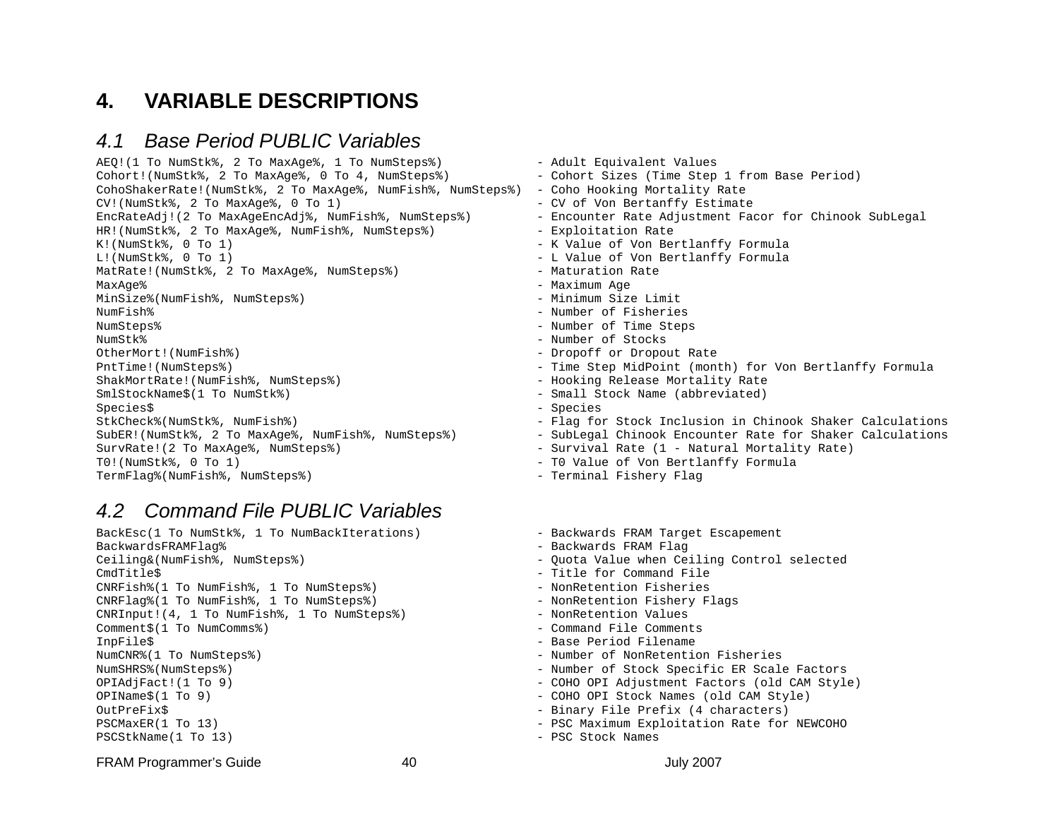# 4. VARIABLE DESCRIPTIONS

## 4.1 Base Period PUBLIC Variables

```
AEQ!(1 To NumStk%, 2 To MaxAge%, 1 To NumSteps%)            - Adult Equivalent Values
Cohort!(NumStk%, 2 To MaxAge%, 0 To 4, NumSteps%)           - Cohort Sizes (Time Step 1 from Base Period)
CohoShakerRate!(NumStk%, 2 To MaxAge%, NumFish%, NumSteps%)  - Coho Hooking Mortality Rate
CV!(NumStk%, 2 To MaxAge%, 0 To 1)                          - CV of Von Bertanffy Estimate
EncRateAdj!(2 To MaxAgeEncAdj%, NumFish%, NumSteps%)        - Encounter Rate Adjustment Facor for Chinook SubLegal
HR!(NumStk%, 2 To MaxAge%, NumFish%, NumSteps%)             - Exploitation Rate
K!(NumStk%, 0 To 1)                                         - K Value of Von Bertlanffy Formula
L!(NumStk%, 0 To 1)                                         - L Value of Von Bertlanffy Formula
MatRate!(NumStk%, 2 To MaxAge%, NumSteps%)                  - Maturation Rate
MaxAge%                                                     - Maximum Age
MinSize%(NumFish%, NumSteps%)                               - Minimum Size Limit
NumFish%                                                    - Number of Fisheries
NumSteps%                                                   - Number of Time Steps
NumStk%                                                     - Number of Stocks
OtherMort!(NumFish%)                                        - Dropoff or Dropout Rate
PntTime!(NumSteps%)                                         - Time Step MidPoint (month) for Von Bertlanffy Formula
ShakMortRate!(NumFish%, NumSteps%)                          - Hooking Release Mortality Rate
SmlStockName$(1 To NumStk%)                                 - Small Stock Name (abbreviated)
Species$                                                    - Species
StkCheck%(NumStk%, NumFish%)                                - Flag for Stock Inclusion in Chinook Shaker Calculations
SubER!(NumStk%, 2 To MaxAge%, NumFish%, NumSteps%)          - SubLegal Chinook Encounter Rate for Shaker Calculations
SurvRate!(2 To MaxAge%, NumSteps%)                          - Survival Rate (1 - Natural Mortality Rate)
T0!(NumStk%, 0 To 1)                                        - T0 Value of Von Bertlanffy Formula
TermFlag%(NumFish%, NumSteps%)                              - Terminal Fishery Flag
```

## 4.2 Command File PUBLIC Variables

```
BackEsc(1 To NumStk%, 1 To NumBackIterations)               - Backwards FRAM Target Escapement
BackwardsFRAMFlag%                                          - Backwards FRAM Flag
Ceiling&(NumFish%, NumSteps%)                               - Quota Value when Ceiling Control selected
CmdTitle$                                                   - Title for Command File
CNRFish%(1 To NumFish%, 1 To NumSteps%)                     - NonRetention Fisheries
CNRFlag%(1 To NumFish%, 1 To NumSteps%)                     - NonRetention Fishery Flags
CNRInput!(4, 1 To NumFish%, 1 To NumSteps%)                 - NonRetention Values
Comment$(1 To NumComms%)                                    - Command File Comments
InpFile$                                                    - Base Period Filename
NumCNR%(1 To NumSteps%)                                     - Number of NonRetention Fisheries
NumSHRS%(NumSteps%)                                         - Number of Stock Specific ER Scale Factors
OPIAdjFact!(1 To 9)                                         - COHO OPI Adjustment Factors (old CAM Style)
OPIName$(1 To 9)                                            - COHO OPI Stock Names (old CAM Style)
OutPreFix$                                                  - Binary File Prefix (4 characters)
PSCMaxER(1 To 13)                                           - PSC Maximum Exploitation Rate for NEWCOHO
PSCStkName(1 To 13)                                         - PSC Stock Names
```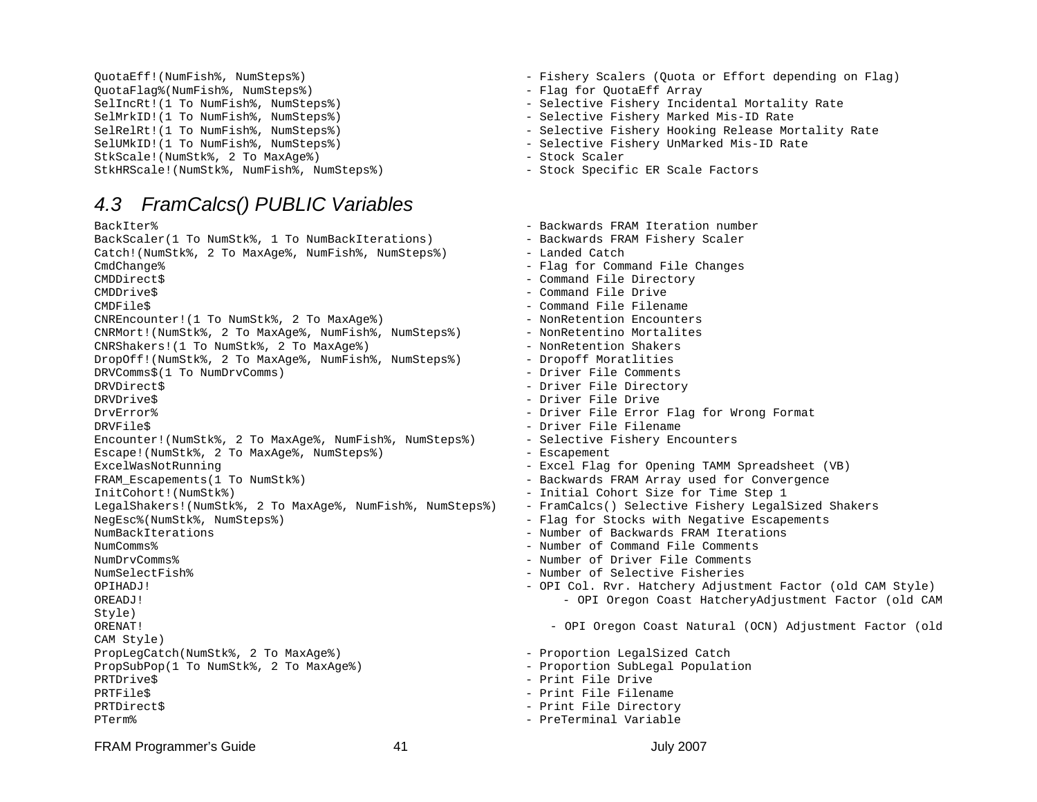```
QuotaEff!(NumFish%, NumSteps%)                       - Fishery Scalers (Quota or Effort depending on Flag)
QuotaFlag%(NumFish%, NumSteps%)                      - Flag for QuotaEff Array
SelIncRt!(1 To NumFish%, NumSteps%)                  - Selective Fishery Incidental Mortality Rate
SelMrkID!(1 To NumFish%, NumSteps%)                  - Selective Fishery Marked Mis-ID Rate
SelRelRt!(1 To NumFish%, NumSteps%)                  - Selective Fishery Hooking Release Mortality Rate
SelUMkID!(1 To NumFish%, NumSteps%)                  - Selective Fishery UnMarked Mis-ID Rate
StkScale!(NumStk%, 2 To MaxAge%)                     - Stock Scaler
StkHRScale!(NumStk%, NumFish%, NumSteps%)            - Stock Specific ER Scale Factors
```

## *4.3 FramCalcs() PUBLIC Variables*

```
BackIter%                                                - Backwards FRAM Iteration number
BackScaler(1 To NumStk%, 1 To NumBackIterations)         - Backwards FRAM Fishery Scaler
Catch!(NumStk%, 2 To MaxAge%, NumFish%, NumSteps%)       - Landed Catch
CmdChange%                                               - Flag for Command File Changes
CMDDirect$                                               - Command File Directory
CMDDrive$                                                - Command File Drive
CMDFile$                                                 - Command File Filename
CNREncounter!(1 To NumStk%, 2 To MaxAge%)                - NonRetention Encounters
CNRMort!(NumStk%, 2 To MaxAge%, NumFish%, NumSteps%)     - NonRetentino Mortalites
CNRShakers!(1 To NumStk%, 2 To MaxAge%)                  - NonRetention Shakers
DropOff!(NumStk%, 2 To MaxAge%, NumFish%, NumSteps%)     - Dropoff Moratlities
DRVComms$(1 To NumDrvComms)                              - Driver File Comments
DRVDirect$                                               - Driver File Directory
DRVDrive$                                                - Driver File Drive
DrvError%                                                - Driver File Error Flag for Wrong Format
DRVFile$                                                 - Driver File Filename
Encounter!(NumStk%, 2 To MaxAge%, NumFish%, NumSteps%)   - Selective Fishery Encounters
Escape!(NumStk%, 2 To MaxAge%, NumSteps%)                - Escapement
ExcelWasNotRunning                                       - Excel Flag for Opening TAMM Spreadsheet (VB)
FRAM_Escapements(1 To NumStk%)                           - Backwards FRAM Array used for Convergence
InitCohort!(NumStk%)                                     - Initial Cohort Size for Time Step 1
LegalShakers!(NumStk%, 2 To MaxAge%, NumFish%, NumSteps%)  - FramCalcs() Selective Fishery LegalSized Shakers
NegEsc%(NumStk%, NumSteps%)                              - Flag for Stocks with Negative Escapements
NumBackIterations                                        - Number of Backwards FRAM Iterations
NumComms%                                                - Number of Command File Comments
NumDrvComms%                                             - Number of Driver File Comments
NumSelectFish%                                           - Number of Selective Fisheries
OPIHADJ!                                                 - OPI Col. Rvr. Hatchery Adjustment Factor (old CAM Style)
OREADJ!                                                      - OPI Oregon Coast HatcheryAdjustment Factor (old CAM
Style)
ORENAT!                                                    - OPI Oregon Coast Natural (OCN) Adjustment Factor (old
CAM Style)
PropLegCatch(NumStk%, 2 To MaxAge%)                      - Proportion LegalSized Catch
PropSubPop(1 To NumStk%, 2 To MaxAge%)                   - Proportion SubLegal Population
PRTDrive$                                                - Print File Drive
PRTFile$                                                 - Print File Filename
PRTDirect$                                               - Print File Directory
PTerm%                                                   - PreTerminal Variable
```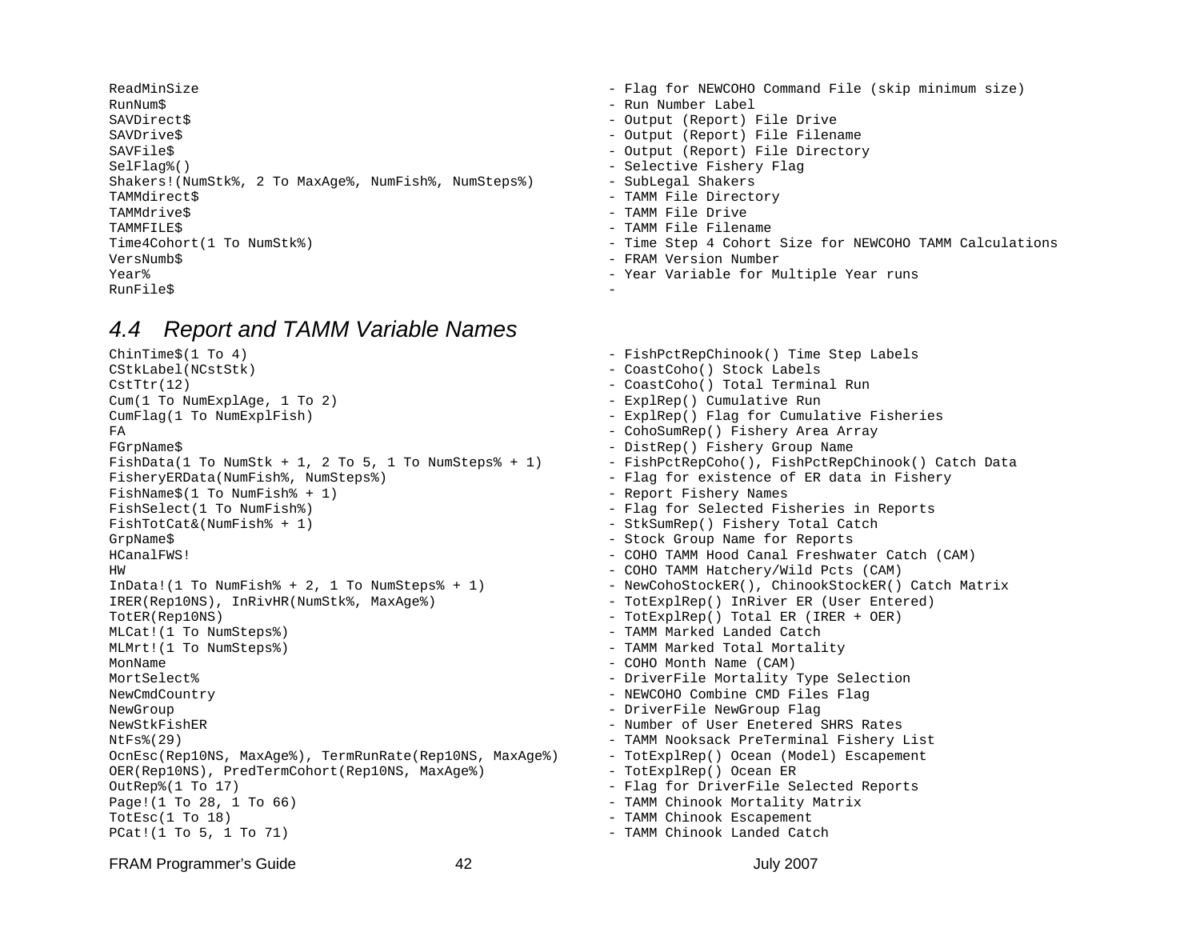```
ReadMinSize                                             - Flag for NEWCOHO Command File (skip minimum size)
RunNum$                                                 - Run Number Label
SAVDirect$                                              - Output (Report) File Drive
SAVDrive$                                               - Output (Report) File Filename
SAVFile$                                                - Output (Report) File Directory
SelFlag%()                                              - Selective Fishery Flag
Shakers!(NumStk%, 2 To MaxAge%, NumFish%, NumSteps%)    - SubLegal Shakers
TAMMdirect$                                             - TAMM File Directory
TAMMdrive$                                              - TAMM File Drive
TAMMFILE$                                               - TAMM File Filename
Time4Cohort(1 To NumStk%)                               - Time Step 4 Cohort Size for NEWCOHO TAMM Calculations
VersNumb$                                               - FRAM Version Number
Year%                                                   - Year Variable for Multiple Year runs
RunFile$                                                -
```

## 4.4 Report and TAMM Variable Names

```
ChinTime$(1 To 4)                                       - FishPctRepChinook() Time Step Labels
CStkLabel(NCstStk)                                      - CoastCoho() Stock Labels
CstTtr(12)                                              - CoastCoho() Total Terminal Run
Cum(1 To NumExplAge, 1 To 2)                            - ExplRep() Cumulative Run
CumFlag(1 To NumExplFish)                               - ExplRep() Flag for Cumulative Fisheries
FA                                                      - CohoSumRep() Fishery Area Array
FGrpName$                                               - DistRep() Fishery Group Name
FishData(1 To NumStk + 1, 2 To 5, 1 To NumSteps% + 1)   - FishPctRepCoho(), FishPctRepChinook() Catch Data
FisheryERData(NumFish%, NumSteps%)                      - Flag for existence of ER data in Fishery
FishName$(1 To NumFish% + 1)                            - Report Fishery Names
FishSelect(1 To NumFish%)                               - Flag for Selected Fisheries in Reports
FishTotCat&(NumFish% + 1)                               - StkSumRep() Fishery Total Catch
GrpName$                                                - Stock Group Name for Reports
HCanalFWS!                                              - COHO TAMM Hood Canal Freshwater Catch (CAM)
HW                                                      - COHO TAMM Hatchery/Wild Pcts (CAM)
InData!(1 To NumFish% + 2, 1 To NumSteps% + 1)          - NewCohoStockER(), ChinookStockER() Catch Matrix
IRER(Rep10NS), InRivHR(NumStk%, MaxAge%)                - TotExplRep() InRiver ER (User Entered)
TotER(Rep10NS)                                          - TotExplRep() Total ER (IRER + OER)
MLCat!(1 To NumSteps%)                                  - TAMM Marked Landed Catch
MLMrt!(1 To NumSteps%)                                  - TAMM Marked Total Mortality
MonName                                                 - COHO Month Name (CAM)
MortSelect%                                             - DriverFile Mortality Type Selection
NewCmdCountry                                           - NEWCOHO Combine CMD Files Flag
NewGroup                                                - DriverFile NewGroup Flag
NewStkFishER                                            - Number of User Enetered SHRS Rates
NtFs%(29)                                               - TAMM Nooksack PreTerminal Fishery List
OcnEsc(Rep10NS, MaxAge%), TermRunRate(Rep10NS, MaxAge%) - TotExplRep() Ocean (Model) Escapement
OER(Rep10NS), PredTermCohort(Rep10NS, MaxAge%)          - TotExplRep() Ocean ER
OutRep%(1 To 17)                                        - Flag for DriverFile Selected Reports
Page!(1 To 28, 1 To 66)                                 - TAMM Chinook Mortality Matrix
TotEsc(1 To 18)                                         - TAMM Chinook Escapement
PCat!(1 To 5, 1 To 71)                                  - TAMM Chinook Landed Catch
```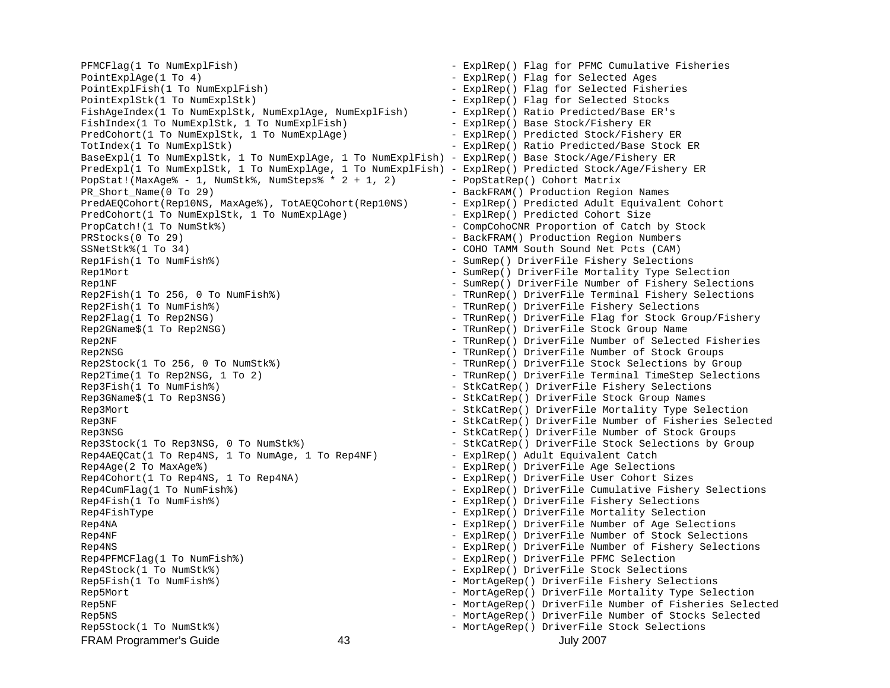```
PFMCFlag(1 To NumExplFish)                              - ExplRep() Flag for PFMC Cumulative Fisheries
PointExplAge(1 To 4)                                    - ExplRep() Flag for Selected Ages
PointExplFish(1 To NumExplFish)                         - ExplRep() Flag for Selected Fisheries
PointExplStk(1 To NumExplStk)                           - ExplRep() Flag for Selected Stocks
FishAgeIndex(1 To NumExplStk, NumExplAge, NumExplFish)  - ExplRep() Ratio Predicted/Base ER's
FishIndex(1 To NumExplStk, 1 To NumExplFish)            - ExplRep() Base Stock/Fishery ER
PredCohort(1 To NumExplStk, 1 To NumExplAge)            - ExplRep() Predicted Stock/Fishery ER
TotIndex(1 To NumExplStk)                               - ExplRep() Ratio Predicted/Base Stock ER
BaseExpl(1 To NumExplStk, 1 To NumExplAge, 1 To NumExplFish) - ExplRep() Base Stock/Age/Fishery ER
PredExpl(1 To NumExplStk, 1 To NumExplAge, 1 To NumExplFish) - ExplRep() Predicted Stock/Age/Fishery ER
PopStat!(MaxAge% - 1, NumStk%, NumSteps% * 2 + 1, 2)    - PopStatRep() Cohort Matrix
PR_Short_Name(0 To 29)                                  - BackFRAM() Production Region Names
PredAEQCohort(Rep10NS, MaxAge%), TotAEQCohort(Rep10NS)  - ExplRep() Predicted Adult Equivalent Cohort
PredCohort(1 To NumExplStk, 1 To NumExplAge)            - ExplRep() Predicted Cohort Size
PropCatch!(1 To NumStk%)                                - CompCohoCNR Proportion of Catch by Stock
PRStocks(0 To 29)                                       - BackFRAM() Production Region Numbers
SSNetStk%(1 To 34)                                      - COHO TAMM South Sound Net Pcts (CAM)
Rep1Fish(1 To NumFish%)                                 - SumRep() DriverFile Fishery Selections
Rep1Mort                                                - SumRep() DriverFile Mortality Type Selection
Rep1NF                                                  - SumRep() DriverFile Number of Fishery Selections
Rep2Fish(1 To 256, 0 To NumFish%)                       - TRunRep() DriverFile Terminal Fishery Selections
Rep2Fish(1 To NumFish%)                                 - TRunRep() DriverFile Fishery Selections
Rep2Flag(1 To Rep2NSG)                                  - TRunRep() DriverFile Flag for Stock Group/Fishery
Rep2GName$(1 To Rep2NSG)                                - TRunRep() DriverFile Stock Group Name
Rep2NF                                                  - TRunRep() DriverFile Number of Selected Fisheries
Rep2NSG                                                 - TRunRep() DriverFile Number of Stock Groups
Rep2Stock(1 To 256, 0 To NumStk%)                       - TRunRep() DriverFile Stock Selections by Group
Rep2Time(1 To Rep2NSG, 1 To 2)                          - TRunRep() DriverFile Terminal TimeStep Selections
Rep3Fish(1 To NumFish%)                                 - StkCatRep() DriverFile Fishery Selections
Rep3GName$(1 To Rep3NSG)                                - StkCatRep() DriverFile Stock Group Names
Rep3Mort                                                - StkCatRep() DriverFile Mortality Type Selection
Rep3NF                                                  - StkCatRep() DriverFile Number of Fisheries Selected
Rep3NSG                                                 - StkCatRep() DriverFile Number of Stock Groups
Rep3Stock(1 To Rep3NSG, 0 To NumStk%)                   - StkCatRep() DriverFile Stock Selections by Group
Rep4AEQCat(1 To Rep4NS, 1 To NumAge, 1 To Rep4NF)       - ExplRep() Adult Equivalent Catch
Rep4Age(2 To MaxAge%)                                   - ExplRep() DriverFile Age Selections
Rep4Cohort(1 To Rep4NS, 1 To Rep4NA)                    - ExplRep() DriverFile User Cohort Sizes
Rep4CumFlag(1 To NumFish%)                              - ExplRep() DriverFile Cumulative Fishery Selections
Rep4Fish(1 To NumFish%)                                 - ExplRep() DriverFile Fishery Selections
Rep4FishType                                            - ExplRep() DriverFile Mortality Selection
Rep4NA                                                  - ExplRep() DriverFile Number of Age Selections
Rep4NF                                                  - ExplRep() DriverFile Number of Stock Selections
Rep4NS                                                  - ExplRep() DriverFile Number of Fishery Selections
Rep4PFMCFlag(1 To NumFish%)                             - ExplRep() DriverFile PFMC Selection
Rep4Stock(1 To NumStk%)                                 - ExplRep() DriverFile Stock Selections
Rep5Fish(1 To NumFish%)                                 - MortAgeRep() DriverFile Fishery Selections
Rep5Mort                                                - MortAgeRep() DriverFile Mortality Type Selection
Rep5NF                                                  - MortAgeRep() DriverFile Number of Fisheries Selected
Rep5NS                                                  - MortAgeRep() DriverFile Number of Stocks Selected
Rep5Stock(1 To NumStk%)                                 - MortAgeRep() DriverFile Stock Selections
```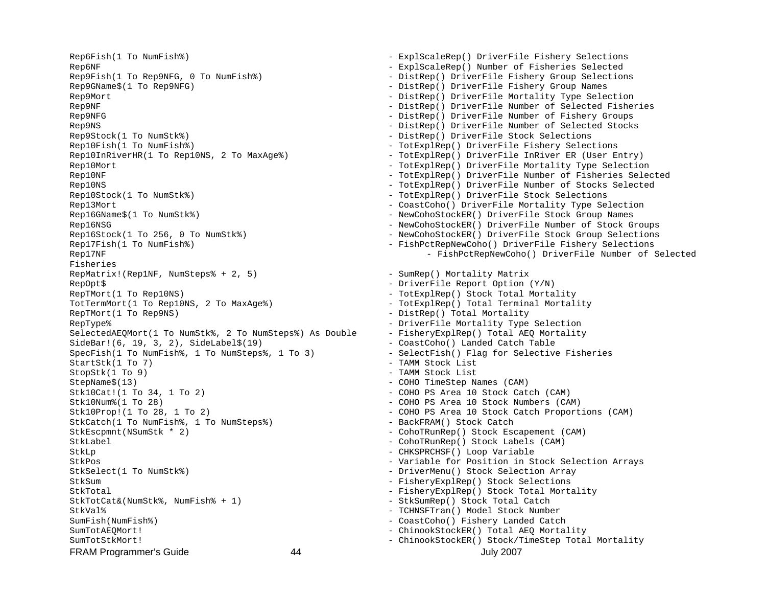```
Rep6Fish(1 To NumFish%)                              - ExplScaleRep() DriverFile Fishery Selections
Rep6NF                                               - ExplScaleRep() Number of Fisheries Selected
Rep9Fish(1 To Rep9NFG, 0 To NumFish%)                - DistRep() DriverFile Fishery Group Selections
Rep9GName$(1 To Rep9NFG)                             - DistRep() DriverFile Fishery Group Names
Rep9Mort                                             - DistRep() DriverFile Mortality Type Selection
Rep9NF                                               - DistRep() DriverFile Number of Selected Fisheries
Rep9NFG                                              - DistRep() DriverFile Number of Fishery Groups
Rep9NS                                               - DistRep() DriverFile Number of Selected Stocks
Rep9Stock(1 To NumStk%)                              - DistRep() DriverFile Stock Selections
Rep10Fish(1 To NumFish%)                             - TotExplRep() DriverFile Fishery Selections
Rep10InRiverHR(1 To Rep10NS, 2 To MaxAge%)           - TotExplRep() DriverFile InRiver ER (User Entry)
Rep10Mort                                            - TotExplRep() DriverFile Mortality Type Selection
Rep10NF                                              - TotExplRep() DriverFile Number of Fisheries Selected
Rep10NS                                              - TotExplRep() DriverFile Number of Stocks Selected
Rep10Stock(1 To NumStk%)                             - TotExplRep() DriverFile Stock Selections
Rep13Mort                                            - CoastCoho() DriverFile Mortality Type Selection
Rep16GName$(1 To NumStk%)                            - NewCohoStockER() DriverFile Stock Group Names
Rep16NSG                                             - NewCohoStockER() DriverFile Number of Stock Groups
Rep16Stock(1 To 256, 0 To NumStk%)                   - NewCohoStockER() DriverFile Stock Group Selections
Rep17Fish(1 To NumFish%)                             - FishPctRepNewCoho() DriverFile Fishery Selections
Rep17NF                                                     - FishPctRepNewCoho() DriverFile Number of Selected
Fisheries
RepMatrix!(Rep1NF, NumSteps% + 2, 5)                 - SumRep() Mortality Matrix
RepOpt$                                              - DriverFile Report Option (Y/N)
RepTMort(1 To Rep10NS)                               - TotExplRep() Stock Total Mortality
TotTermMort(1 To Rep10NS, 2 To MaxAge%)              - TotExplRep() Total Terminal Mortality
RepTMort(1 To Rep9NS)                                - DistRep() Total Mortality
RepType%                                             - DriverFile Mortality Type Selection
SelectedAEQMort(1 To NumStk%, 2 To NumSteps%) As Double   - FisheryExplRep() Total AEQ Mortality
SideBar!(6, 19, 3, 2), SideLabel$(19)                - CoastCoho() Landed Catch Table
SpecFish(1 To NumFish%, 1 To NumSteps%, 1 To 3)      - SelectFish() Flag for Selective Fisheries
StartStk(1 To 7)                                     - TAMM Stock List
StopStk(1 To 9)                                      - TAMM Stock List
StepName$(13)                                        - COHO TimeStep Names (CAM)
Stk10Cat!(1 To 34, 1 To 2)                           - COHO PS Area 10 Stock Catch (CAM)
Stk10Num%(1 To 28)                                   - COHO PS Area 10 Stock Numbers (CAM)
Stk10Prop!(1 To 28, 1 To 2)                          - COHO PS Area 10 Stock Catch Proportions (CAM)
StkCatch(1 To NumFish%, 1 To NumSteps%)              - BackFRAM() Stock Catch
StkEscpmnt(NSumStk * 2)                              - CohoTRunRep() Stock Escapement (CAM)
StkLabel                                             - CohoTRunRep() Stock Labels (CAM)
StkLp                                                - CHKSPRCHSF() Loop Variable
StkPos                                               - Variable for Position in Stock Selection Arrays
StkSelect(1 To NumStk%)                              - DriverMenu() Stock Selection Array
StkSum                                               - FisheryExplRep() Stock Selections
StkTotal                                             - FisheryExplRep() Stock Total Mortality
StkTotCat&(NumStk%, NumFish% + 1)                    - StkSumRep() Stock Total Catch
StkVal%                                              - TCHNSFTran() Model Stock Number
SumFish(NumFish%)                                    - CoastCoho() Fishery Landed Catch
SumTotAEQMort!                                       - ChinookStockER() Total AEQ Mortality
SumTotStkMort!                                       - ChinookStockER() Stock/TimeStep Total Mortality
```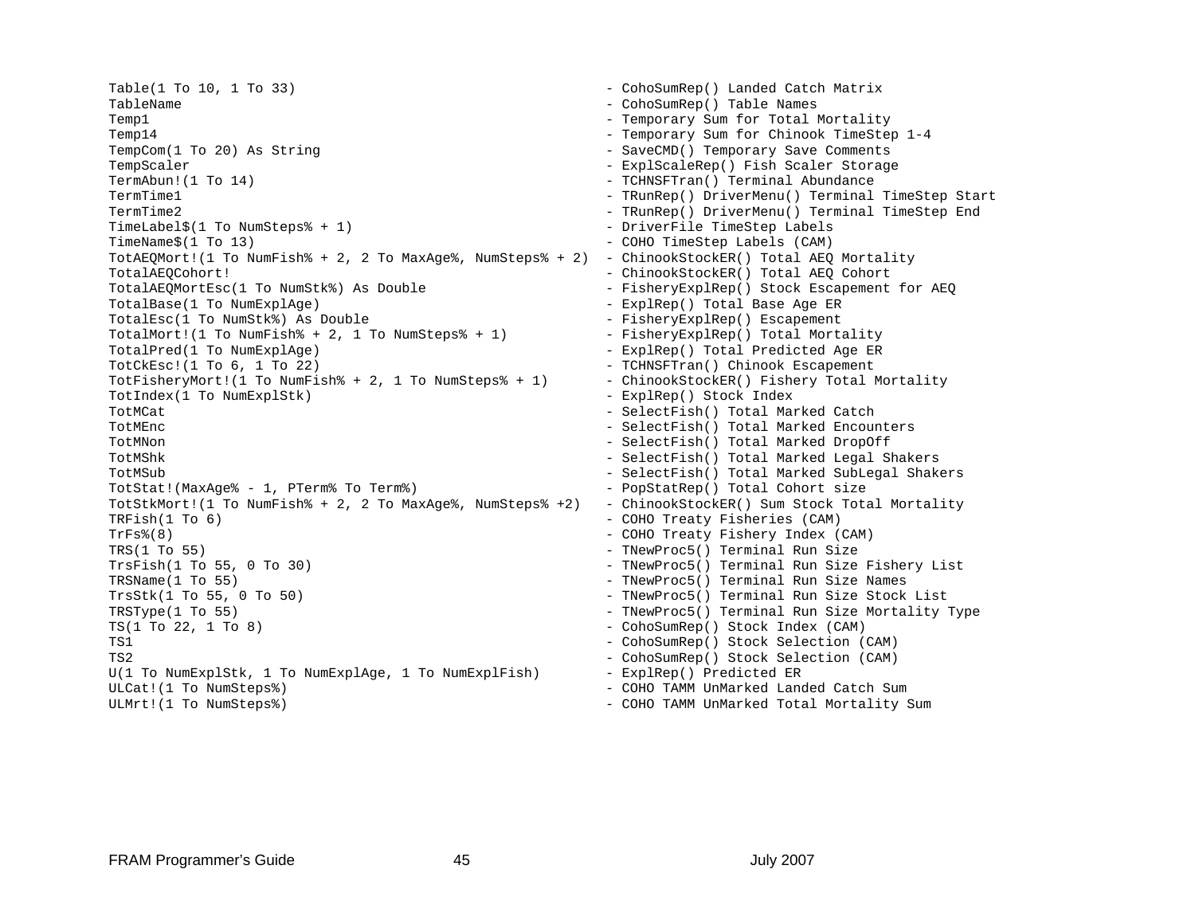```
Table(1 To 10, 1 To 33)                                  - CohoSumRep() Landed Catch Matrix
TableName                                                - CohoSumRep() Table Names
Temp1                                                    - Temporary Sum for Total Mortality
Temp14                                                   - Temporary Sum for Chinook TimeStep 1-4
TempCom(1 To 20) As String                               - SaveCMD() Temporary Save Comments
TempScaler                                               - ExplScaleRep() Fish Scaler Storage
TermAbun!(1 To 14)                                       - TCHNSFTran() Terminal Abundance
TermTime1                                                - TRunRep() DriverMenu() Terminal TimeStep Start
TermTime2                                                - TRunRep() DriverMenu() Terminal TimeStep End
TimeLabel$(1 To NumSteps% + 1)                           - DriverFile TimeStep Labels
TimeName$(1 To 13)                                       - COHO TimeStep Labels (CAM)
TotAEQMort!(1 To NumFish% + 2, 2 To MaxAge%, NumSteps% + 2)  - ChinookStockER() Total AEQ Mortality
TotalAEQCohort!                                          - ChinookStockER() Total AEQ Cohort
TotalAEQMortEsc(1 To NumStk%) As Double                  - FisheryExplRep() Stock Escapement for AEQ
TotalBase(1 To NumExplAge)                               - ExplRep() Total Base Age ER
TotalEsc(1 To NumStk%) As Double                         - FisheryExplRep() Escapement
TotalMort!(1 To NumFish% + 2, 1 To NumSteps% + 1)        - FisheryExplRep() Total Mortality
TotalPred(1 To NumExplAge)                               - ExplRep() Total Predicted Age ER
TotCkEsc!(1 To 6, 1 To 22)                               - TCHNSFTran() Chinook Escapement
TotFisheryMort!(1 To NumFish% + 2, 1 To NumSteps% + 1)   - ChinookStockER() Fishery Total Mortality
TotIndex(1 To NumExplStk)                                - ExplRep() Stock Index
TotMCat                                                  - SelectFish() Total Marked Catch
TotMEnc                                                  - SelectFish() Total Marked Encounters
TotMNon                                                  - SelectFish() Total Marked DropOff
TotMShk                                                  - SelectFish() Total Marked Legal Shakers
TotMSub                                                  - SelectFish() Total Marked SubLegal Shakers
TotStat!(MaxAge% - 1, PTerm% To Term%)                   - PopStatRep() Total Cohort size
TotStkMort!(1 To NumFish% + 2, 2 To MaxAge%, NumSteps% +2)   - ChinookStockER() Sum Stock Total Mortality
TRFish(1 To 6)                                           - COHO Treaty Fisheries (CAM)
TrFs%(8)                                                 - COHO Treaty Fishery Index (CAM)
TRS(1 To 55)                                             - TNewProc5() Terminal Run Size
TrsFish(1 To 55, 0 To 30)                                - TNewProc5() Terminal Run Size Fishery List
TRSName(1 To 55)                                         - TNewProc5() Terminal Run Size Names
TrsStk(1 To 55, 0 To 50)                                 - TNewProc5() Terminal Run Size Stock List
TRSType(1 To 55)                                         - TNewProc5() Terminal Run Size Mortality Type
TS(1 To 22, 1 To 8)                                      - CohoSumRep() Stock Index (CAM)
TS1                                                      - CohoSumRep() Stock Selection (CAM)
TS2                                                      - CohoSumRep() Stock Selection (CAM)
U(1 To NumExplStk, 1 To NumExplAge, 1 To NumExplFish)    - ExplRep() Predicted ER
ULCat!(1 To NumSteps%)                                   - COHO TAMM UnMarked Landed Catch Sum
ULMrt!(1 To NumSteps%)                                   - COHO TAMM UnMarked Total Mortality Sum
```